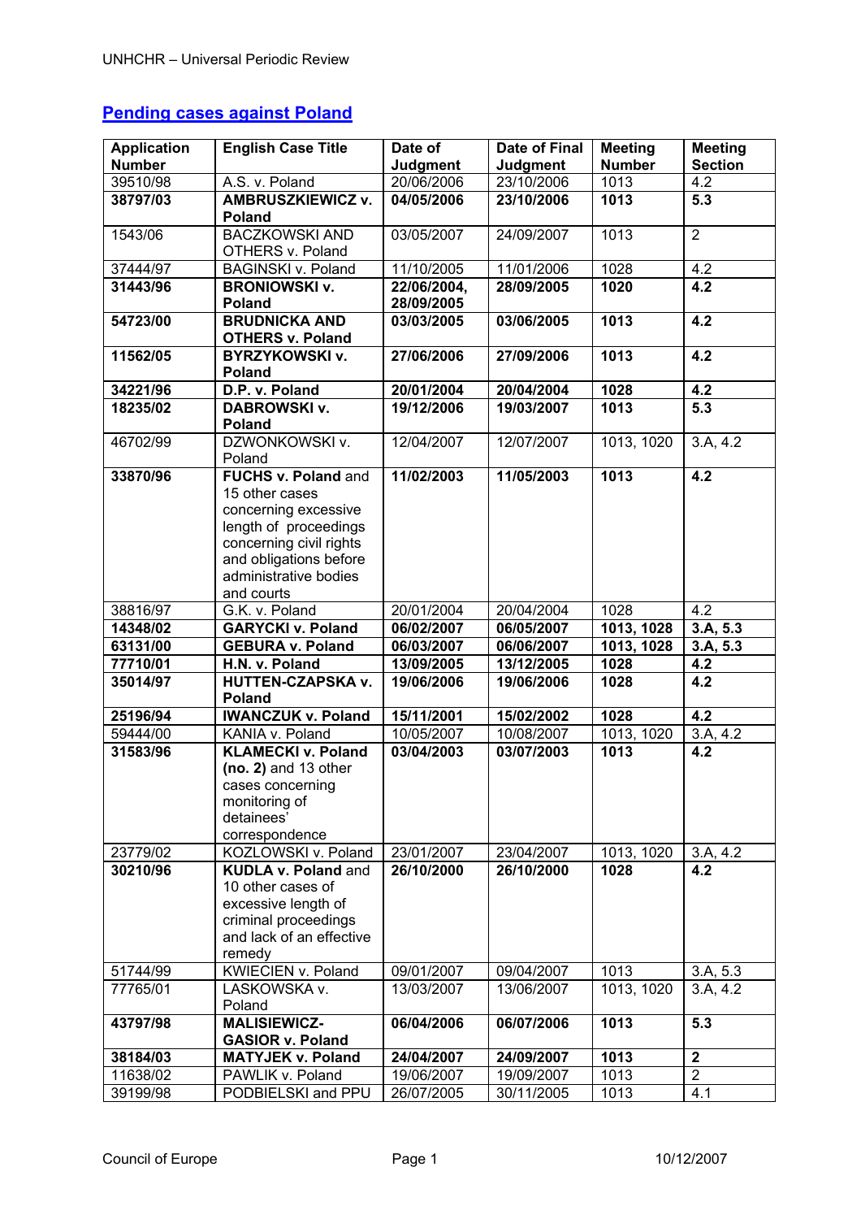## [Pending cases against Poland]

| Application Number | English Case Title | Date of Judgment | Date of Final Judgment | Meeting Number | Meeting Section |
|---|---|---|---|---|---|
| 39510/98 | A.S. v. Poland | 20/06/2006 | 23/10/2006 | 1013 | 4.2 |
| **38797/03** | **AMBRUSZKIEWICZ v. Poland** | **04/05/2006** | **23/10/2006** | **1013** | **5.3** |
| 1543/06 | BACZKOWSKI AND OTHERS v. Poland | 03/05/2007 | 24/09/2007 | 1013 | 2 |
| 37444/97 | BAGINSKI v. Poland | 11/10/2005 | 11/01/2006 | 1028 | 4.2 |
| **31443/96** | **BRONIOWSKI v. Poland** | **22/06/2004, 28/09/2005** | **28/09/2005** | **1020** | **4.2** |
| **54723/00** | **BRUDNICKA AND OTHERS v. Poland** | **03/03/2005** | **03/06/2005** | **1013** | **4.2** |
| **11562/05** | **BYRZYKOWSKI v. Poland** | **27/06/2006** | **27/09/2006** | **1013** | **4.2** |
| **34221/96** | **D.P. v. Poland** | **20/01/2004** | **20/04/2004** | **1028** | **4.2** |
| **18235/02** | **DABROWSKI v. Poland** | **19/12/2006** | **19/03/2007** | **1013** | **5.3** |
| 46702/99 | DZWONKOWSKI v. Poland | 12/04/2007 | 12/07/2007 | 1013, 1020 | 3.A, 4.2 |
| **33870/96** | **FUCHS v. Poland** and 15 other cases concerning excessive length of proceedings concerning civil rights and obligations before administrative bodies and courts | **11/02/2003** | **11/05/2003** | **1013** | **4.2** |
| 38816/97 | G.K. v. Poland | 20/01/2004 | 20/04/2004 | 1028 | 4.2 |
| **14348/02** | **GARYCKI v. Poland** | **06/02/2007** | **06/05/2007** | **1013, 1028** | **3.A, 5.3** |
| **63131/00** | **GEBURA v. Poland** | **06/03/2007** | **06/06/2007** | **1013, 1028** | **3.A, 5.3** |
| **77710/01** | **H.N. v. Poland** | **13/09/2005** | **13/12/2005** | **1028** | **4.2** |
| **35014/97** | **HUTTEN-CZAPSKA v. Poland** | **19/06/2006** | **19/06/2006** | **1028** | **4.2** |
| **25196/94** | **IWANCZUK v. Poland** | **15/11/2001** | **15/02/2002** | **1028** | **4.2** |
| 59444/00 | KANIA v. Poland | 10/05/2007 | 10/08/2007 | 1013, 1020 | 3.A, 4.2 |
| **31583/96** | **KLAMECKI v. Poland (no. 2)** and 13 other cases concerning monitoring of detainees' correspondence | **03/04/2003** | **03/07/2003** | **1013** | **4.2** |
| 23779/02 | KOZLOWSKI v. Poland | 23/01/2007 | 23/04/2007 | 1013, 1020 | 3.A, 4.2 |
| **30210/96** | **KUDLA v. Poland** and 10 other cases of excessive length of criminal proceedings and lack of an effective remedy | **26/10/2000** | **26/10/2000** | **1028** | **4.2** |
| 51744/99 | KWIECIEN v. Poland | 09/01/2007 | 09/04/2007 | 1013 | 3.A, 5.3 |
| 77765/01 | LASKOWSKA v. Poland | 13/03/2007 | 13/06/2007 | 1013, 1020 | 3.A, 4.2 |
| **43797/98** | **MALISIEWICZ-GASIOR v. Poland** | **06/04/2006** | **06/07/2006** | **1013** | **5.3** |
| **38184/03** | **MATYJEK v. Poland** | **24/04/2007** | **24/09/2007** | **1013** | **2** |
| 11638/02 | PAWLIK v. Poland | 19/06/2007 | 19/09/2007 | 1013 | 2 |
| 39199/98 | PODBIELSKI and PPU | 26/07/2005 | 30/11/2005 | 1013 | 4.1 |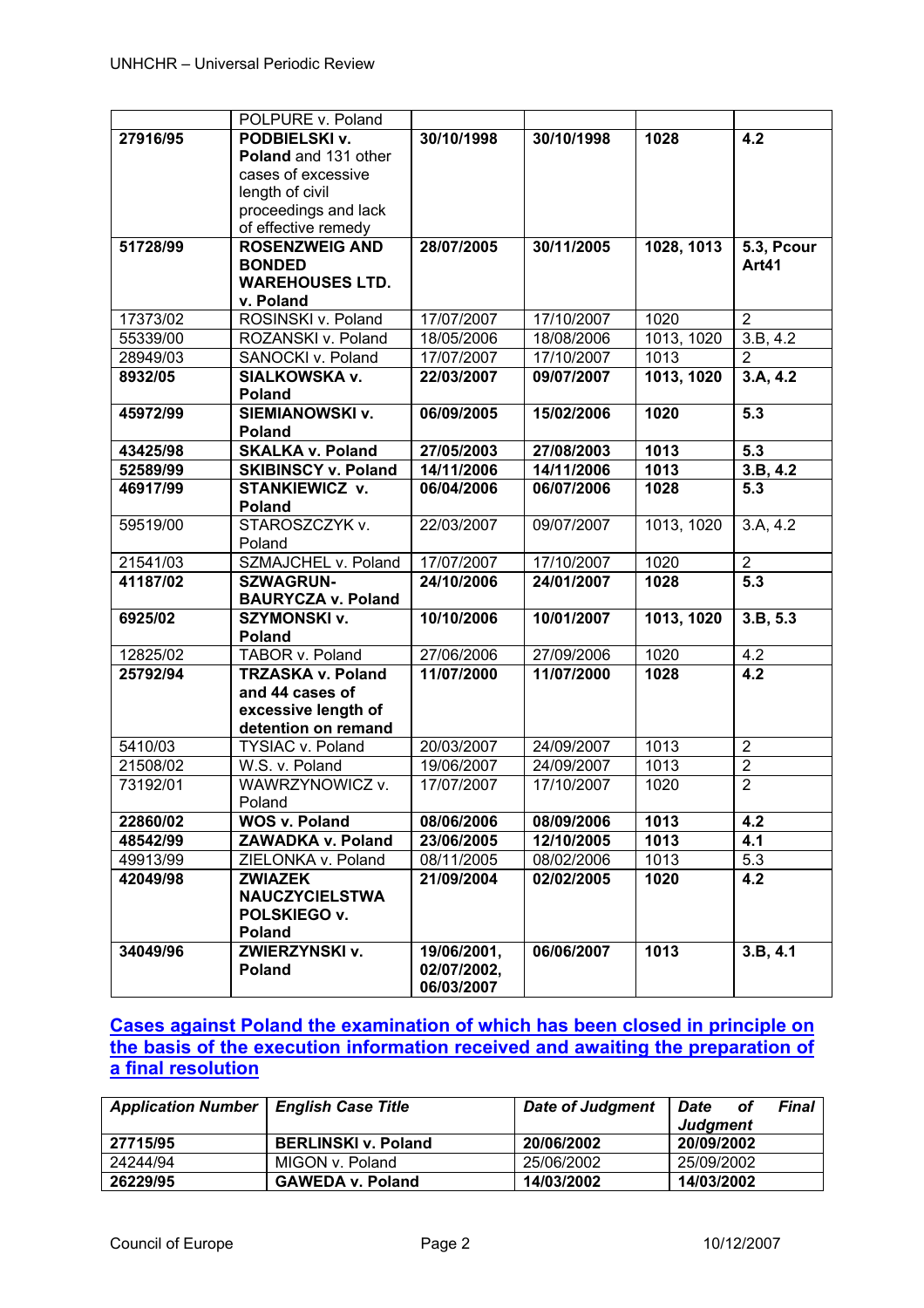| | POLPURE v. Poland | | | | |
|---|---|---|---|---|---|
| **27916/95** | **PODBIELSKI v. Poland** and 131 other cases of excessive length of civil proceedings and lack of effective remedy | **30/10/1998** | **30/10/1998** | **1028** | **4.2** |
| **51728/99** | **ROSENZWEIG AND BONDED WAREHOUSES LTD. v. Poland** | **28/07/2005** | **30/11/2005** | **1028, 1013** | **5.3, Pcour Art41** |
| 17373/02 | ROSINSKI v. Poland | 17/07/2007 | 17/10/2007 | 1020 | 2 |
| 55339/00 | ROZANSKI v. Poland | 18/05/2006 | 18/08/2006 | 1013, 1020 | 3.B, 4.2 |
| 28949/03 | SANOCKI v. Poland | 17/07/2007 | 17/10/2007 | 1013 | 2 |
| **8932/05** | **SIALKOWSKA v. Poland** | **22/03/2007** | **09/07/2007** | **1013, 1020** | **3.A, 4.2** |
| **45972/99** | **SIEMIANOWSKI v. Poland** | **06/09/2005** | **15/02/2006** | **1020** | **5.3** |
| **43425/98** | **SKALKA v. Poland** | **27/05/2003** | **27/08/2003** | **1013** | **5.3** |
| **52589/99** | **SKIBINSCY v. Poland** | **14/11/2006** | **14/11/2006** | **1013** | **3.B, 4.2** |
| **46917/99** | **STANKIEWICZ v. Poland** | **06/04/2006** | **06/07/2006** | **1028** | **5.3** |
| 59519/00 | STAROSZCZYK v. Poland | 22/03/2007 | 09/07/2007 | 1013, 1020 | 3.A, 4.2 |
| 21541/03 | SZMAJCHEL v. Poland | 17/07/2007 | 17/10/2007 | 1020 | 2 |
| **41187/02** | **SZWAGRUN-BAURYCZA v. Poland** | **24/10/2006** | **24/01/2007** | **1028** | **5.3** |
| **6925/02** | **SZYMONSKI v. Poland** | **10/10/2006** | **10/01/2007** | **1013, 1020** | **3.B, 5.3** |
| 12825/02 | TABOR v. Poland | 27/06/2006 | 27/09/2006 | 1020 | 4.2 |
| **25792/94** | **TRZASKA v. Poland and 44 cases of excessive length of detention on remand** | **11/07/2000** | **11/07/2000** | **1028** | **4.2** |
| 5410/03 | TYSIAC v. Poland | 20/03/2007 | 24/09/2007 | 1013 | 2 |
| 21508/02 | W.S. v. Poland | 19/06/2007 | 24/09/2007 | 1013 | 2 |
| 73192/01 | WAWRZYNOWICZ v. Poland | 17/07/2007 | 17/10/2007 | 1020 | 2 |
| **22860/02** | **WOS v. Poland** | **08/06/2006** | **08/09/2006** | **1013** | **4.2** |
| **48542/99** | **ZAWADKA v. Poland** | **23/06/2005** | **12/10/2005** | **1013** | **4.1** |
| 49913/99 | ZIELONKA v. Poland | 08/11/2005 | 08/02/2006 | 1013 | 5.3 |
| **42049/98** | **ZWIAZEK NAUCZYCIELSTWA POLSKIEGO v. Poland** | **21/09/2004** | **02/02/2005** | **1020** | **4.2** |
| **34049/96** | **ZWIERZYNSKI v. Poland** | **19/06/2001, 02/07/2002, 06/03/2007** | **06/06/2007** | **1013** | **3.B, 4.1** |

## Cases against Poland the examination of which has been closed in principle on the basis of the execution information received and awaiting the preparation of a final resolution

| *Application Number* | *English Case Title* | *Date of Judgment* | *Date of Final Judgment* |
|---|---|---|---|
| **27715/95** | **BERLINSKI v. Poland** | **20/06/2002** | **20/09/2002** |
| 24244/94 | MIGON v. Poland | 25/06/2002 | 25/09/2002 |
| **26229/95** | **GAWEDA v. Poland** | **14/03/2002** | **14/03/2002** |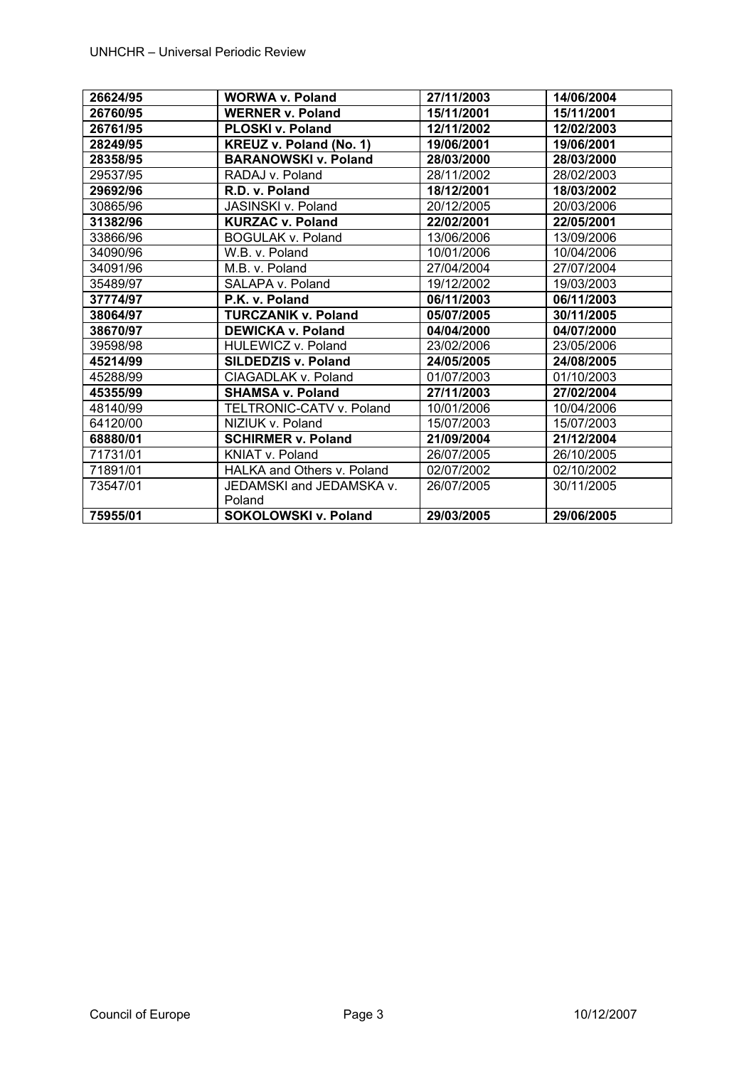| | | | |
|---|---|---|---|
| **26624/95** | **WORWA v. Poland** | **27/11/2003** | **14/06/2004** |
| **26760/95** | **WERNER v. Poland** | **15/11/2001** | **15/11/2001** |
| **26761/95** | **PLOSKI v. Poland** | **12/11/2002** | **12/02/2003** |
| **28249/95** | **KREUZ v. Poland (No. 1)** | **19/06/2001** | **19/06/2001** |
| **28358/95** | **BARANOWSKI v. Poland** | **28/03/2000** | **28/03/2000** |
| 29537/95 | RADAJ v. Poland | 28/11/2002 | 28/02/2003 |
| **29692/96** | **R.D. v. Poland** | **18/12/2001** | **18/03/2002** |
| 30865/96 | JASINSKI v. Poland | 20/12/2005 | 20/03/2006 |
| **31382/96** | **KURZAC v. Poland** | **22/02/2001** | **22/05/2001** |
| 33866/96 | BOGULAK v. Poland | 13/06/2006 | 13/09/2006 |
| 34090/96 | W.B. v. Poland | 10/01/2006 | 10/04/2006 |
| 34091/96 | M.B. v. Poland | 27/04/2004 | 27/07/2004 |
| 35489/97 | SALAPA v. Poland | 19/12/2002 | 19/03/2003 |
| **37774/97** | **P.K. v. Poland** | **06/11/2003** | **06/11/2003** |
| **38064/97** | **TURCZANIK v. Poland** | **05/07/2005** | **30/11/2005** |
| **38670/97** | **DEWICKA v. Poland** | **04/04/2000** | **04/07/2000** |
| 39598/98 | HULEWICZ v. Poland | 23/02/2006 | 23/05/2006 |
| **45214/99** | **SILDEDZIS v. Poland** | **24/05/2005** | **24/08/2005** |
| 45288/99 | CIAGADLAK v. Poland | 01/07/2003 | 01/10/2003 |
| **45355/99** | **SHAMSA v. Poland** | **27/11/2003** | **27/02/2004** |
| 48140/99 | TELTRONIC-CATV v. Poland | 10/01/2006 | 10/04/2006 |
| 64120/00 | NIZIUK v. Poland | 15/07/2003 | 15/07/2003 |
| **68880/01** | **SCHIRMER v. Poland** | **21/09/2004** | **21/12/2004** |
| 71731/01 | KNIAT v. Poland | 26/07/2005 | 26/10/2005 |
| 71891/01 | HALKA and Others v. Poland | 02/07/2002 | 02/10/2002 |
| 73547/01 | JEDAMSKI and JEDAMSKA v. Poland | 26/07/2005 | 30/11/2005 |
| **75955/01** | **SOKOLOWSKI v. Poland** | **29/03/2005** | **29/06/2005** |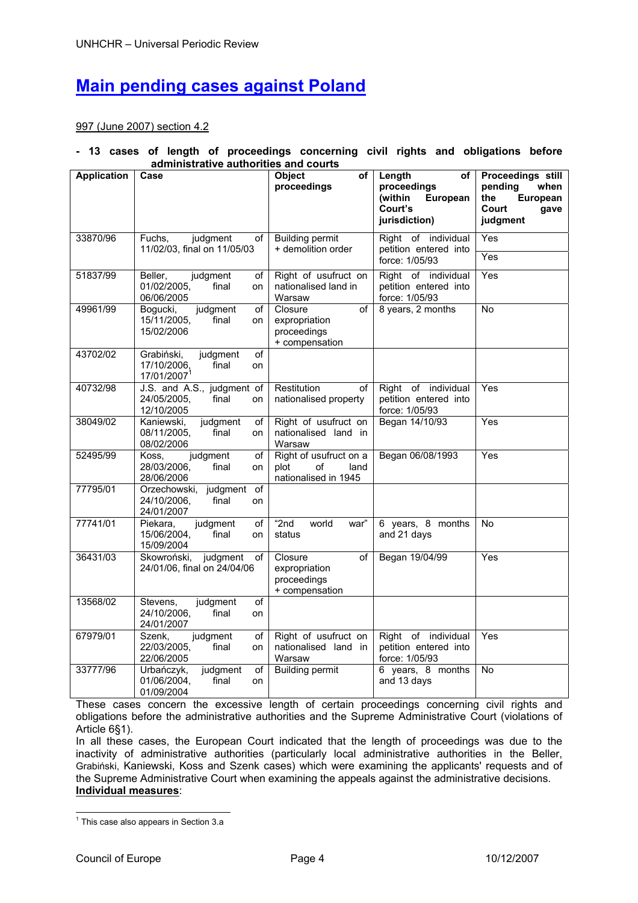# Main pending cases against Poland

997 (June 2007) section 4.2

**- 13 cases of length of proceedings concerning civil rights and obligations before administrative authorities and courts**

| Application | Case | Object of proceedings | Length of proceedings (within European Court's jurisdiction) | Proceedings still pending when the European Court gave judgment |
|---|---|---|---|---|
| 33870/96 | Fuchs, judgment of 11/02/03, final on 11/05/03 | Building permit + demolition order | Right of individual petition entered into force: 1/05/93 | Yes<br>Yes |
| 51837/99 | Beller, judgment of 01/02/2005, final on 06/06/2005 | Right of usufruct on nationalised land in Warsaw | Right of individual petition entered into force: 1/05/93 | Yes |
| 49961/99 | Bogucki, judgment of 15/11/2005, final on 15/02/2006 | Closure of expropriation proceedings + compensation | 8 years, 2 months | No |
| 43702/02 | Grabiński, judgment of 17/10/2006, final on 17/01/2007[1] | | | |
| 40732/98 | J.S. and A.S., judgment of 24/05/2005, final on 12/10/2005 | Restitution of nationalised property | Right of individual petition entered into force: 1/05/93 | Yes |
| 38049/02 | Kaniewski, judgment of 08/11/2005, final on 08/02/2006 | Right of usufruct on nationalised land in Warsaw | Began 14/10/93 | Yes |
| 52495/99 | Koss, judgment of 28/03/2006, final on 28/06/2006 | Right of usufruct on a plot of land nationalised in 1945 | Began 06/08/1993 | Yes |
| 77795/01 | Orzechowski, judgment of 24/10/2006, final on 24/01/2007 | | | |
| 77741/01 | Piekara, judgment of 15/06/2004, final on 15/09/2004 | "2nd world war" status | 6 years, 8 months and 21 days | No |
| 36431/03 | Skowroński, judgment of 24/01/06, final on 24/04/06 | Closure of expropriation proceedings + compensation | Began 19/04/99 | Yes |
| 13568/02 | Stevens, judgment of 24/10/2006, final on 24/01/2007 | | | |
| 67979/01 | Szenk, judgment of 22/03/2005, final on 22/06/2005 | Right of usufruct on nationalised land in Warsaw | Right of individual petition entered into force: 1/05/93 | Yes |
| 33777/96 | Urbańczyk, judgment of 01/06/2004, final on 01/09/2004 | Building permit | 6 years, 8 months and 13 days | No |

These cases concern the excessive length of certain proceedings concerning civil rights and obligations before the administrative authorities and the Supreme Administrative Court (violations of Article 6§1).

In all these cases, the European Court indicated that the length of proceedings was due to the inactivity of administrative authorities (particularly local administrative authorities in the Beller, Grabiński, Kaniewski, Koss and Szenk cases) which were examining the applicants' requests and of the Supreme Administrative Court when examining the appeals against the administrative decisions.

**Individual measures**:

[1] This case also appears in Section 3.a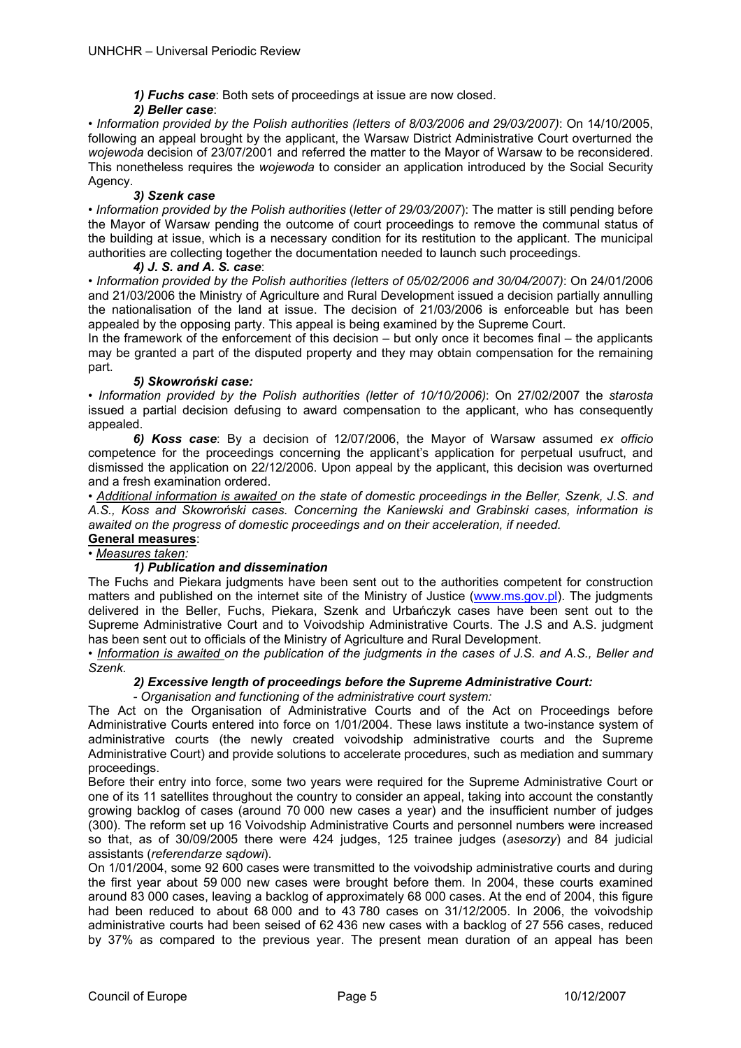***1) Fuchs case***: Both sets of proceedings at issue are now closed.

***2) Beller case***:

• *Information provided by the Polish authorities (letters of 8/03/2006 and 29/03/2007)*: On 14/10/2005, following an appeal brought by the applicant, the Warsaw District Administrative Court overturned the *wojewoda* decision of 23/07/2001 and referred the matter to the Mayor of Warsaw to be reconsidered. This nonetheless requires the *wojewoda* to consider an application introduced by the Social Security Agency.

***3) Szenk case***

• *Information provided by the Polish authorities* (*letter of 29/03/2007*): The matter is still pending before the Mayor of Warsaw pending the outcome of court proceedings to remove the communal status of the building at issue, which is a necessary condition for its restitution to the applicant. The municipal authorities are collecting together the documentation needed to launch such proceedings.

***4) J. S. and A. S. case***:

• *Information provided by the Polish authorities (letters of 05/02/2006 and 30/04/2007)*: On 24/01/2006 and 21/03/2006 the Ministry of Agriculture and Rural Development issued a decision partially annulling the nationalisation of the land at issue. The decision of 21/03/2006 is enforceable but has been appealed by the opposing party. This appeal is being examined by the Supreme Court.

In the framework of the enforcement of this decision – but only once it becomes final – the applicants may be granted a part of the disputed property and they may obtain compensation for the remaining part.

***5) Skowroński case:***

• *Information provided by the Polish authorities (letter of 10/10/2006)*: On 27/02/2007 the *starosta* issued a partial decision defusing to award compensation to the applicant, who has consequently appealed.

***6) Koss case***: By a decision of 12/07/2006, the Mayor of Warsaw assumed *ex officio* competence for the proceedings concerning the applicant's application for perpetual usufruct, and dismissed the application on 22/12/2006. Upon appeal by the applicant, this decision was overturned and a fresh examination ordered.

• *Additional information is awaited on the state of domestic proceedings in the Beller, Szenk, J.S. and A.S., Koss and Skowroński cases. Concerning the Kaniewski and Grabinski cases, information is awaited on the progress of domestic proceedings and on their acceleration, if needed.*

**General measures**:

• *Measures taken:*

***1) Publication and dissemination***

The Fuchs and Piekara judgments have been sent out to the authorities competent for construction matters and published on the internet site of the Ministry of Justice (www.ms.gov.pl). The judgments delivered in the Beller, Fuchs, Piekara, Szenk and Urbańczyk cases have been sent out to the Supreme Administrative Court and to Voivodship Administrative Courts. The J.S and A.S. judgment has been sent out to officials of the Ministry of Agriculture and Rural Development.

• *Information is awaited on the publication of the judgments in the cases of J.S. and A.S., Beller and Szenk.*

***2) Excessive length of proceedings before the Supreme Administrative Court:***

*- Organisation and functioning of the administrative court system:*

The Act on the Organisation of Administrative Courts and of the Act on Proceedings before Administrative Courts entered into force on 1/01/2004. These laws institute a two-instance system of administrative courts (the newly created voivodship administrative courts and the Supreme Administrative Court) and provide solutions to accelerate procedures, such as mediation and summary proceedings.

Before their entry into force, some two years were required for the Supreme Administrative Court or one of its 11 satellites throughout the country to consider an appeal, taking into account the constantly growing backlog of cases (around 70 000 new cases a year) and the insufficient number of judges (300). The reform set up 16 Voivodship Administrative Courts and personnel numbers were increased so that, as of 30/09/2005 there were 424 judges, 125 trainee judges (*asesorzy*) and 84 judicial assistants (*referendarze sądowi*).

On 1/01/2004, some 92 600 cases were transmitted to the voivodship administrative courts and during the first year about 59 000 new cases were brought before them. In 2004, these courts examined around 83 000 cases, leaving a backlog of approximately 68 000 cases. At the end of 2004, this figure had been reduced to about 68 000 and to 43 780 cases on 31/12/2005. In 2006, the voivodship administrative courts had been seised of 62 436 new cases with a backlog of 27 556 cases, reduced by 37% as compared to the previous year. The present mean duration of an appeal has been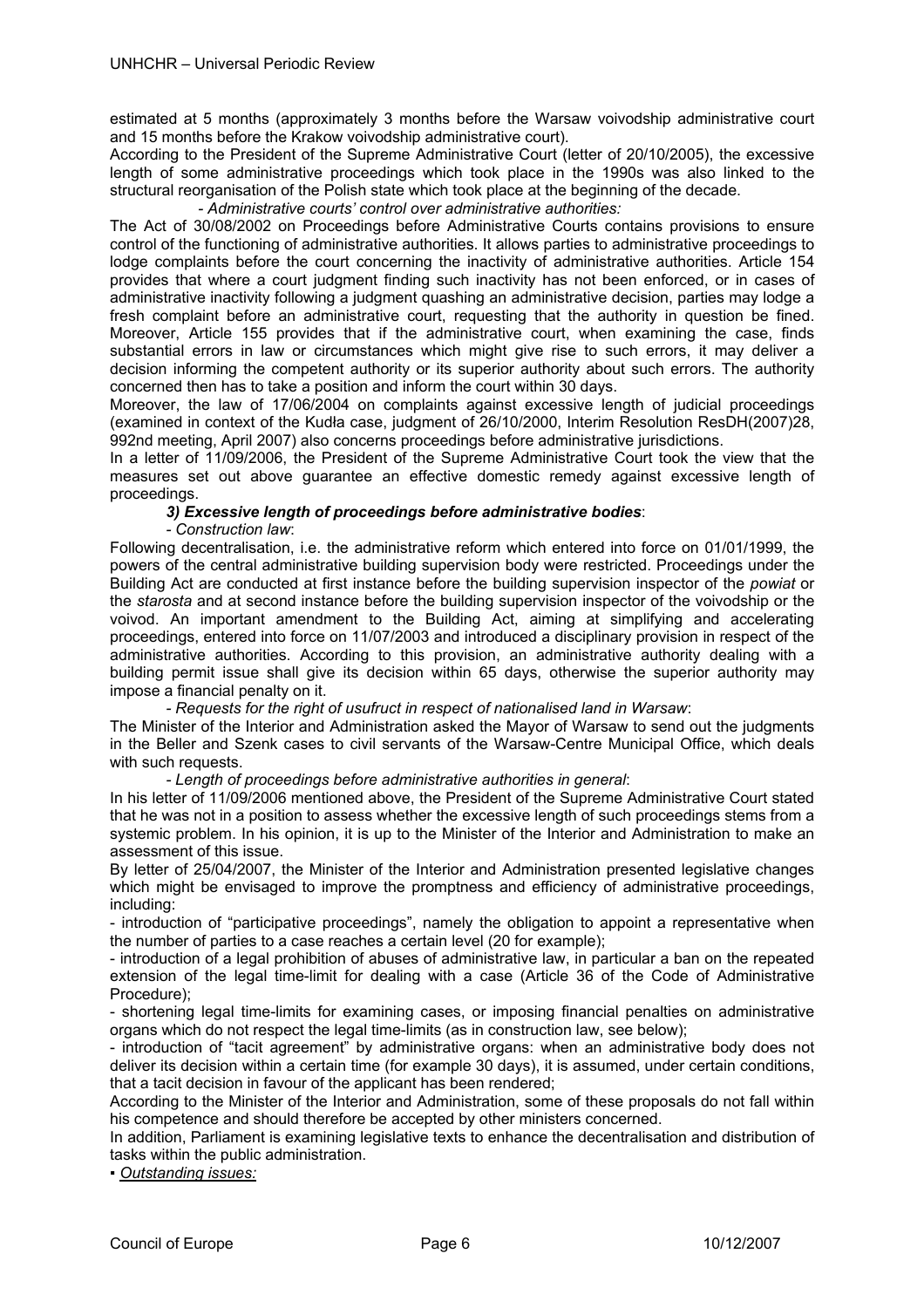estimated at 5 months (approximately 3 months before the Warsaw voivodship administrative court and 15 months before the Krakow voivodship administrative court).

According to the President of the Supreme Administrative Court (letter of 20/10/2005), the excessive length of some administrative proceedings which took place in the 1990s was also linked to the structural reorganisation of the Polish state which took place at the beginning of the decade.

*- Administrative courts' control over administrative authorities:*

The Act of 30/08/2002 on Proceedings before Administrative Courts contains provisions to ensure control of the functioning of administrative authorities. It allows parties to administrative proceedings to lodge complaints before the court concerning the inactivity of administrative authorities. Article 154 provides that where a court judgment finding such inactivity has not been enforced, or in cases of administrative inactivity following a judgment quashing an administrative decision, parties may lodge a fresh complaint before an administrative court, requesting that the authority in question be fined. Moreover, Article 155 provides that if the administrative court, when examining the case, finds substantial errors in law or circumstances which might give rise to such errors, it may deliver a decision informing the competent authority or its superior authority about such errors. The authority concerned then has to take a position and inform the court within 30 days.

Moreover, the law of 17/06/2004 on complaints against excessive length of judicial proceedings (examined in context of the Kudła case, judgment of 26/10/2000, Interim Resolution ResDH(2007)28, 992nd meeting, April 2007) also concerns proceedings before administrative jurisdictions.

In a letter of 11/09/2006, the President of the Supreme Administrative Court took the view that the measures set out above guarantee an effective domestic remedy against excessive length of proceedings.

***3) Excessive length of proceedings before administrative bodies***:

*- Construction law*:

Following decentralisation, i.e. the administrative reform which entered into force on 01/01/1999, the powers of the central administrative building supervision body were restricted. Proceedings under the Building Act are conducted at first instance before the building supervision inspector of the *powiat* or the *starosta* and at second instance before the building supervision inspector of the voivodship or the voivod. An important amendment to the Building Act, aiming at simplifying and accelerating proceedings, entered into force on 11/07/2003 and introduced a disciplinary provision in respect of the administrative authorities. According to this provision, an administrative authority dealing with a building permit issue shall give its decision within 65 days, otherwise the superior authority may impose a financial penalty on it.

*- Requests for the right of usufruct in respect of nationalised land in Warsaw*:

The Minister of the Interior and Administration asked the Mayor of Warsaw to send out the judgments in the Beller and Szenk cases to civil servants of the Warsaw-Centre Municipal Office, which deals with such requests.

*- Length of proceedings before administrative authorities in general*:

In his letter of 11/09/2006 mentioned above, the President of the Supreme Administrative Court stated that he was not in a position to assess whether the excessive length of such proceedings stems from a systemic problem. In his opinion, it is up to the Minister of the Interior and Administration to make an assessment of this issue.

By letter of 25/04/2007, the Minister of the Interior and Administration presented legislative changes which might be envisaged to improve the promptness and efficiency of administrative proceedings, including:

- introduction of "participative proceedings", namely the obligation to appoint a representative when the number of parties to a case reaches a certain level (20 for example);
- introduction of a legal prohibition of abuses of administrative law, in particular a ban on the repeated extension of the legal time-limit for dealing with a case (Article 36 of the Code of Administrative Procedure);
- shortening legal time-limits for examining cases, or imposing financial penalties on administrative organs which do not respect the legal time-limits (as in construction law, see below);
- introduction of "tacit agreement" by administrative organs: when an administrative body does not deliver its decision within a certain time (for example 30 days), it is assumed, under certain conditions, that a tacit decision in favour of the applicant has been rendered;

According to the Minister of the Interior and Administration, some of these proposals do not fall within his competence and should therefore be accepted by other ministers concerned.

In addition, Parliament is examining legislative texts to enhance the decentralisation and distribution of tasks within the public administration.

▪ *Outstanding issues:*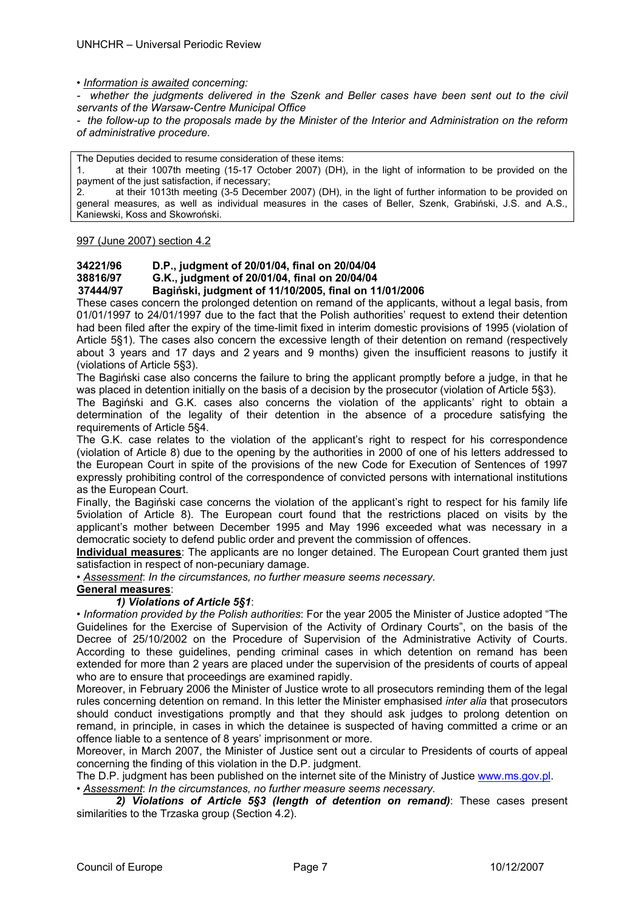• *Information is awaited concerning:*

- *whether the judgments delivered in the Szenk and Beller cases have been sent out to the civil servants of the Warsaw-Centre Municipal Office*

- *the follow-up to the proposals made by the Minister of the Interior and Administration on the reform of administrative procedure.*

> The Deputies decided to resume consideration of these items:
> 1. at their 1007th meeting (15-17 October 2007) (DH), in the light of information to be provided on the payment of the just satisfaction, if necessary;
> 2. at their 1013th meeting (3-5 December 2007) (DH), in the light of further information to be provided on general measures, as well as individual measures in the cases of Beller, Szenk, Grabiński, J.S. and A.S., Kaniewski, Koss and Skowroński.

997 (June 2007) section 4.2

**34221/96 D.P., judgment of 20/01/04, final on 20/04/04**
**38816/97 G.K., judgment of 20/01/04, final on 20/04/04**
**37444/97 Bagiński, judgment of 11/10/2005, final on 11/01/2006**

These cases concern the prolonged detention on remand of the applicants, without a legal basis, from 01/01/1997 to 24/01/1997 due to the fact that the Polish authorities' request to extend their detention had been filed after the expiry of the time-limit fixed in interim domestic provisions of 1995 (violation of Article 5§1). The cases also concern the excessive length of their detention on remand (respectively about 3 years and 17 days and 2 years and 9 months) given the insufficient reasons to justify it (violations of Article 5§3).

The Bagiński case also concerns the failure to bring the applicant promptly before a judge, in that he was placed in detention initially on the basis of a decision by the prosecutor (violation of Article 5§3).

The Bagiński and G.K. cases also concerns the violation of the applicants' right to obtain a determination of the legality of their detention in the absence of a procedure satisfying the requirements of Article 5§4.

The G.K. case relates to the violation of the applicant's right to respect for his correspondence (violation of Article 8) due to the opening by the authorities in 2000 of one of his letters addressed to the European Court in spite of the provisions of the new Code for Execution of Sentences of 1997 expressly prohibiting control of the correspondence of convicted persons with international institutions as the European Court.

Finally, the Bagiński case concerns the violation of the applicant's right to respect for his family life 5violation of Article 8). The European court found that the restrictions placed on visits by the applicant's mother between December 1995 and May 1996 exceeded what was necessary in a democratic society to defend public order and prevent the commission of offences.

**Individual measures**: The applicants are no longer detained. The European Court granted them just satisfaction in respect of non-pecuniary damage.

• *Assessment*: *In the circumstances, no further measure seems necessary.*

**General measures**:

***1) Violations of Article 5§1***:

• *Information provided by the Polish authorities*: For the year 2005 the Minister of Justice adopted "The Guidelines for the Exercise of Supervision of the Activity of Ordinary Courts", on the basis of the Decree of 25/10/2002 on the Procedure of Supervision of the Administrative Activity of Courts. According to these guidelines, pending criminal cases in which detention on remand has been extended for more than 2 years are placed under the supervision of the presidents of courts of appeal who are to ensure that proceedings are examined rapidly.

Moreover, in February 2006 the Minister of Justice wrote to all prosecutors reminding them of the legal rules concerning detention on remand. In this letter the Minister emphasised *inter alia* that prosecutors should conduct investigations promptly and that they should ask judges to prolong detention on remand, in principle, in cases in which the detainee is suspected of having committed a crime or an offence liable to a sentence of 8 years' imprisonment or more.

Moreover, in March 2007, the Minister of Justice sent out a circular to Presidents of courts of appeal concerning the finding of this violation in the D.P. judgment.

The D.P. judgment has been published on the internet site of the Ministry of Justice www.ms.gov.pl.

• *Assessment*: *In the circumstances, no further measure seems necessary.*

***2) Violations of Article 5§3 (length of detention on remand)***: These cases present similarities to the Trzaska group (Section 4.2).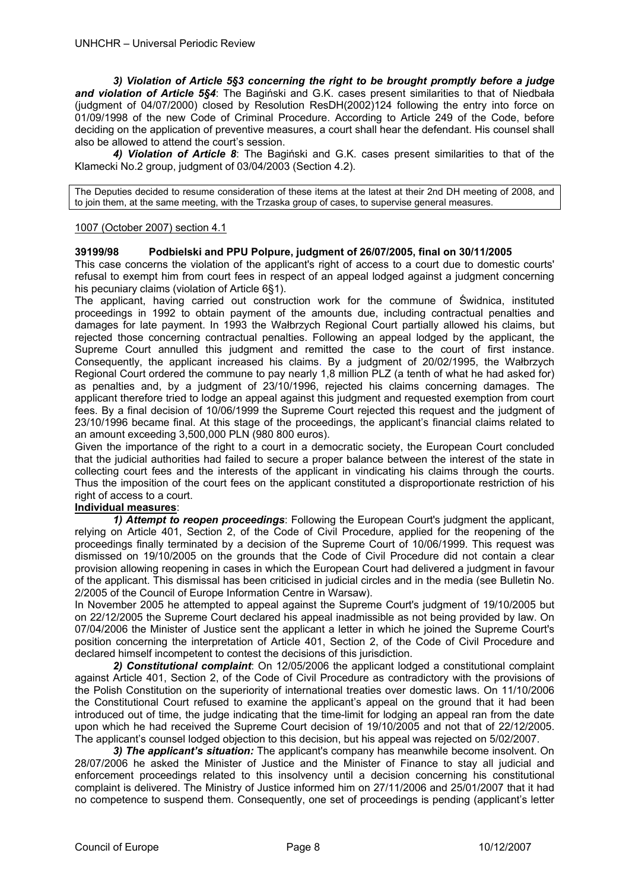***3) Violation of Article 5§3 concerning the right to be brought promptly before a judge and violation of Article 5§4***: The Bagiński and G.K. cases present similarities to that of Niedbała (judgment of 04/07/2000) closed by Resolution ResDH(2002)124 following the entry into force on 01/09/1998 of the new Code of Criminal Procedure. According to Article 249 of the Code, before deciding on the application of preventive measures, a court shall hear the defendant. His counsel shall also be allowed to attend the court's session.

***4) Violation of Article 8***: The Bagiński and G.K. cases present similarities to that of the Klamecki No.2 group, judgment of 03/04/2003 (Section 4.2).

| The Deputies decided to resume consideration of these items at the latest at their 2nd DH meeting of 2008, and to join them, at the same meeting, with the Trzaska group of cases, to supervise general measures. |
|---|

1007 (October 2007) section 4.1

**39199/98 Podbielski and PPU Polpure, judgment of 26/07/2005, final on 30/11/2005**

This case concerns the violation of the applicant's right of access to a court due to domestic courts' refusal to exempt him from court fees in respect of an appeal lodged against a judgment concerning his pecuniary claims (violation of Article 6§1).

The applicant, having carried out construction work for the commune of Świdnica, instituted proceedings in 1992 to obtain payment of the amounts due, including contractual penalties and damages for late payment. In 1993 the Wałbrzych Regional Court partially allowed his claims, but rejected those concerning contractual penalties. Following an appeal lodged by the applicant, the Supreme Court annulled this judgment and remitted the case to the court of first instance. Consequently, the applicant increased his claims. By a judgment of 20/02/1995, the Wałbrzych Regional Court ordered the commune to pay nearly 1,8 million PLZ (a tenth of what he had asked for) as penalties and, by a judgment of 23/10/1996, rejected his claims concerning damages. The applicant therefore tried to lodge an appeal against this judgment and requested exemption from court fees. By a final decision of 10/06/1999 the Supreme Court rejected this request and the judgment of 23/10/1996 became final. At this stage of the proceedings, the applicant's financial claims related to an amount exceeding 3,500,000 PLN (980 800 euros).

Given the importance of the right to a court in a democratic society, the European Court concluded that the judicial authorities had failed to secure a proper balance between the interest of the state in collecting court fees and the interests of the applicant in vindicating his claims through the courts. Thus the imposition of the court fees on the applicant constituted a disproportionate restriction of his right of access to a court.

**Individual measures**:

***1) Attempt to reopen proceedings***: Following the European Court's judgment the applicant, relying on Article 401, Section 2, of the Code of Civil Procedure, applied for the reopening of the proceedings finally terminated by a decision of the Supreme Court of 10/06/1999. This request was dismissed on 19/10/2005 on the grounds that the Code of Civil Procedure did not contain a clear provision allowing reopening in cases in which the European Court had delivered a judgment in favour of the applicant. This dismissal has been criticised in judicial circles and in the media (see Bulletin No. 2/2005 of the Council of Europe Information Centre in Warsaw).

In November 2005 he attempted to appeal against the Supreme Court's judgment of 19/10/2005 but on 22/12/2005 the Supreme Court declared his appeal inadmissible as not being provided by law. On 07/04/2006 the Minister of Justice sent the applicant a letter in which he joined the Supreme Court's position concerning the interpretation of Article 401, Section 2, of the Code of Civil Procedure and declared himself incompetent to contest the decisions of this jurisdiction.

***2) Constitutional complaint***: On 12/05/2006 the applicant lodged a constitutional complaint against Article 401, Section 2, of the Code of Civil Procedure as contradictory with the provisions of the Polish Constitution on the superiority of international treaties over domestic laws. On 11/10/2006 the Constitutional Court refused to examine the applicant's appeal on the ground that it had been introduced out of time, the judge indicating that the time-limit for lodging an appeal ran from the date upon which he had received the Supreme Court decision of 19/10/2005 and not that of 22/12/2005. The applicant's counsel lodged objection to this decision, but his appeal was rejected on 5/02/2007.

***3) The applicant's situation:*** The applicant's company has meanwhile become insolvent. On 28/07/2006 he asked the Minister of Justice and the Minister of Finance to stay all judicial and enforcement proceedings related to this insolvency until a decision concerning his constitutional complaint is delivered. The Ministry of Justice informed him on 27/11/2006 and 25/01/2007 that it had no competence to suspend them. Consequently, one set of proceedings is pending (applicant's letter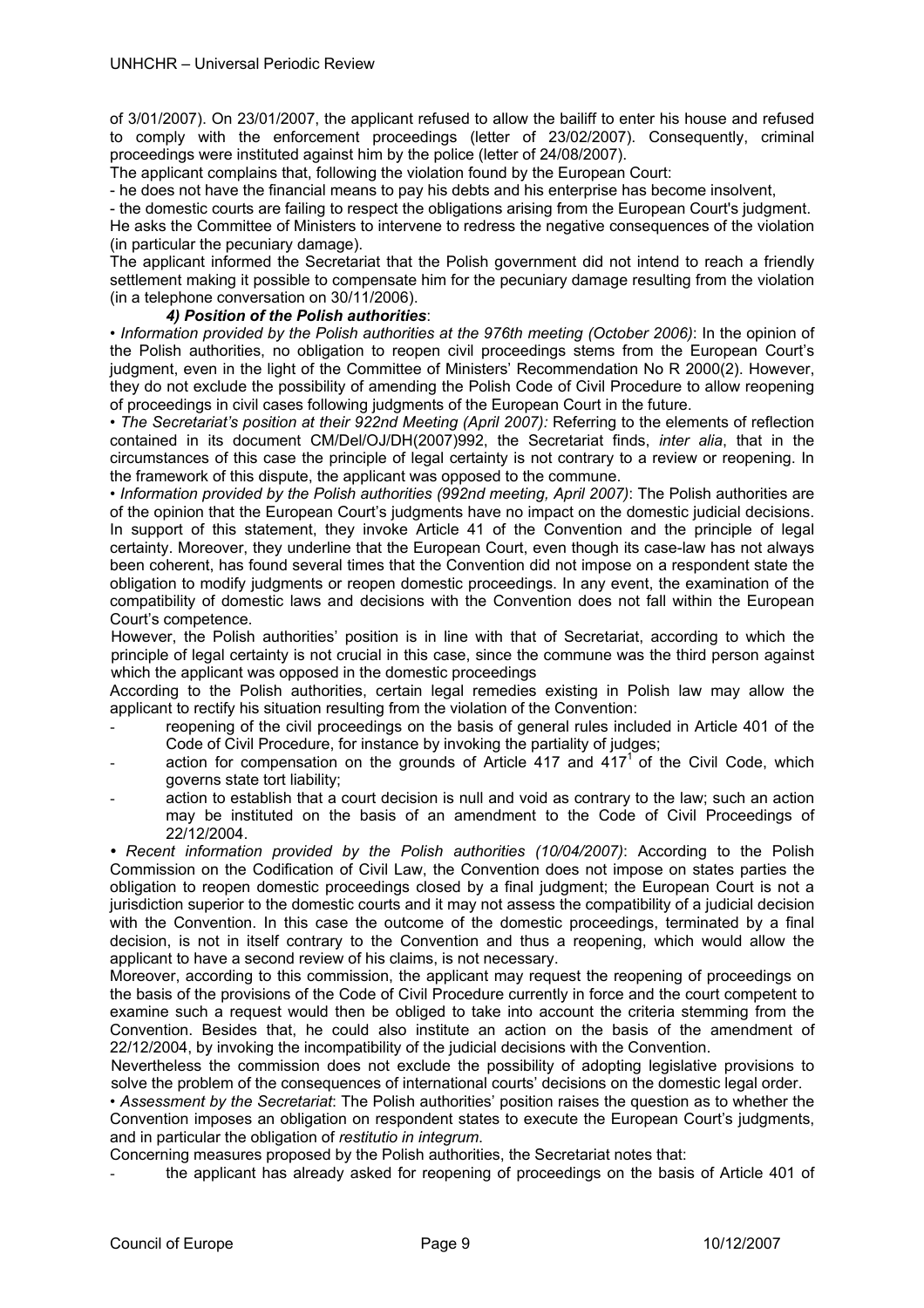of 3/01/2007). On 23/01/2007, the applicant refused to allow the bailiff to enter his house and refused to comply with the enforcement proceedings (letter of 23/02/2007). Consequently, criminal proceedings were instituted against him by the police (letter of 24/08/2007).

The applicant complains that, following the violation found by the European Court:

- he does not have the financial means to pay his debts and his enterprise has become insolvent,
- the domestic courts are failing to respect the obligations arising from the European Court's judgment.

He asks the Committee of Ministers to intervene to redress the negative consequences of the violation (in particular the pecuniary damage).

The applicant informed the Secretariat that the Polish government did not intend to reach a friendly settlement making it possible to compensate him for the pecuniary damage resulting from the violation (in a telephone conversation on 30/11/2006).

***4) Position of the Polish authorities***:

• *Information provided by the Polish authorities at the 976th meeting (October 2006)*: In the opinion of the Polish authorities, no obligation to reopen civil proceedings stems from the European Court's judgment, even in the light of the Committee of Ministers' Recommendation No R 2000(2). However, they do not exclude the possibility of amending the Polish Code of Civil Procedure to allow reopening of proceedings in civil cases following judgments of the European Court in the future.

• *The Secretariat's position at their 922nd Meeting (April 2007):* Referring to the elements of reflection contained in its document CM/Del/OJ/DH(2007)992, the Secretariat finds, *inter alia*, that in the circumstances of this case the principle of legal certainty is not contrary to a review or reopening. In the framework of this dispute, the applicant was opposed to the commune.

• *Information provided by the Polish authorities (992nd meeting, April 2007)*: The Polish authorities are of the opinion that the European Court's judgments have no impact on the domestic judicial decisions. In support of this statement, they invoke Article 41 of the Convention and the principle of legal certainty. Moreover, they underline that the European Court, even though its case-law has not always been coherent, has found several times that the Convention did not impose on a respondent state the obligation to modify judgments or reopen domestic proceedings. In any event, the examination of the compatibility of domestic laws and decisions with the Convention does not fall within the European Court's competence.

However, the Polish authorities' position is in line with that of Secretariat, according to which the principle of legal certainty is not crucial in this case, since the commune was the third person against which the applicant was opposed in the domestic proceedings

According to the Polish authorities, certain legal remedies existing in Polish law may allow the applicant to rectify his situation resulting from the violation of the Convention:

- reopening of the civil proceedings on the basis of general rules included in Article 401 of the Code of Civil Procedure, for instance by invoking the partiality of judges;
- action for compensation on the grounds of Article 417 and 417[1] of the Civil Code, which governs state tort liability;
- action to establish that a court decision is null and void as contrary to the law; such an action may be instituted on the basis of an amendment to the Code of Civil Proceedings of 22/12/2004.

• *Recent information provided by the Polish authorities (10/04/2007)*: According to the Polish Commission on the Codification of Civil Law, the Convention does not impose on states parties the obligation to reopen domestic proceedings closed by a final judgment; the European Court is not a jurisdiction superior to the domestic courts and it may not assess the compatibility of a judicial decision with the Convention. In this case the outcome of the domestic proceedings, terminated by a final decision, is not in itself contrary to the Convention and thus a reopening, which would allow the applicant to have a second review of his claims, is not necessary.

Moreover, according to this commission, the applicant may request the reopening of proceedings on the basis of the provisions of the Code of Civil Procedure currently in force and the court competent to examine such a request would then be obliged to take into account the criteria stemming from the Convention. Besides that, he could also institute an action on the basis of the amendment of 22/12/2004, by invoking the incompatibility of the judicial decisions with the Convention.

Nevertheless the commission does not exclude the possibility of adopting legislative provisions to solve the problem of the consequences of international courts' decisions on the domestic legal order.

• *Assessment by the Secretariat*: The Polish authorities' position raises the question as to whether the Convention imposes an obligation on respondent states to execute the European Court's judgments, and in particular the obligation of *restitutio in integrum*.

Concerning measures proposed by the Polish authorities, the Secretariat notes that:

- the applicant has already asked for reopening of proceedings on the basis of Article 401 of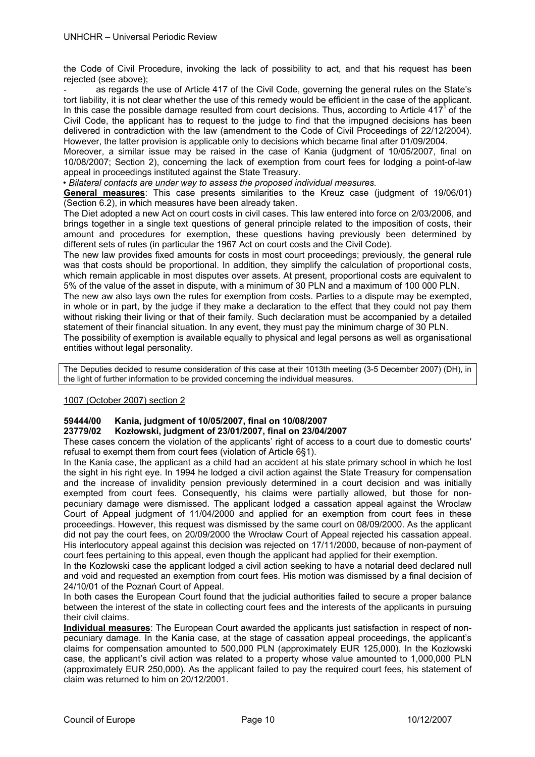the Code of Civil Procedure, invoking the lack of possibility to act, and that his request has been rejected (see above);

- as regards the use of Article 417 of the Civil Code, governing the general rules on the State's tort liability, it is not clear whether the use of this remedy would be efficient in the case of the applicant. In this case the possible damage resulted from court decisions. Thus, according to Article 417[1] of the Civil Code, the applicant has to request to the judge to find that the impugned decisions has been delivered in contradiction with the law (amendment to the Code of Civil Proceedings of 22/12/2004). However, the latter provision is applicable only to decisions which became final after 01/09/2004.

Moreover, a similar issue may be raised in the case of Kania (judgment of 10/05/2007, final on 10/08/2007; Section 2), concerning the lack of exemption from court fees for lodging a point-of-law appeal in proceedings instituted against the State Treasury.

• *Bilateral contacts are under way to assess the proposed individual measures.*

**General measures**: This case presents similarities to the Kreuz case (judgment of 19/06/01) (Section 6.2), in which measures have been already taken.

The Diet adopted a new Act on court costs in civil cases. This law entered into force on 2/03/2006, and brings together in a single text questions of general principle related to the imposition of costs, their amount and procedures for exemption, these questions having previously been determined by different sets of rules (in particular the 1967 Act on court costs and the Civil Code).

The new law provides fixed amounts for costs in most court proceedings; previously, the general rule was that costs should be proportional. In addition, they simplify the calculation of proportional costs, which remain applicable in most disputes over assets. At present, proportional costs are equivalent to 5% of the value of the asset in dispute, with a minimum of 30 PLN and a maximum of 100 000 PLN.

The new aw also lays own the rules for exemption from costs. Parties to a dispute may be exempted, in whole or in part, by the judge if they make a declaration to the effect that they could not pay them without risking their living or that of their family. Such declaration must be accompanied by a detailed statement of their financial situation. In any event, they must pay the minimum charge of 30 PLN.

The possibility of exemption is available equally to physical and legal persons as well as organisational entities without legal personality.

The Deputies decided to resume consideration of this case at their 1013th meeting (3-5 December 2007) (DH), in the light of further information to be provided concerning the individual measures.

1007 (October 2007) section 2

**59444/00 Kania, judgment of 10/05/2007, final on 10/08/2007**
**23779/02 Kozłowski, judgment of 23/01/2007, final on 23/04/2007**

These cases concern the violation of the applicants' right of access to a court due to domestic courts' refusal to exempt them from court fees (violation of Article 6§1).

In the Kania case, the applicant as a child had an accident at his state primary school in which he lost the sight in his right eye. In 1994 he lodged a civil action against the State Treasury for compensation and the increase of invalidity pension previously determined in a court decision and was initially exempted from court fees. Consequently, his claims were partially allowed, but those for non-pecuniary damage were dismissed. The applicant lodged a cassation appeal against the Wroclaw Court of Appeal judgment of 11/04/2000 and applied for an exemption from court fees in these proceedings. However, this request was dismissed by the same court on 08/09/2000. As the applicant did not pay the court fees, on 20/09/2000 the Wrocław Court of Appeal rejected his cassation appeal. His interlocutory appeal against this decision was rejected on 17/11/2000, because of non-payment of court fees pertaining to this appeal, even though the applicant had applied for their exemption.

In the Kozłowski case the applicant lodged a civil action seeking to have a notarial deed declared null and void and requested an exemption from court fees. His motion was dismissed by a final decision of 24/10/01 of the Poznań Court of Appeal.

In both cases the European Court found that the judicial authorities failed to secure a proper balance between the interest of the state in collecting court fees and the interests of the applicants in pursuing their civil claims.

**Individual measures**: The European Court awarded the applicants just satisfaction in respect of non-pecuniary damage. In the Kania case, at the stage of cassation appeal proceedings, the applicant's claims for compensation amounted to 500,000 PLN (approximately EUR 125,000). In the Kozłowski case, the applicant's civil action was related to a property whose value amounted to 1,000,000 PLN (approximately EUR 250,000). As the applicant failed to pay the required court fees, his statement of claim was returned to him on 20/12/2001.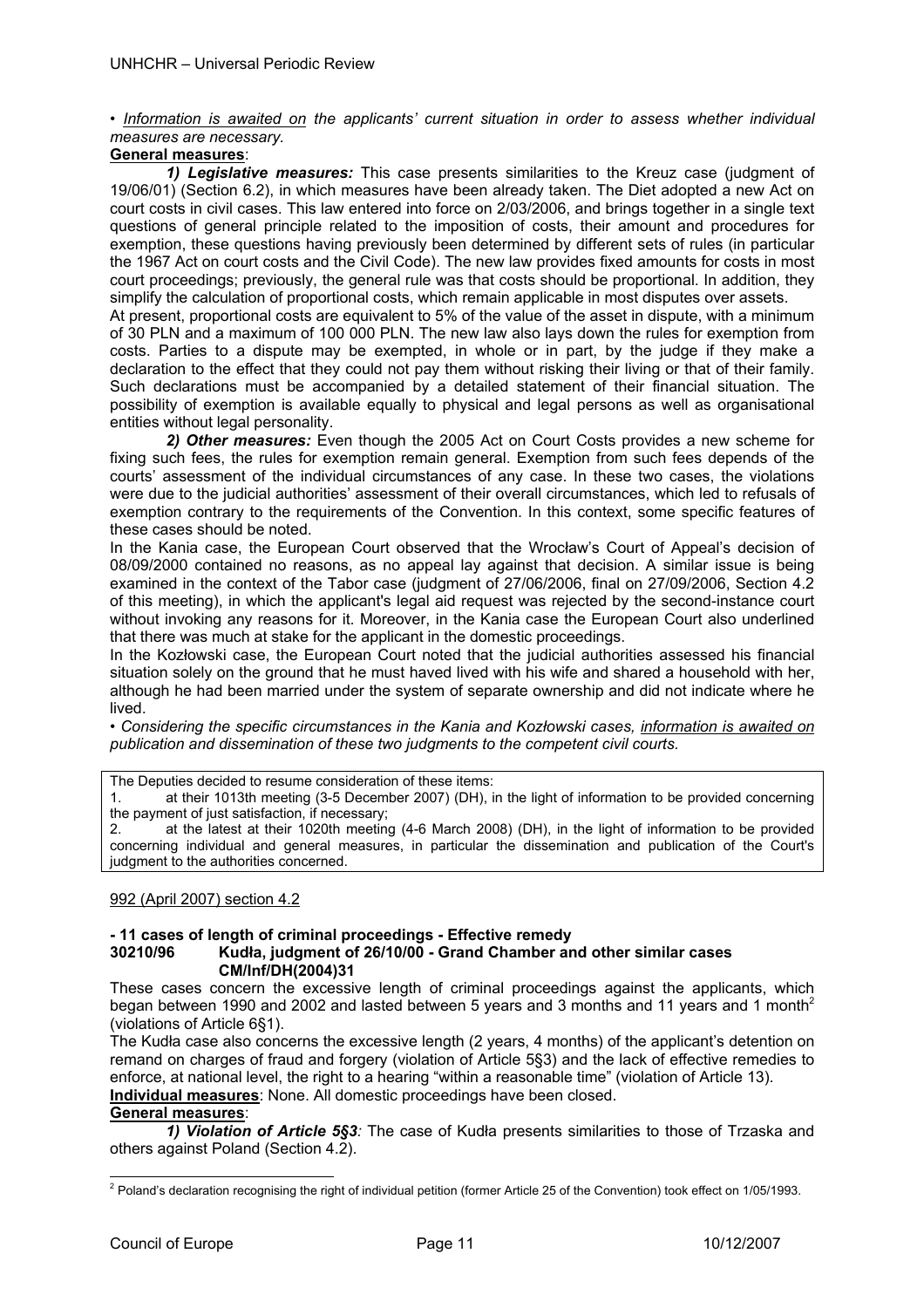• *Information is awaited on the applicants' current situation in order to assess whether individual measures are necessary.*

**General measures**:

***1) Legislative measures:*** This case presents similarities to the Kreuz case (judgment of 19/06/01) (Section 6.2), in which measures have been already taken. The Diet adopted a new Act on court costs in civil cases. This law entered into force on 2/03/2006, and brings together in a single text questions of general principle related to the imposition of costs, their amount and procedures for exemption, these questions having previously been determined by different sets of rules (in particular the 1967 Act on court costs and the Civil Code). The new law provides fixed amounts for costs in most court proceedings; previously, the general rule was that costs should be proportional. In addition, they simplify the calculation of proportional costs, which remain applicable in most disputes over assets.

At present, proportional costs are equivalent to 5% of the value of the asset in dispute, with a minimum of 30 PLN and a maximum of 100 000 PLN. The new law also lays down the rules for exemption from costs. Parties to a dispute may be exempted, in whole or in part, by the judge if they make a declaration to the effect that they could not pay them without risking their living or that of their family. Such declarations must be accompanied by a detailed statement of their financial situation. The possibility of exemption is available equally to physical and legal persons as well as organisational entities without legal personality.

***2) Other measures:*** Even though the 2005 Act on Court Costs provides a new scheme for fixing such fees, the rules for exemption remain general. Exemption from such fees depends of the courts' assessment of the individual circumstances of any case. In these two cases, the violations were due to the judicial authorities' assessment of their overall circumstances, which led to refusals of exemption contrary to the requirements of the Convention. In this context, some specific features of these cases should be noted.

In the Kania case, the European Court observed that the Wrocław's Court of Appeal's decision of 08/09/2000 contained no reasons, as no appeal lay against that decision. A similar issue is being examined in the context of the Tabor case (judgment of 27/06/2006, final on 27/09/2006, Section 4.2 of this meeting), in which the applicant's legal aid request was rejected by the second-instance court without invoking any reasons for it. Moreover, in the Kania case the European Court also underlined that there was much at stake for the applicant in the domestic proceedings.

In the Kozłowski case, the European Court noted that the judicial authorities assessed his financial situation solely on the ground that he must haved lived with his wife and shared a household with her, although he had been married under the system of separate ownership and did not indicate where he lived.

• *Considering the specific circumstances in the Kania and Kozłowski cases, information is awaited on publication and dissemination of these two judgments to the competent civil courts.*

The Deputies decided to resume consideration of these items:
1. at their 1013th meeting (3-5 December 2007) (DH), in the light of information to be provided concerning the payment of just satisfaction, if necessary;
2. at the latest at their 1020th meeting (4-6 March 2008) (DH), in the light of information to be provided concerning individual and general measures, in particular the dissemination and publication of the Court's judgment to the authorities concerned.

992 (April 2007) section 4.2

**- 11 cases of length of criminal proceedings - Effective remedy**
**30210/96 Kudła, judgment of 26/10/00 - Grand Chamber and other similar cases CM/Inf/DH(2004)31**

These cases concern the excessive length of criminal proceedings against the applicants, which began between 1990 and 2002 and lasted between 5 years and 3 months and 11 years and 1 month[2] (violations of Article 6§1).

The Kudła case also concerns the excessive length (2 years, 4 months) of the applicant's detention on remand on charges of fraud and forgery (violation of Article 5§3) and the lack of effective remedies to enforce, at national level, the right to a hearing "within a reasonable time" (violation of Article 13).

**Individual measures**: None. All domestic proceedings have been closed.

**General measures**:

***1) Violation of Article 5§3:*** The case of Kudła presents similarities to those of Trzaska and others against Poland (Section 4.2).

[2] Poland's declaration recognising the right of individual petition (former Article 25 of the Convention) took effect on 1/05/1993.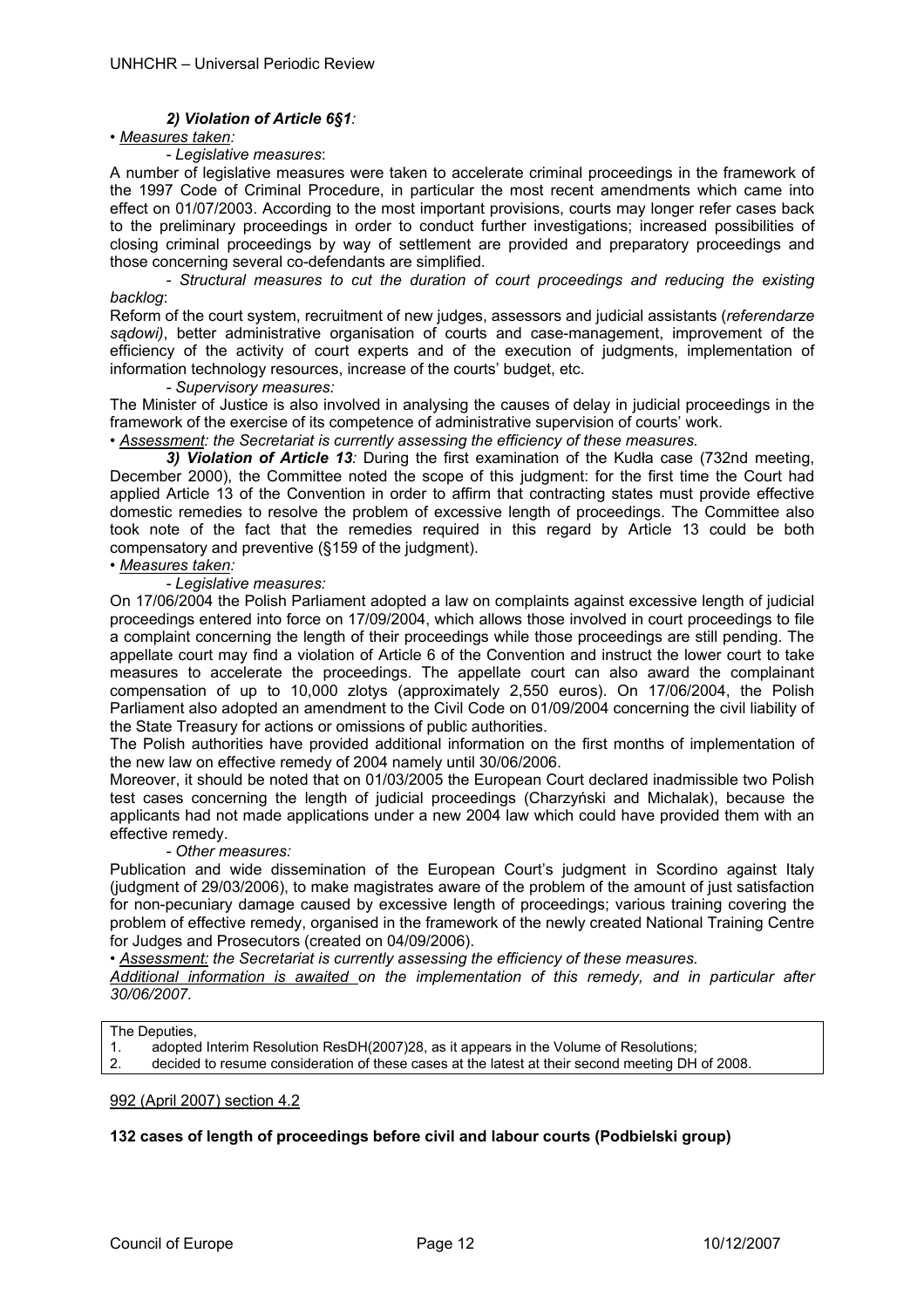*2) Violation of Article 6§1:*

• *Measures taken:*

- *Legislative measures*:

A number of legislative measures were taken to accelerate criminal proceedings in the framework of the 1997 Code of Criminal Procedure, in particular the most recent amendments which came into effect on 01/07/2003. According to the most important provisions, courts may longer refer cases back to the preliminary proceedings in order to conduct further investigations; increased possibilities of closing criminal proceedings by way of settlement are provided and preparatory proceedings and those concerning several co-defendants are simplified.

- *Structural measures to cut the duration of court proceedings and reducing the existing backlog*:

Reform of the court system, recruitment of new judges, assessors and judicial assistants (*referendarze sądowi)*, better administrative organisation of courts and case-management, improvement of the efficiency of the activity of court experts and of the execution of judgments, implementation of information technology resources, increase of the courts' budget, etc.

- *Supervisory measures:*

The Minister of Justice is also involved in analysing the causes of delay in judicial proceedings in the framework of the exercise of its competence of administrative supervision of courts' work.

• *Assessment: the Secretariat is currently assessing the efficiency of these measures.*

***3) Violation of Article 13****:* During the first examination of the Kudła case (732nd meeting, December 2000), the Committee noted the scope of this judgment: for the first time the Court had applied Article 13 of the Convention in order to affirm that contracting states must provide effective domestic remedies to resolve the problem of excessive length of proceedings. The Committee also took note of the fact that the remedies required in this regard by Article 13 could be both compensatory and preventive (§159 of the judgment).

• *Measures taken:*

- *Legislative measures:*

On 17/06/2004 the Polish Parliament adopted a law on complaints against excessive length of judicial proceedings entered into force on 17/09/2004, which allows those involved in court proceedings to file a complaint concerning the length of their proceedings while those proceedings are still pending. The appellate court may find a violation of Article 6 of the Convention and instruct the lower court to take measures to accelerate the proceedings. The appellate court can also award the complainant compensation of up to 10,000 zlotys (approximately 2,550 euros). On 17/06/2004, the Polish Parliament also adopted an amendment to the Civil Code on 01/09/2004 concerning the civil liability of the State Treasury for actions or omissions of public authorities.

The Polish authorities have provided additional information on the first months of implementation of the new law on effective remedy of 2004 namely until 30/06/2006.

Moreover, it should be noted that on 01/03/2005 the European Court declared inadmissible two Polish test cases concerning the length of judicial proceedings (Charzyński and Michalak), because the applicants had not made applications under a new 2004 law which could have provided them with an effective remedy.

- *Other measures:*

Publication and wide dissemination of the European Court's judgment in Scordino against Italy (judgment of 29/03/2006), to make magistrates aware of the problem of the amount of just satisfaction for non-pecuniary damage caused by excessive length of proceedings; various training covering the problem of effective remedy, organised in the framework of the newly created National Training Centre for Judges and Prosecutors (created on 04/09/2006).

• *Assessment: the Secretariat is currently assessing the efficiency of these measures.*

*Additional information is awaited on the implementation of this remedy, and in particular after 30/06/2007.*

The Deputies,

1. adopted Interim Resolution ResDH(2007)28, as it appears in the Volume of Resolutions;
2. decided to resume consideration of these cases at the latest at their second meeting DH of 2008.

992 (April 2007) section 4.2

**132 cases of length of proceedings before civil and labour courts (Podbielski group)**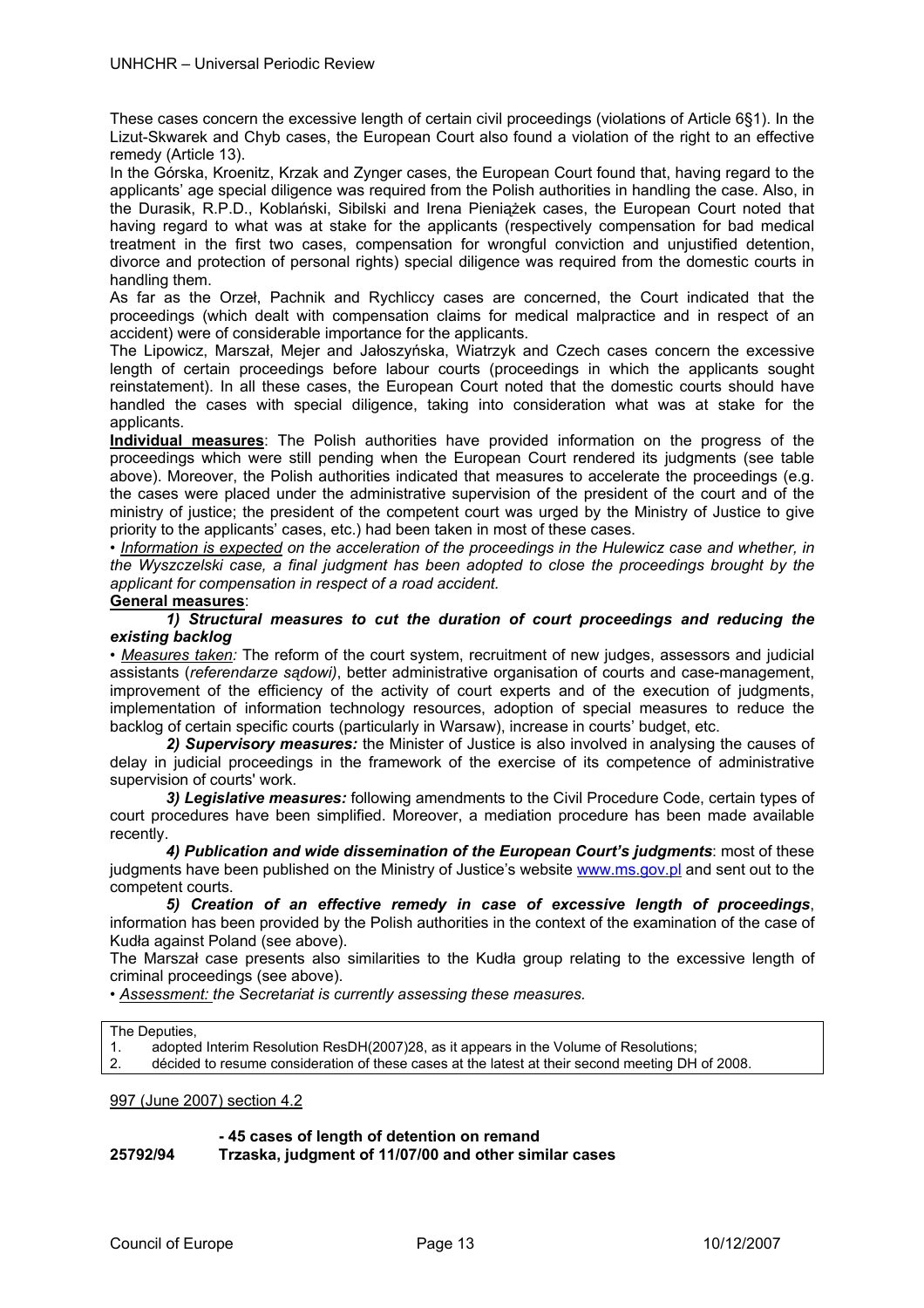These cases concern the excessive length of certain civil proceedings (violations of Article 6§1). In the Lizut-Skwarek and Chyb cases, the European Court also found a violation of the right to an effective remedy (Article 13).

In the Górska, Kroenitz, Krzak and Zynger cases, the European Court found that, having regard to the applicants' age special diligence was required from the Polish authorities in handling the case. Also, in the Durasik, R.P.D., Koblański, Sibilski and Irena Pieniążek cases, the European Court noted that having regard to what was at stake for the applicants (respectively compensation for bad medical treatment in the first two cases, compensation for wrongful conviction and unjustified detention, divorce and protection of personal rights) special diligence was required from the domestic courts in handling them.

As far as the Orzeł, Pachnik and Rychliccy cases are concerned, the Court indicated that the proceedings (which dealt with compensation claims for medical malpractice and in respect of an accident) were of considerable importance for the applicants.

The Lipowicz, Marszał, Mejer and Jałoszyńska, Wiatrzyk and Czech cases concern the excessive length of certain proceedings before labour courts (proceedings in which the applicants sought reinstatement). In all these cases, the European Court noted that the domestic courts should have handled the cases with special diligence, taking into consideration what was at stake for the applicants.

**Individual measures**: The Polish authorities have provided information on the progress of the proceedings which were still pending when the European Court rendered its judgments (see table above). Moreover, the Polish authorities indicated that measures to accelerate the proceedings (e.g. the cases were placed under the administrative supervision of the president of the court and of the ministry of justice; the president of the competent court was urged by the Ministry of Justice to give priority to the applicants' cases, etc.) had been taken in most of these cases.

• *Information is expected on the acceleration of the proceedings in the Hulewicz case and whether, in the Wyszczelski case, a final judgment has been adopted to close the proceedings brought by the applicant for compensation in respect of a road accident.*

**General measures**:

***1) Structural measures to cut the duration of court proceedings and reducing the existing backlog***

• *Measures taken:* The reform of the court system, recruitment of new judges, assessors and judicial assistants (*referendarze sądowi)*, better administrative organisation of courts and case-management, improvement of the efficiency of the activity of court experts and of the execution of judgments, implementation of information technology resources, adoption of special measures to reduce the backlog of certain specific courts (particularly in Warsaw), increase in courts' budget, etc.

***2) Supervisory measures:*** the Minister of Justice is also involved in analysing the causes of delay in judicial proceedings in the framework of the exercise of its competence of administrative supervision of courts' work.

***3) Legislative measures:*** following amendments to the Civil Procedure Code, certain types of court procedures have been simplified. Moreover, a mediation procedure has been made available recently.

***4) Publication and wide dissemination of the European Court's judgments***: most of these judgments have been published on the Ministry of Justice's website www.ms.gov.pl and sent out to the competent courts.

***5) Creation of an effective remedy in case of excessive length of proceedings***, information has been provided by the Polish authorities in the context of the examination of the case of Kudła against Poland (see above).

The Marszał case presents also similarities to the Kudła group relating to the excessive length of criminal proceedings (see above).

• *Assessment: the Secretariat is currently assessing these measures.*

The Deputies,
1. adopted Interim Resolution ResDH(2007)28, as it appears in the Volume of Resolutions;
2. décided to resume consideration of these cases at the latest at their second meeting DH of 2008.

997 (June 2007) section 4.2

**- 45 cases of length of detention on remand**

**25792/94 Trzaska, judgment of 11/07/00 and other similar cases**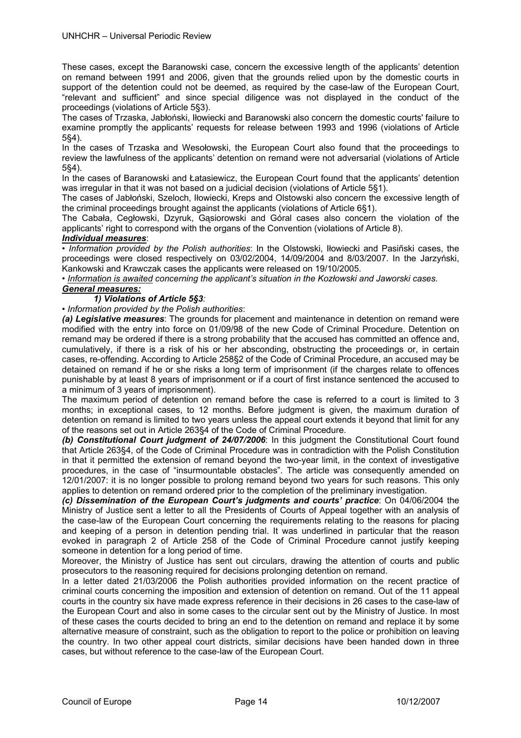These cases, except the Baranowski case, concern the excessive length of the applicants' detention on remand between 1991 and 2006, given that the grounds relied upon by the domestic courts in support of the detention could not be deemed, as required by the case-law of the European Court, "relevant and sufficient" and since special diligence was not displayed in the conduct of the proceedings (violations of Article 5§3).

The cases of Trzaska, Jabłoński, Iłowiecki and Baranowski also concern the domestic courts' failure to examine promptly the applicants' requests for release between 1993 and 1996 (violations of Article 5§4).

In the cases of Trzaska and Wesołowski, the European Court also found that the proceedings to review the lawfulness of the applicants' detention on remand were not adversarial (violations of Article 5§4).

In the cases of Baranowski and Łatasiewicz, the European Court found that the applicants' detention was irregular in that it was not based on a judicial decision (violations of Article 5§1).

The cases of Jabłoński, Szeloch, Iłowiecki, Kreps and Olstowski also concern the excessive length of the criminal proceedings brought against the applicants (violations of Article 6§1).

The Cabała, Cegłowski, Dzyruk, Gąsiorowski and Góral cases also concern the violation of the applicants' right to correspond with the organs of the Convention (violations of Article 8).

***Individual measures***:

• *Information provided by the Polish authorities*: In the Olstowski, Iłowiecki and Pasiñski cases, the proceedings were closed respectively on 03/02/2004, 14/09/2004 and 8/03/2007. In the Jarzyński, Kankowski and Krawczak cases the applicants were released on 19/10/2005.

• *Information is awaited concerning the applicant's situation in the Kozłowski and Jaworski cases.*

***General measures:***

***1) Violations of Article 5§3****:*

• *Information provided by the Polish authorities*:

***(a) Legislative measures***: The grounds for placement and maintenance in detention on remand were modified with the entry into force on 01/09/98 of the new Code of Criminal Procedure. Detention on remand may be ordered if there is a strong probability that the accused has committed an offence and, cumulatively, if there is a risk of his or her absconding, obstructing the proceedings or, in certain cases, re-offending. According to Article 258§2 of the Code of Criminal Procedure, an accused may be detained on remand if he or she risks a long term of imprisonment (if the charges relate to offences punishable by at least 8 years of imprisonment or if a court of first instance sentenced the accused to a minimum of 3 years of imprisonment).

The maximum period of detention on remand before the case is referred to a court is limited to 3 months; in exceptional cases, to 12 months. Before judgment is given, the maximum duration of detention on remand is limited to two years unless the appeal court extends it beyond that limit for any of the reasons set out in Article 263§4 of the Code of Criminal Procedure.

***(b) Constitutional Court judgment of 24/07/2006***: In this judgment the Constitutional Court found that Article 263§4, of the Code of Criminal Procedure was in contradiction with the Polish Constitution in that it permitted the extension of remand beyond the two-year limit, in the context of investigative procedures, in the case of "insurmountable obstacles". The article was consequently amended on 12/01/2007: it is no longer possible to prolong remand beyond two years for such reasons. This only applies to detention on remand ordered prior to the completion of the preliminary investigation.

***(c) Dissemination of the European Court's judgments and courts' practice***: On 04/06/2004 the Ministry of Justice sent a letter to all the Presidents of Courts of Appeal together with an analysis of the case-law of the European Court concerning the requirements relating to the reasons for placing and keeping of a person in detention pending trial. It was underlined in particular that the reason evoked in paragraph 2 of Article 258 of the Code of Criminal Procedure cannot justify keeping someone in detention for a long period of time.

Moreover, the Ministry of Justice has sent out circulars, drawing the attention of courts and public prosecutors to the reasoning required for decisions prolonging detention on remand.

In a letter dated 21/03/2006 the Polish authorities provided information on the recent practice of criminal courts concerning the imposition and extension of detention on remand. Out of the 11 appeal courts in the country six have made express reference in their decisions in 26 cases to the case-law of the European Court and also in some cases to the circular sent out by the Ministry of Justice. In most of these cases the courts decided to bring an end to the detention on remand and replace it by some alternative measure of constraint, such as the obligation to report to the police or prohibition on leaving the country. In two other appeal court districts, similar decisions have been handed down in three cases, but without reference to the case-law of the European Court.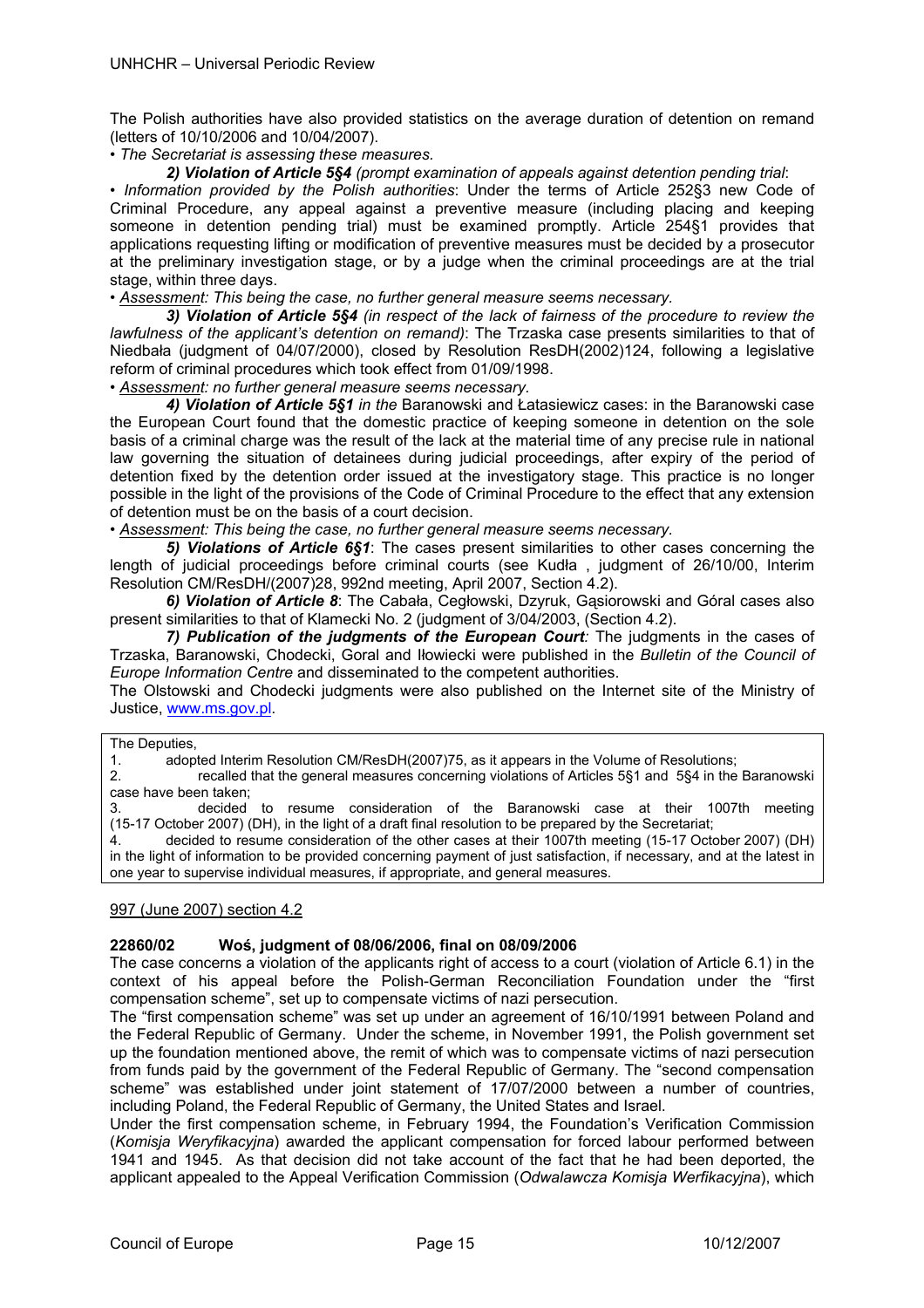The Polish authorities have also provided statistics on the average duration of detention on remand (letters of 10/10/2006 and 10/04/2007).

• *The Secretariat is assessing these measures.*

***2) Violation of Article 5§4*** *(prompt examination of appeals against detention pending trial*:

• *Information provided by the Polish authorities*: Under the terms of Article 252§3 new Code of Criminal Procedure, any appeal against a preventive measure (including placing and keeping someone in detention pending trial) must be examined promptly. Article 254§1 provides that applications requesting lifting or modification of preventive measures must be decided by a prosecutor at the preliminary investigation stage, or by a judge when the criminal proceedings are at the trial stage, within three days.

• *Assessment: This being the case, no further general measure seems necessary.*

***3) Violation of Article 5§4*** *(in respect of the lack of fairness of the procedure to review the lawfulness of the applicant's detention on remand)*: The Trzaska case presents similarities to that of Niedbała (judgment of 04/07/2000), closed by Resolution ResDH(2002)124, following a legislative reform of criminal procedures which took effect from 01/09/1998.

• *Assessment: no further general measure seems necessary.*

***4) Violation of Article 5§1*** *in the* Baranowski and Łatasiewicz cases: in the Baranowski case the European Court found that the domestic practice of keeping someone in detention on the sole basis of a criminal charge was the result of the lack at the material time of any precise rule in national law governing the situation of detainees during judicial proceedings, after expiry of the period of detention fixed by the detention order issued at the investigatory stage. This practice is no longer possible in the light of the provisions of the Code of Criminal Procedure to the effect that any extension of detention must be on the basis of a court decision.

• *Assessment: This being the case, no further general measure seems necessary.*

***5) Violations of Article 6§1***: The cases present similarities to other cases concerning the length of judicial proceedings before criminal courts (see Kudła , judgment of 26/10/00, Interim Resolution CM/ResDH/(2007)28, 992nd meeting, April 2007, Section 4.2).

***6) Violation of Article 8***: The Cabała, Cegłowski, Dzyruk, Gąsiorowski and Góral cases also present similarities to that of Klamecki No. 2 (judgment of 3/04/2003, (Section 4.2).

***7) Publication of the judgments of the European Court****:* The judgments in the cases of Trzaska, Baranowski, Chodecki, Goral and Iłowiecki were published in the *Bulletin of the Council of Europe Information Centre* and disseminated to the competent authorities.

The Olstowski and Chodecki judgments were also published on the Internet site of the Ministry of Justice, www.ms.gov.pl.

The Deputies,

1. adopted Interim Resolution CM/ResDH(2007)75, as it appears in the Volume of Resolutions;
2. recalled that the general measures concerning violations of Articles 5§1 and 5§4 in the Baranowski case have been taken;
3. decided to resume consideration of the Baranowski case at their 1007th meeting (15-17 October 2007) (DH), in the light of a draft final resolution to be prepared by the Secretariat;
4. decided to resume consideration of the other cases at their 1007th meeting (15-17 October 2007) (DH) in the light of information to be provided concerning payment of just satisfaction, if necessary, and at the latest in one year to supervise individual measures, if appropriate, and general measures.

997 (June 2007) section 4.2

**22860/02 Woś, judgment of 08/06/2006, final on 08/09/2006**

The case concerns a violation of the applicants right of access to a court (violation of Article 6.1) in the context of his appeal before the Polish-German Reconciliation Foundation under the "first compensation scheme", set up to compensate victims of nazi persecution.

The "first compensation scheme" was set up under an agreement of 16/10/1991 between Poland and the Federal Republic of Germany. Under the scheme, in November 1991, the Polish government set up the foundation mentioned above, the remit of which was to compensate victims of nazi persecution from funds paid by the government of the Federal Republic of Germany. The "second compensation scheme" was established under joint statement of 17/07/2000 between a number of countries, including Poland, the Federal Republic of Germany, the United States and Israel.

Under the first compensation scheme, in February 1994, the Foundation's Verification Commission (*Komisja Weryfikacyjna*) awarded the applicant compensation for forced labour performed between 1941 and 1945. As that decision did not take account of the fact that he had been deported, the applicant appealed to the Appeal Verification Commission (*Odwalawcza Komisja Werfikacyjna*), which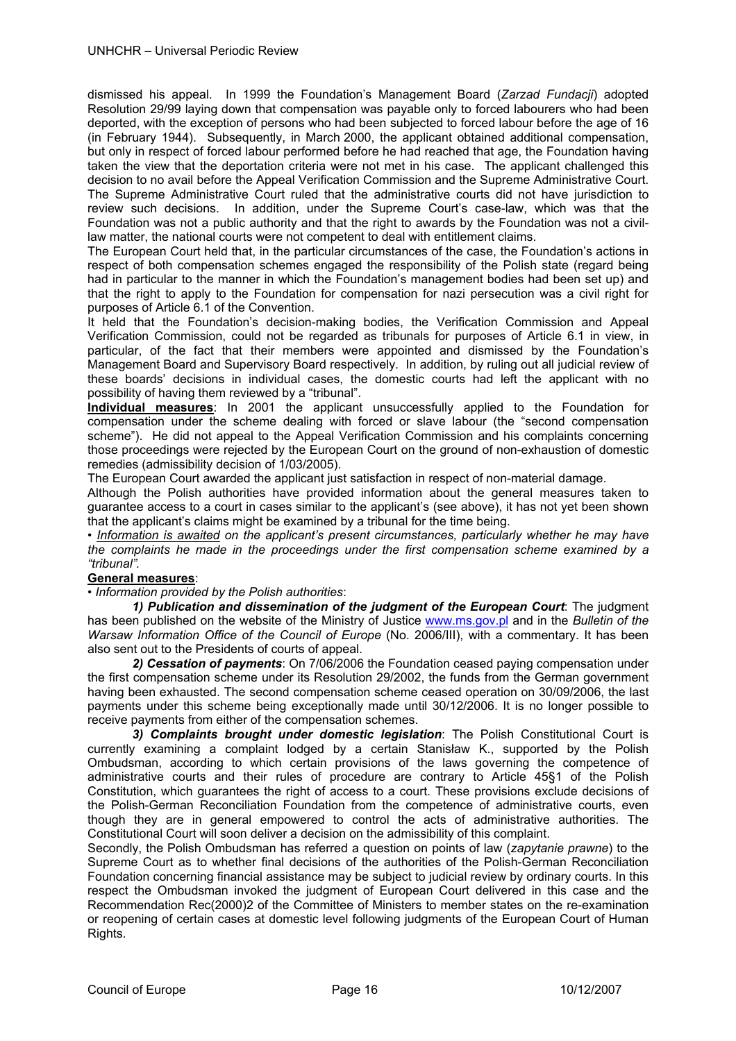dismissed his appeal. In 1999 the Foundation's Management Board (*Zarzad Fundacji*) adopted Resolution 29/99 laying down that compensation was payable only to forced labourers who had been deported, with the exception of persons who had been subjected to forced labour before the age of 16 (in February 1944). Subsequently, in March 2000, the applicant obtained additional compensation, but only in respect of forced labour performed before he had reached that age, the Foundation having taken the view that the deportation criteria were not met in his case. The applicant challenged this decision to no avail before the Appeal Verification Commission and the Supreme Administrative Court. The Supreme Administrative Court ruled that the administrative courts did not have jurisdiction to review such decisions. In addition, under the Supreme Court's case-law, which was that the Foundation was not a public authority and that the right to awards by the Foundation was not a civil-law matter, the national courts were not competent to deal with entitlement claims.

The European Court held that, in the particular circumstances of the case, the Foundation's actions in respect of both compensation schemes engaged the responsibility of the Polish state (regard being had in particular to the manner in which the Foundation's management bodies had been set up) and that the right to apply to the Foundation for compensation for nazi persecution was a civil right for purposes of Article 6.1 of the Convention.

It held that the Foundation's decision-making bodies, the Verification Commission and Appeal Verification Commission, could not be regarded as tribunals for purposes of Article 6.1 in view, in particular, of the fact that their members were appointed and dismissed by the Foundation's Management Board and Supervisory Board respectively. In addition, by ruling out all judicial review of these boards' decisions in individual cases, the domestic courts had left the applicant with no possibility of having them reviewed by a "tribunal".

**Individual measures**: In 2001 the applicant unsuccessfully applied to the Foundation for compensation under the scheme dealing with forced or slave labour (the "second compensation scheme"). He did not appeal to the Appeal Verification Commission and his complaints concerning those proceedings were rejected by the European Court on the ground of non-exhaustion of domestic remedies (admissibility decision of 1/03/2005).

The European Court awarded the applicant just satisfaction in respect of non-material damage.

Although the Polish authorities have provided information about the general measures taken to guarantee access to a court in cases similar to the applicant's (see above), it has not yet been shown that the applicant's claims might be examined by a tribunal for the time being.

• *Information is awaited on the applicant's present circumstances, particularly whether he may have the complaints he made in the proceedings under the first compensation scheme examined by a "tribunal".*

**General measures**:

• *Information provided by the Polish authorities*:

***1) Publication and dissemination of the judgment of the European Court***: The judgment has been published on the website of the Ministry of Justice www.ms.gov.pl and in the *Bulletin of the Warsaw Information Office of the Council of Europe* (No. 2006/III), with a commentary. It has been also sent out to the Presidents of courts of appeal.

***2) Cessation of payments***: On 7/06/2006 the Foundation ceased paying compensation under the first compensation scheme under its Resolution 29/2002, the funds from the German government having been exhausted. The second compensation scheme ceased operation on 30/09/2006, the last payments under this scheme being exceptionally made until 30/12/2006. It is no longer possible to receive payments from either of the compensation schemes.

***3) Complaints brought under domestic legislation***: The Polish Constitutional Court is currently examining a complaint lodged by a certain Stanisław K., supported by the Polish Ombudsman, according to which certain provisions of the laws governing the competence of administrative courts and their rules of procedure are contrary to Article 45§1 of the Polish Constitution, which guarantees the right of access to a court. These provisions exclude decisions of the Polish-German Reconciliation Foundation from the competence of administrative courts, even though they are in general empowered to control the acts of administrative authorities. The Constitutional Court will soon deliver a decision on the admissibility of this complaint.

Secondly, the Polish Ombudsman has referred a question on points of law (*zapytanie prawne*) to the Supreme Court as to whether final decisions of the authorities of the Polish-German Reconciliation Foundation concerning financial assistance may be subject to judicial review by ordinary courts. In this respect the Ombudsman invoked the judgment of European Court delivered in this case and the Recommendation Rec(2000)2 of the Committee of Ministers to member states on the re-examination or reopening of certain cases at domestic level following judgments of the European Court of Human Rights.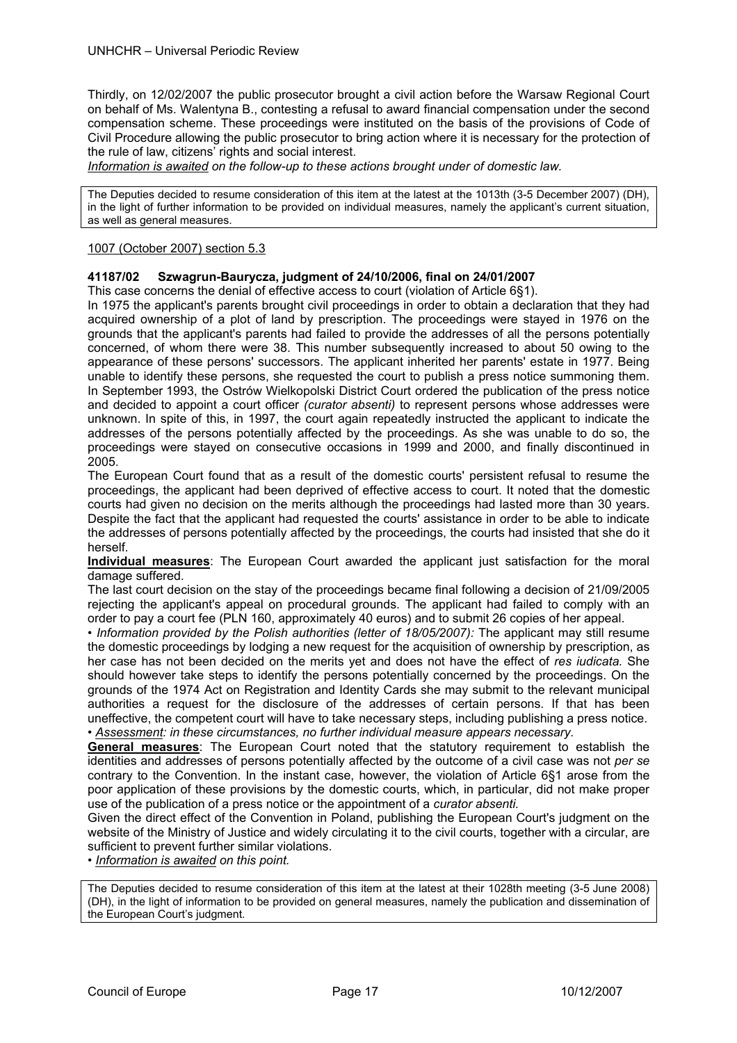Thirdly, on 12/02/2007 the public prosecutor brought a civil action before the Warsaw Regional Court on behalf of Ms. Walentyna B., contesting a refusal to award financial compensation under the second compensation scheme. These proceedings were instituted on the basis of the provisions of Code of Civil Procedure allowing the public prosecutor to bring action where it is necessary for the protection of the rule of law, citizens' rights and social interest.

*Information is awaited on the follow-up to these actions brought under of domestic law.*

The Deputies decided to resume consideration of this item at the latest at the 1013th (3-5 December 2007) (DH), in the light of further information to be provided on individual measures, namely the applicant's current situation, as well as general measures.

1007 (October 2007) section 5.3

**41187/02 Szwagrun-Baurycza, judgment of 24/10/2006, final on 24/01/2007**

This case concerns the denial of effective access to court (violation of Article 6§1).

In 1975 the applicant's parents brought civil proceedings in order to obtain a declaration that they had acquired ownership of a plot of land by prescription. The proceedings were stayed in 1976 on the grounds that the applicant's parents had failed to provide the addresses of all the persons potentially concerned, of whom there were 38. This number subsequently increased to about 50 owing to the appearance of these persons' successors. The applicant inherited her parents' estate in 1977. Being unable to identify these persons, she requested the court to publish a press notice summoning them. In September 1993, the Ostrów Wielkopolski District Court ordered the publication of the press notice and decided to appoint a court officer *(curator absenti)* to represent persons whose addresses were unknown. In spite of this, in 1997, the court again repeatedly instructed the applicant to indicate the addresses of the persons potentially affected by the proceedings. As she was unable to do so, the proceedings were stayed on consecutive occasions in 1999 and 2000, and finally discontinued in 2005.

The European Court found that as a result of the domestic courts' persistent refusal to resume the proceedings, the applicant had been deprived of effective access to court. It noted that the domestic courts had given no decision on the merits although the proceedings had lasted more than 30 years. Despite the fact that the applicant had requested the courts' assistance in order to be able to indicate the addresses of persons potentially affected by the proceedings, the courts had insisted that she do it herself.

**Individual measures**: The European Court awarded the applicant just satisfaction for the moral damage suffered.

The last court decision on the stay of the proceedings became final following a decision of 21/09/2005 rejecting the applicant's appeal on procedural grounds. The applicant had failed to comply with an order to pay a court fee (PLN 160, approximately 40 euros) and to submit 26 copies of her appeal.

• *Information provided by the Polish authorities (letter of 18/05/2007):* The applicant may still resume the domestic proceedings by lodging a new request for the acquisition of ownership by prescription, as her case has not been decided on the merits yet and does not have the effect of *res iudicata.* She should however take steps to identify the persons potentially concerned by the proceedings. On the grounds of the 1974 Act on Registration and Identity Cards she may submit to the relevant municipal authorities a request for the disclosure of the addresses of certain persons. If that has been uneffective, the competent court will have to take necessary steps, including publishing a press notice.

• *Assessment: in these circumstances, no further individual measure appears necessary.*

**General measures**: The European Court noted that the statutory requirement to establish the identities and addresses of persons potentially affected by the outcome of a civil case was not *per se* contrary to the Convention. In the instant case, however, the violation of Article 6§1 arose from the poor application of these provisions by the domestic courts, which, in particular, did not make proper use of the publication of a press notice or the appointment of a *curator absenti.*

Given the direct effect of the Convention in Poland, publishing the European Court's judgment on the website of the Ministry of Justice and widely circulating it to the civil courts, together with a circular, are sufficient to prevent further similar violations.

• *Information is awaited on this point.*

The Deputies decided to resume consideration of this item at the latest at their 1028th meeting (3-5 June 2008) (DH), in the light of information to be provided on general measures, namely the publication and dissemination of the European Court's judgment.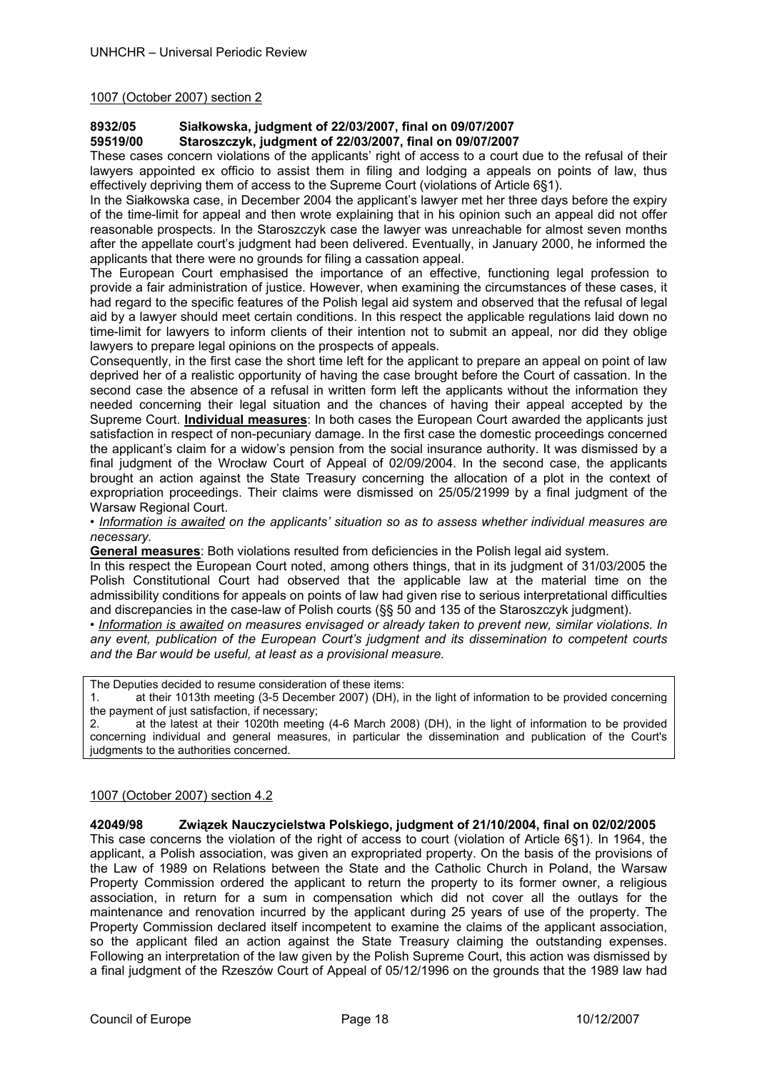1007 (October 2007) section 2

**8932/05 Siałkowska, judgment of 22/03/2007, final on 09/07/2007**
**59519/00 Staroszczyk, judgment of 22/03/2007, final on 09/07/2007**

These cases concern violations of the applicants' right of access to a court due to the refusal of their lawyers appointed ex officio to assist them in filing and lodging a appeals on points of law, thus effectively depriving them of access to the Supreme Court (violations of Article 6§1).

In the Siałkowska case, in December 2004 the applicant's lawyer met her three days before the expiry of the time-limit for appeal and then wrote explaining that in his opinion such an appeal did not offer reasonable prospects. In the Staroszczyk case the lawyer was unreachable for almost seven months after the appellate court's judgment had been delivered. Eventually, in January 2000, he informed the applicants that there were no grounds for filing a cassation appeal.

The European Court emphasised the importance of an effective, functioning legal profession to provide a fair administration of justice. However, when examining the circumstances of these cases, it had regard to the specific features of the Polish legal aid system and observed that the refusal of legal aid by a lawyer should meet certain conditions. In this respect the applicable regulations laid down no time-limit for lawyers to inform clients of their intention not to submit an appeal, nor did they oblige lawyers to prepare legal opinions on the prospects of appeals.

Consequently, in the first case the short time left for the applicant to prepare an appeal on point of law deprived her of a realistic opportunity of having the case brought before the Court of cassation. In the second case the absence of a refusal in written form left the applicants without the information they needed concerning their legal situation and the chances of having their appeal accepted by the Supreme Court. **Individual measures**: In both cases the European Court awarded the applicants just satisfaction in respect of non-pecuniary damage. In the first case the domestic proceedings concerned the applicant's claim for a widow's pension from the social insurance authority. It was dismissed by a final judgment of the Wrocław Court of Appeal of 02/09/2004. In the second case, the applicants brought an action against the State Treasury concerning the allocation of a plot in the context of expropriation proceedings. Their claims were dismissed on 25/05/21999 by a final judgment of the Warsaw Regional Court.

• *Information is awaited on the applicants' situation so as to assess whether individual measures are necessary.*

**General measures**: Both violations resulted from deficiencies in the Polish legal aid system.

In this respect the European Court noted, among others things, that in its judgment of 31/03/2005 the Polish Constitutional Court had observed that the applicable law at the material time on the admissibility conditions for appeals on points of law had given rise to serious interpretational difficulties and discrepancies in the case-law of Polish courts (§§ 50 and 135 of the Staroszczyk judgment).

• *Information is awaited on measures envisaged or already taken to prevent new, similar violations. In any event, publication of the European Court's judgment and its dissemination to competent courts and the Bar would be useful, at least as a provisional measure.*

> The Deputies decided to resume consideration of these items:
> 1. at their 1013th meeting (3-5 December 2007) (DH), in the light of information to be provided concerning the payment of just satisfaction, if necessary;
> 2. at the latest at their 1020th meeting (4-6 March 2008) (DH), in the light of information to be provided concerning individual and general measures, in particular the dissemination and publication of the Court's judgments to the authorities concerned.

1007 (October 2007) section 4.2

**42049/98 Związek Nauczycielstwa Polskiego, judgment of 21/10/2004, final on 02/02/2005**

This case concerns the violation of the right of access to court (violation of Article 6§1). In 1964, the applicant, a Polish association, was given an expropriated property. On the basis of the provisions of the Law of 1989 on Relations between the State and the Catholic Church in Poland, the Warsaw Property Commission ordered the applicant to return the property to its former owner, a religious association, in return for a sum in compensation which did not cover all the outlays for the maintenance and renovation incurred by the applicant during 25 years of use of the property. The Property Commission declared itself incompetent to examine the claims of the applicant association, so the applicant filed an action against the State Treasury claiming the outstanding expenses. Following an interpretation of the law given by the Polish Supreme Court, this action was dismissed by a final judgment of the Rzeszów Court of Appeal of 05/12/1996 on the grounds that the 1989 law had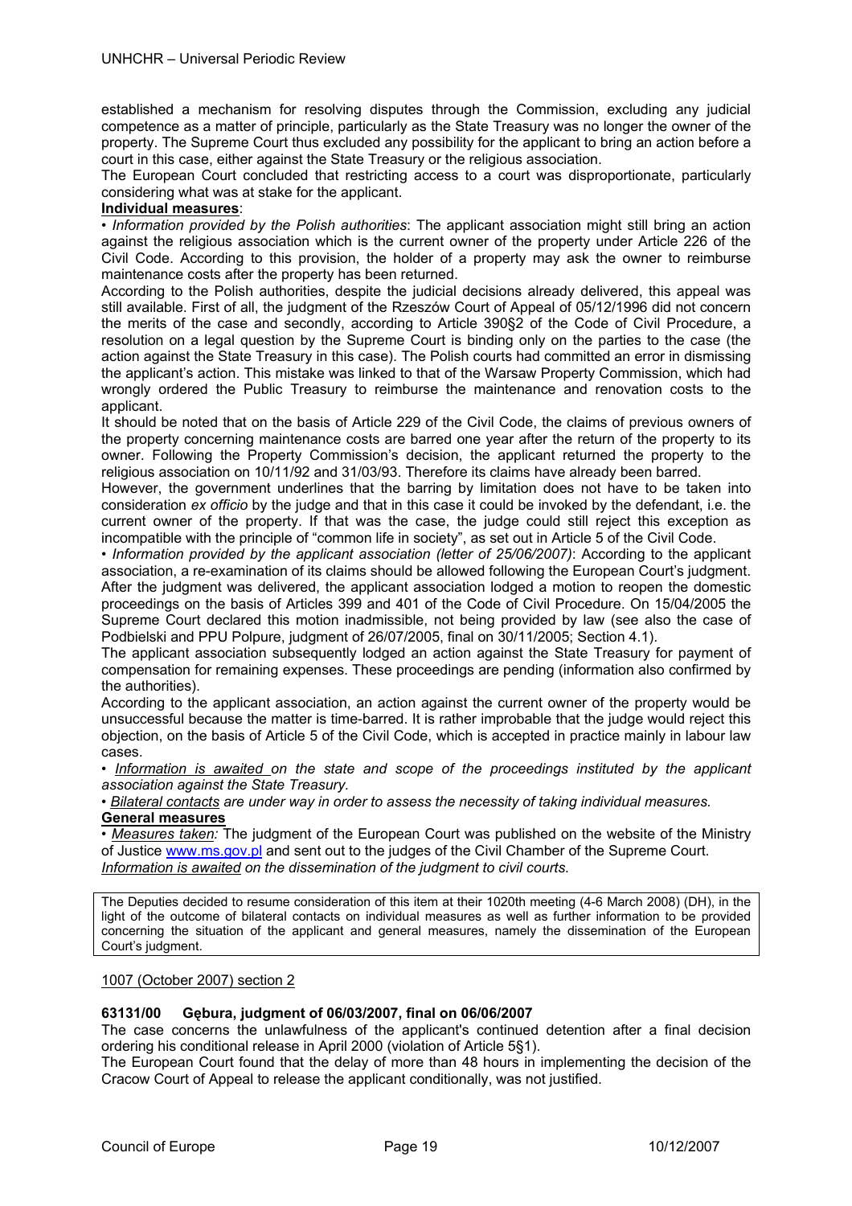established a mechanism for resolving disputes through the Commission, excluding any judicial competence as a matter of principle, particularly as the State Treasury was no longer the owner of the property. The Supreme Court thus excluded any possibility for the applicant to bring an action before a court in this case, either against the State Treasury or the religious association.

The European Court concluded that restricting access to a court was disproportionate, particularly considering what was at stake for the applicant.

**Individual measures**:

• *Information provided by the Polish authorities*: The applicant association might still bring an action against the religious association which is the current owner of the property under Article 226 of the Civil Code. According to this provision, the holder of a property may ask the owner to reimburse maintenance costs after the property has been returned.

According to the Polish authorities, despite the judicial decisions already delivered, this appeal was still available. First of all, the judgment of the Rzeszów Court of Appeal of 05/12/1996 did not concern the merits of the case and secondly, according to Article 390§2 of the Code of Civil Procedure, a resolution on a legal question by the Supreme Court is binding only on the parties to the case (the action against the State Treasury in this case). The Polish courts had committed an error in dismissing the applicant's action. This mistake was linked to that of the Warsaw Property Commission, which had wrongly ordered the Public Treasury to reimburse the maintenance and renovation costs to the applicant.

It should be noted that on the basis of Article 229 of the Civil Code, the claims of previous owners of the property concerning maintenance costs are barred one year after the return of the property to its owner. Following the Property Commission's decision, the applicant returned the property to the religious association on 10/11/92 and 31/03/93. Therefore its claims have already been barred.

However, the government underlines that the barring by limitation does not have to be taken into consideration *ex officio* by the judge and that in this case it could be invoked by the defendant, i.e. the current owner of the property. If that was the case, the judge could still reject this exception as incompatible with the principle of "common life in society", as set out in Article 5 of the Civil Code.

• *Information provided by the applicant association (letter of 25/06/2007)*: According to the applicant association, a re-examination of its claims should be allowed following the European Court's judgment. After the judgment was delivered, the applicant association lodged a motion to reopen the domestic proceedings on the basis of Articles 399 and 401 of the Code of Civil Procedure. On 15/04/2005 the Supreme Court declared this motion inadmissible, not being provided by law (see also the case of Podbielski and PPU Polpure, judgment of 26/07/2005, final on 30/11/2005; Section 4.1).

The applicant association subsequently lodged an action against the State Treasury for payment of compensation for remaining expenses. These proceedings are pending (information also confirmed by the authorities).

According to the applicant association, an action against the current owner of the property would be unsuccessful because the matter is time-barred. It is rather improbable that the judge would reject this objection, on the basis of Article 5 of the Civil Code, which is accepted in practice mainly in labour law cases.

• *<u>Information is awaited</u> on the state and scope of the proceedings instituted by the applicant association against the State Treasury.*

• *<u>Bilateral contacts</u> are under way in order to assess the necessity of taking individual measures.*

**General measures**

• *<u>Measures taken</u>:* The judgment of the European Court was published on the website of the Ministry of Justice www.ms.gov.pl and sent out to the judges of the Civil Chamber of the Supreme Court.

*<u>Information is awaited</u> on the dissemination of the judgment to civil courts.*

> The Deputies decided to resume consideration of this item at their 1020th meeting (4-6 March 2008) (DH), in the light of the outcome of bilateral contacts on individual measures as well as further information to be provided concerning the situation of the applicant and general measures, namely the dissemination of the European Court's judgment.

<u>1007 (October 2007) section 2</u>

**63131/00 Gębura, judgment of 06/03/2007, final on 06/06/2007**

The case concerns the unlawfulness of the applicant's continued detention after a final decision ordering his conditional release in April 2000 (violation of Article 5§1).

The European Court found that the delay of more than 48 hours in implementing the decision of the Cracow Court of Appeal to release the applicant conditionally, was not justified.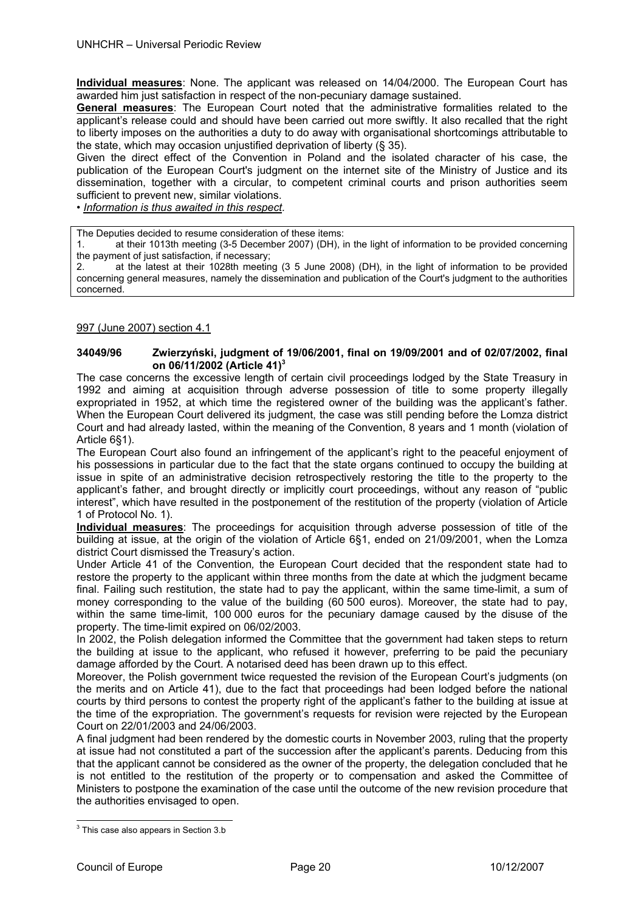**Individual measures**: None. The applicant was released on 14/04/2000. The European Court has awarded him just satisfaction in respect of the non-pecuniary damage sustained.

**General measures**: The European Court noted that the administrative formalities related to the applicant's release could and should have been carried out more swiftly. It also recalled that the right to liberty imposes on the authorities a duty to do away with organisational shortcomings attributable to the state, which may occasion unjustified deprivation of liberty (§ 35).

Given the direct effect of the Convention in Poland and the isolated character of his case, the publication of the European Court's judgment on the internet site of the Ministry of Justice and its dissemination, together with a circular, to competent criminal courts and prison authorities seem sufficient to prevent new, similar violations.

• *Information is thus awaited in this respect.*

> The Deputies decided to resume consideration of these items:
> 1. at their 1013th meeting (3-5 December 2007) (DH), in the light of information to be provided concerning the payment of just satisfaction, if necessary;
> 2. at the latest at their 1028th meeting (3 5 June 2008) (DH), in the light of information to be provided concerning general measures, namely the dissemination and publication of the Court's judgment to the authorities concerned.

997 (June 2007) section 4.1

**34049/96 Zwierzyński, judgment of 19/06/2001, final on 19/09/2001 and of 02/07/2002, final on 06/11/2002 (Article 41)[3]**

The case concerns the excessive length of certain civil proceedings lodged by the State Treasury in 1992 and aiming at acquisition through adverse possession of title to some property illegally expropriated in 1952, at which time the registered owner of the building was the applicant's father. When the European Court delivered its judgment, the case was still pending before the Lomza district Court and had already lasted, within the meaning of the Convention, 8 years and 1 month (violation of Article 6§1).

The European Court also found an infringement of the applicant's right to the peaceful enjoyment of his possessions in particular due to the fact that the state organs continued to occupy the building at issue in spite of an administrative decision retrospectively restoring the title to the property to the applicant's father, and brought directly or implicitly court proceedings, without any reason of "public interest", which have resulted in the postponement of the restitution of the property (violation of Article 1 of Protocol No. 1).

**Individual measures**: The proceedings for acquisition through adverse possession of title of the building at issue, at the origin of the violation of Article 6§1, ended on 21/09/2001, when the Lomza district Court dismissed the Treasury's action.

Under Article 41 of the Convention*,* the European Court decided that the respondent state had to restore the property to the applicant within three months from the date at which the judgment became final. Failing such restitution, the state had to pay the applicant, within the same time-limit, a sum of money corresponding to the value of the building (60 500 euros). Moreover, the state had to pay, within the same time-limit, 100 000 euros for the pecuniary damage caused by the disuse of the property. The time-limit expired on 06/02/2003.

In 2002, the Polish delegation informed the Committee that the government had taken steps to return the building at issue to the applicant, who refused it however, preferring to be paid the pecuniary damage afforded by the Court. A notarised deed has been drawn up to this effect.

Moreover, the Polish government twice requested the revision of the European Court's judgments (on the merits and on Article 41), due to the fact that proceedings had been lodged before the national courts by third persons to contest the property right of the applicant's father to the building at issue at the time of the expropriation. The government's requests for revision were rejected by the European Court on 22/01/2003 and 24/06/2003.

A final judgment had been rendered by the domestic courts in November 2003, ruling that the property at issue had not constituted a part of the succession after the applicant's parents. Deducing from this that the applicant cannot be considered as the owner of the property, the delegation concluded that he is not entitled to the restitution of the property or to compensation and asked the Committee of Ministers to postpone the examination of the case until the outcome of the new revision procedure that the authorities envisaged to open.

---

[3] This case also appears in Section 3.b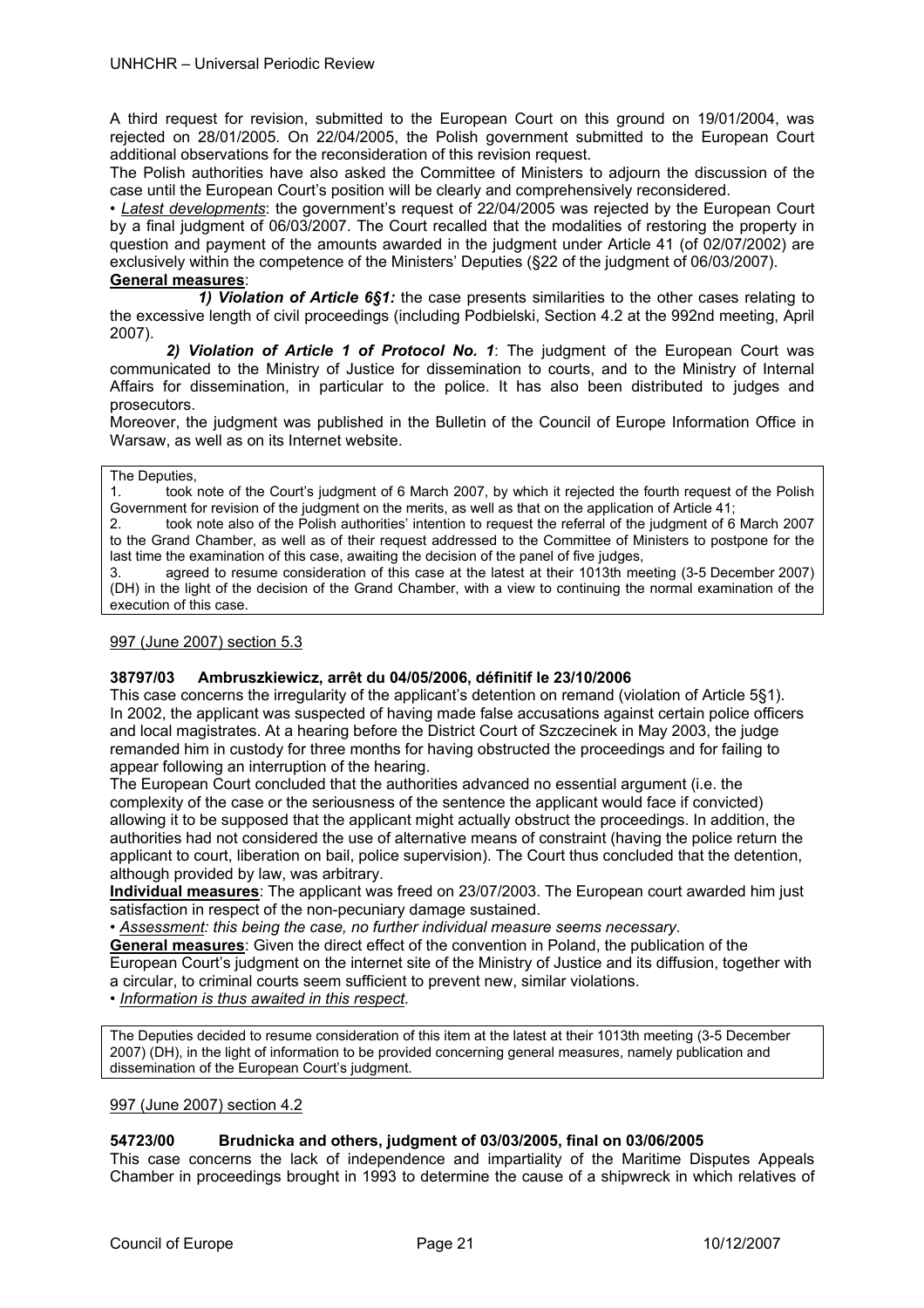A third request for revision, submitted to the European Court on this ground on 19/01/2004, was rejected on 28/01/2005. On 22/04/2005, the Polish government submitted to the European Court additional observations for the reconsideration of this revision request.

The Polish authorities have also asked the Committee of Ministers to adjourn the discussion of the case until the European Court's position will be clearly and comprehensively reconsidered.

• *Latest developments*: the government's request of 22/04/2005 was rejected by the European Court by a final judgment of 06/03/2007. The Court recalled that the modalities of restoring the property in question and payment of the amounts awarded in the judgment under Article 41 (of 02/07/2002) are exclusively within the competence of the Ministers' Deputies (§22 of the judgment of 06/03/2007).

**General measures**:

***1) Violation of Article 6§1:*** the case presents similarities to the other cases relating to the excessive length of civil proceedings (including Podbielski, Section 4.2 at the 992nd meeting, April 2007).

***2) Violation of Article 1 of Protocol No. 1***: The judgment of the European Court was communicated to the Ministry of Justice for dissemination to courts, and to the Ministry of Internal Affairs for dissemination, in particular to the police. It has also been distributed to judges and prosecutors.

Moreover, the judgment was published in the Bulletin of the Council of Europe Information Office in Warsaw, as well as on its Internet website.

The Deputies,

1. took note of the Court's judgment of 6 March 2007, by which it rejected the fourth request of the Polish Government for revision of the judgment on the merits, as well as that on the application of Article 41;
2. took note also of the Polish authorities' intention to request the referral of the judgment of 6 March 2007 to the Grand Chamber, as well as of their request addressed to the Committee of Ministers to postpone for the last time the examination of this case, awaiting the decision of the panel of five judges,
3. agreed to resume consideration of this case at the latest at their 1013th meeting (3-5 December 2007) (DH) in the light of the decision of the Grand Chamber, with a view to continuing the normal examination of the execution of this case.

997 (June 2007) section 5.3

### 38797/03 Ambruszkiewicz, arrêt du 04/05/2006, définitif le 23/10/2006

This case concerns the irregularity of the applicant's detention on remand (violation of Article 5§1). In 2002, the applicant was suspected of having made false accusations against certain police officers and local magistrates. At a hearing before the District Court of Szczecinek in May 2003, the judge remanded him in custody for three months for having obstructed the proceedings and for failing to appear following an interruption of the hearing.

The European Court concluded that the authorities advanced no essential argument (i.e. the complexity of the case or the seriousness of the sentence the applicant would face if convicted) allowing it to be supposed that the applicant might actually obstruct the proceedings. In addition, the authorities had not considered the use of alternative means of constraint (having the police return the applicant to court, liberation on bail, police supervision). The Court thus concluded that the detention, although provided by law, was arbitrary.

**Individual measures**: The applicant was freed on 23/07/2003. The European court awarded him just satisfaction in respect of the non-pecuniary damage sustained.

• *Assessment: this being the case, no further individual measure seems necessary*.

**General measures**: Given the direct effect of the convention in Poland, the publication of the European Court's judgment on the internet site of the Ministry of Justice and its diffusion, together with a circular, to criminal courts seem sufficient to prevent new, similar violations.

• *Information is thus awaited in this respect*.

The Deputies decided to resume consideration of this item at the latest at their 1013th meeting (3-5 December 2007) (DH), in the light of information to be provided concerning general measures, namely publication and dissemination of the European Court's judgment.

997 (June 2007) section 4.2

### 54723/00 Brudnicka and others, judgment of 03/03/2005, final on 03/06/2005

This case concerns the lack of independence and impartiality of the Maritime Disputes Appeals Chamber in proceedings brought in 1993 to determine the cause of a shipwreck in which relatives of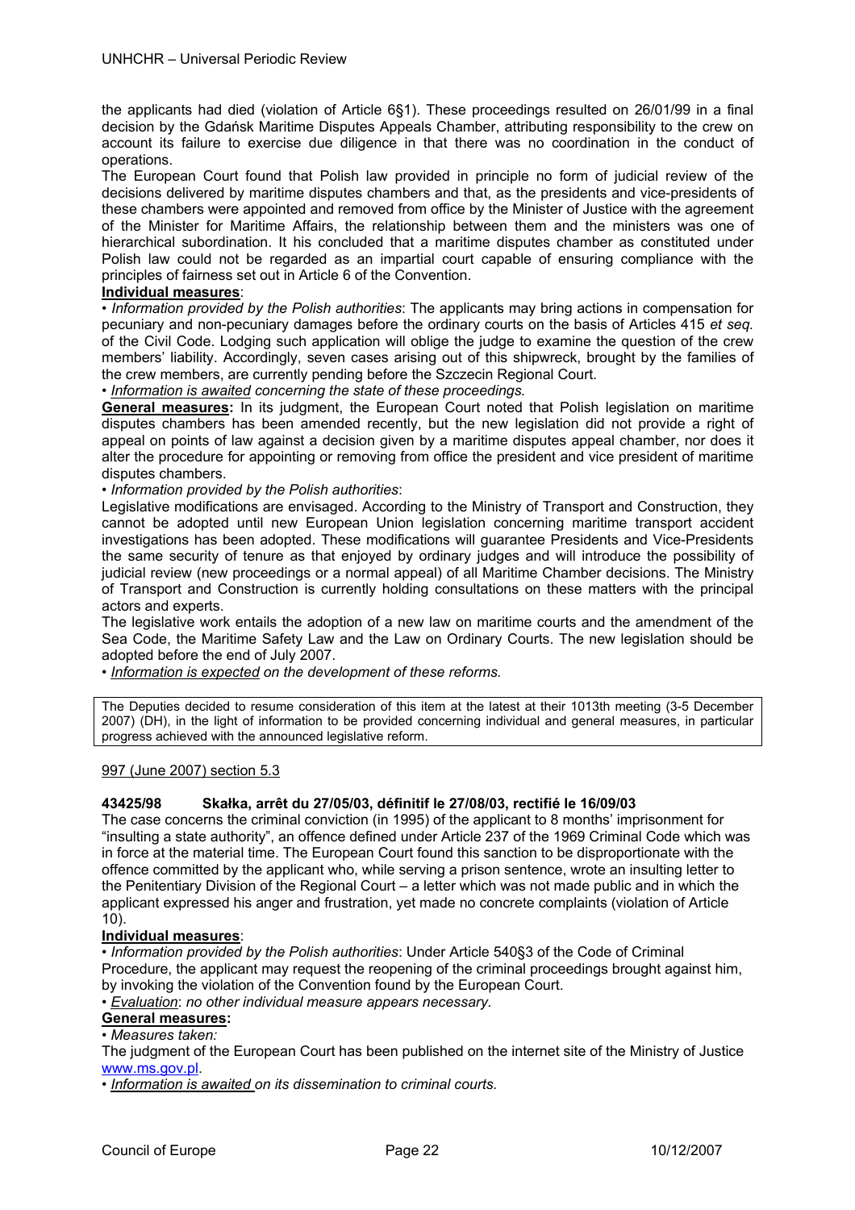the applicants had died (violation of Article 6§1). These proceedings resulted on 26/01/99 in a final decision by the Gdańsk Maritime Disputes Appeals Chamber, attributing responsibility to the crew on account its failure to exercise due diligence in that there was no coordination in the conduct of operations.

The European Court found that Polish law provided in principle no form of judicial review of the decisions delivered by maritime disputes chambers and that, as the presidents and vice-presidents of these chambers were appointed and removed from office by the Minister of Justice with the agreement of the Minister for Maritime Affairs, the relationship between them and the ministers was one of hierarchical subordination. It his concluded that a maritime disputes chamber as constituted under Polish law could not be regarded as an impartial court capable of ensuring compliance with the principles of fairness set out in Article 6 of the Convention.

**Individual measures**:

• *Information provided by the Polish authorities*: The applicants may bring actions in compensation for pecuniary and non-pecuniary damages before the ordinary courts on the basis of Articles 415 *et seq.* of the Civil Code. Lodging such application will oblige the judge to examine the question of the crew members' liability. Accordingly, seven cases arising out of this shipwreck, brought by the families of the crew members, are currently pending before the Szczecin Regional Court.

• *Information is awaited concerning the state of these proceedings.*

**General measures:** In its judgment, the European Court noted that Polish legislation on maritime disputes chambers has been amended recently, but the new legislation did not provide a right of appeal on points of law against a decision given by a maritime disputes appeal chamber, nor does it alter the procedure for appointing or removing from office the president and vice president of maritime disputes chambers.

• *Information provided by the Polish authorities*:

Legislative modifications are envisaged. According to the Ministry of Transport and Construction, they cannot be adopted until new European Union legislation concerning maritime transport accident investigations has been adopted. These modifications will guarantee Presidents and Vice-Presidents the same security of tenure as that enjoyed by ordinary judges and will introduce the possibility of judicial review (new proceedings or a normal appeal) of all Maritime Chamber decisions. The Ministry of Transport and Construction is currently holding consultations on these matters with the principal actors and experts.

The legislative work entails the adoption of a new law on maritime courts and the amendment of the Sea Code, the Maritime Safety Law and the Law on Ordinary Courts. The new legislation should be adopted before the end of July 2007.

• *Information is expected on the development of these reforms.*

The Deputies decided to resume consideration of this item at the latest at their 1013th meeting (3-5 December 2007) (DH), in the light of information to be provided concerning individual and general measures, in particular progress achieved with the announced legislative reform.

997 (June 2007) section 5.3

**43425/98 Skałka, arrêt du 27/05/03, définitif le 27/08/03, rectifié le 16/09/03**

The case concerns the criminal conviction (in 1995) of the applicant to 8 months' imprisonment for "insulting a state authority", an offence defined under Article 237 of the 1969 Criminal Code which was in force at the material time. The European Court found this sanction to be disproportionate with the offence committed by the applicant who, while serving a prison sentence, wrote an insulting letter to the Penitentiary Division of the Regional Court – a letter which was not made public and in which the applicant expressed his anger and frustration, yet made no concrete complaints (violation of Article 10).

**Individual measures**:

• *Information provided by the Polish authorities*: Under Article 540§3 of the Code of Criminal Procedure, the applicant may request the reopening of the criminal proceedings brought against him, by invoking the violation of the Convention found by the European Court.

• *Evaluation*: *no other individual measure appears necessary.*

**General measures:**

• *Measures taken:*

The judgment of the European Court has been published on the internet site of the Ministry of Justice www.ms.gov.pl.

• *Information is awaited on its dissemination to criminal courts.*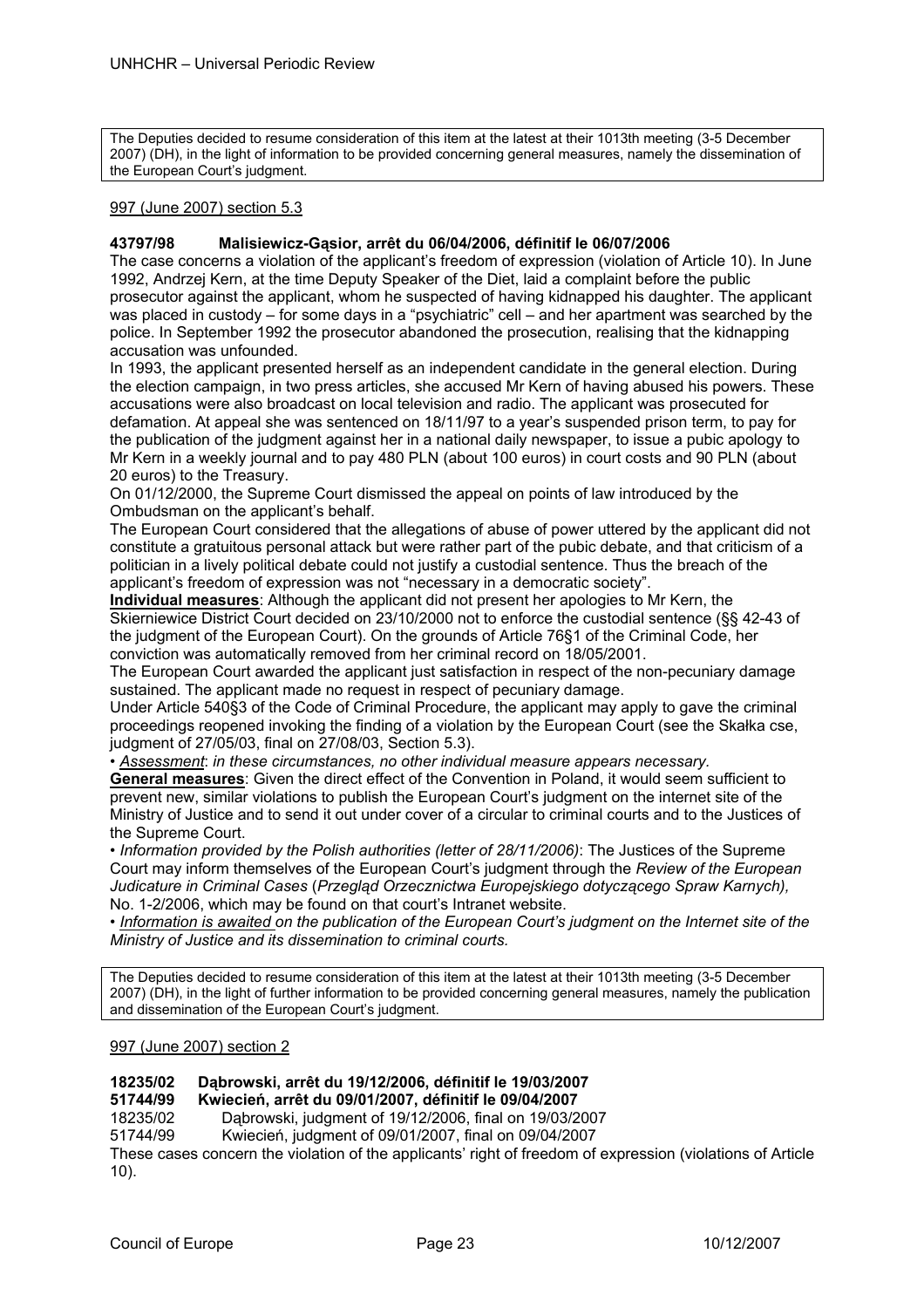The Deputies decided to resume consideration of this item at the latest at their 1013th meeting (3-5 December 2007) (DH), in the light of information to be provided concerning general measures, namely the dissemination of the European Court's judgment.

997 (June 2007) section 5.3

**43797/98 Malisiewicz-Gąsior, arrêt du 06/04/2006, définitif le 06/07/2006**

The case concerns a violation of the applicant's freedom of expression (violation of Article 10). In June 1992, Andrzej Kern, at the time Deputy Speaker of the Diet, laid a complaint before the public prosecutor against the applicant, whom he suspected of having kidnapped his daughter. The applicant was placed in custody – for some days in a "psychiatric" cell – and her apartment was searched by the police. In September 1992 the prosecutor abandoned the prosecution, realising that the kidnapping accusation was unfounded.

In 1993, the applicant presented herself as an independent candidate in the general election. During the election campaign, in two press articles, she accused Mr Kern of having abused his powers. These accusations were also broadcast on local television and radio. The applicant was prosecuted for defamation. At appeal she was sentenced on 18/11/97 to a year's suspended prison term, to pay for the publication of the judgment against her in a national daily newspaper, to issue a pubic apology to Mr Kern in a weekly journal and to pay 480 PLN (about 100 euros) in court costs and 90 PLN (about 20 euros) to the Treasury.

On 01/12/2000, the Supreme Court dismissed the appeal on points of law introduced by the Ombudsman on the applicant's behalf.

The European Court considered that the allegations of abuse of power uttered by the applicant did not constitute a gratuitous personal attack but were rather part of the pubic debate, and that criticism of a politician in a lively political debate could not justify a custodial sentence. Thus the breach of the applicant's freedom of expression was not "necessary in a democratic society".

**Individual measures**: Although the applicant did not present her apologies to Mr Kern, the Skierniewice District Court decided on 23/10/2000 not to enforce the custodial sentence (§§ 42-43 of the judgment of the European Court). On the grounds of Article 76§1 of the Criminal Code, her conviction was automatically removed from her criminal record on 18/05/2001.

The European Court awarded the applicant just satisfaction in respect of the non-pecuniary damage sustained. The applicant made no request in respect of pecuniary damage.

Under Article 540§3 of the Code of Criminal Procedure, the applicant may apply to gave the criminal proceedings reopened invoking the finding of a violation by the European Court (see the Skałka cse, judgment of 27/05/03, final on 27/08/03, Section 5.3).

• *Assessment*: *in these circumstances, no other individual measure appears necessary.*

**General measures**: Given the direct effect of the Convention in Poland, it would seem sufficient to prevent new, similar violations to publish the European Court's judgment on the internet site of the Ministry of Justice and to send it out under cover of a circular to criminal courts and to the Justices of the Supreme Court.

• *Information provided by the Polish authorities (letter of 28/11/2006)*: The Justices of the Supreme Court may inform themselves of the European Court's judgment through the *Review of the European Judicature in Criminal Cases* (*Przegląd Orzecznictwa Europejskiego dotyczącego Spraw Karnych),* No. 1-2/2006, which may be found on that court's Intranet website.

• *Information is awaited on the publication of the European Court's judgment on the Internet site of the Ministry of Justice and its dissemination to criminal courts.*

The Deputies decided to resume consideration of this item at the latest at their 1013th meeting (3-5 December 2007) (DH), in the light of further information to be provided concerning general measures, namely the publication and dissemination of the European Court's judgment.

997 (June 2007) section 2

**18235/02 Dąbrowski, arrêt du 19/12/2006, définitif le 19/03/2007**
**51744/99 Kwiecień, arrêt du 09/01/2007, définitif le 09/04/2007**
18235/02 Dąbrowski, judgment of 19/12/2006, final on 19/03/2007
51744/99 Kwiecień, judgment of 09/01/2007, final on 09/04/2007

These cases concern the violation of the applicants' right of freedom of expression (violations of Article 10).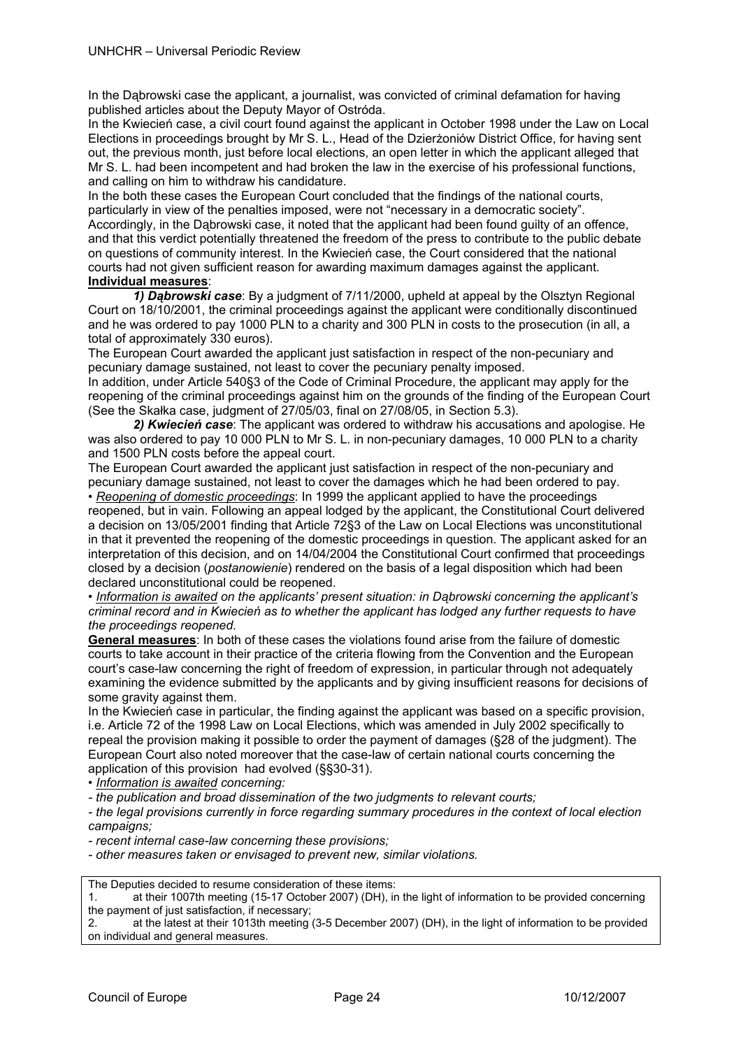In the Dąbrowski case the applicant, a journalist, was convicted of criminal defamation for having published articles about the Deputy Mayor of Ostróda.

In the Kwiecień case, a civil court found against the applicant in October 1998 under the Law on Local Elections in proceedings brought by Mr S. L., Head of the Dzierżoniów District Office, for having sent out, the previous month, just before local elections, an open letter in which the applicant alleged that Mr S. L. had been incompetent and had broken the law in the exercise of his professional functions, and calling on him to withdraw his candidature.

In the both these cases the European Court concluded that the findings of the national courts, particularly in view of the penalties imposed, were not "necessary in a democratic society". Accordingly, in the Dąbrowski case, it noted that the applicant had been found guilty of an offence, and that this verdict potentially threatened the freedom of the press to contribute to the public debate on questions of community interest. In the Kwiecień case, the Court considered that the national courts had not given sufficient reason for awarding maximum damages against the applicant.

**Individual measures**:

***1) Dąbrowski case***: By a judgment of 7/11/2000, upheld at appeal by the Olsztyn Regional Court on 18/10/2001, the criminal proceedings against the applicant were conditionally discontinued and he was ordered to pay 1000 PLN to a charity and 300 PLN in costs to the prosecution (in all, a total of approximately 330 euros).

The European Court awarded the applicant just satisfaction in respect of the non-pecuniary and pecuniary damage sustained, not least to cover the pecuniary penalty imposed.

In addition, under Article 540§3 of the Code of Criminal Procedure, the applicant may apply for the reopening of the criminal proceedings against him on the grounds of the finding of the European Court (See the Skałka case, judgment of 27/05/03, final on 27/08/05, in Section 5.3).

***2) Kwiecień case***: The applicant was ordered to withdraw his accusations and apologise. He was also ordered to pay 10 000 PLN to Mr S. L. in non-pecuniary damages, 10 000 PLN to a charity and 1500 PLN costs before the appeal court.

The European Court awarded the applicant just satisfaction in respect of the non-pecuniary and pecuniary damage sustained, not least to cover the damages which he had been ordered to pay.

• *Reopening of domestic proceedings*: In 1999 the applicant applied to have the proceedings reopened, but in vain. Following an appeal lodged by the applicant, the Constitutional Court delivered a decision on 13/05/2001 finding that Article 72§3 of the Law on Local Elections was unconstitutional in that it prevented the reopening of the domestic proceedings in question. The applicant asked for an interpretation of this decision, and on 14/04/2004 the Constitutional Court confirmed that proceedings closed by a decision (*postanowienie*) rendered on the basis of a legal disposition which had been declared unconstitutional could be reopened.

• *Information is awaited on the applicants' present situation: in Dąbrowski concerning the applicant's criminal record and in Kwiecień as to whether the applicant has lodged any further requests to have the proceedings reopened.*

**General measures**: In both of these cases the violations found arise from the failure of domestic courts to take account in their practice of the criteria flowing from the Convention and the European court's case-law concerning the right of freedom of expression, in particular through not adequately examining the evidence submitted by the applicants and by giving insufficient reasons for decisions of some gravity against them.

In the Kwiecień case in particular, the finding against the applicant was based on a specific provision, i.e. Article 72 of the 1998 Law on Local Elections, which was amended in July 2002 specifically to repeal the provision making it possible to order the payment of damages (§28 of the judgment). The European Court also noted moreover that the case-law of certain national courts concerning the application of this provision had evolved (§§30-31).

• *Information is awaited concerning:*

*- the publication and broad dissemination of the two judgments to relevant courts;*

*- the legal provisions currently in force regarding summary procedures in the context of local election campaigns;*

*- recent internal case-law concerning these provisions;*

*- other measures taken or envisaged to prevent new, similar violations.*

The Deputies decided to resume consideration of these items:

1. at their 1007th meeting (15-17 October 2007) (DH), in the light of information to be provided concerning the payment of just satisfaction, if necessary;
2. at the latest at their 1013th meeting (3-5 December 2007) (DH), in the light of information to be provided on individual and general measures.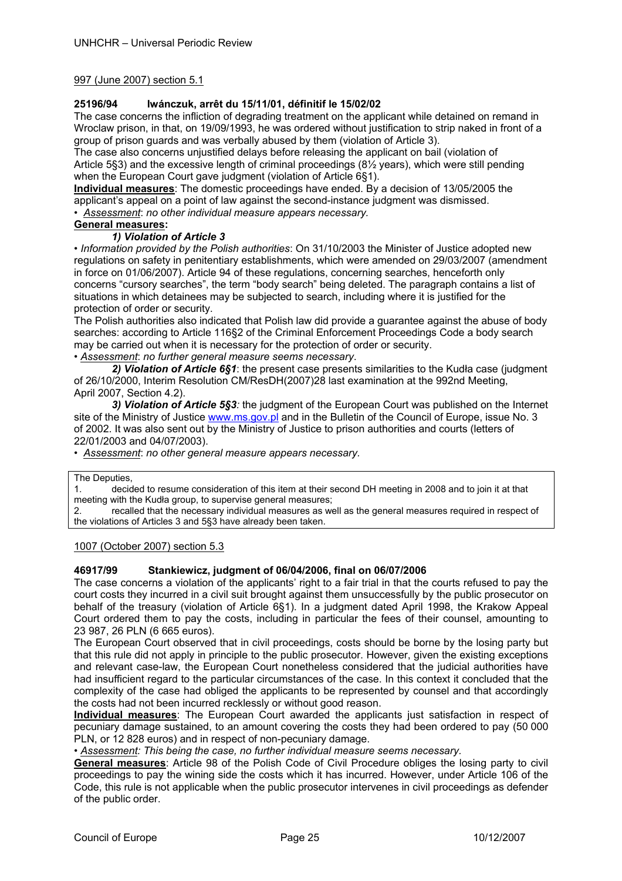997 (June 2007) section 5.1

**25196/94 Iwánczuk, arrêt du 15/11/01, définitif le 15/02/02**

The case concerns the infliction of degrading treatment on the applicant while detained on remand in Wroclaw prison, in that, on 19/09/1993, he was ordered without justification to strip naked in front of a group of prison guards and was verbally abused by them (violation of Article 3).

The case also concerns unjustified delays before releasing the applicant on bail (violation of Article 5§3) and the excessive length of criminal proceedings (8½ years), which were still pending when the European Court gave judgment (violation of Article 6§1).

**Individual measures**: The domestic proceedings have ended. By a decision of 13/05/2005 the applicant's appeal on a point of law against the second-instance judgment was dismissed.

• *Assessment*: *no other individual measure appears necessary.*

**General measures:**

***1) Violation of Article 3***

• *Information provided by the Polish authorities*: On 31/10/2003 the Minister of Justice adopted new regulations on safety in penitentiary establishments, which were amended on 29/03/2007 (amendment in force on 01/06/2007). Article 94 of these regulations, concerning searches, henceforth only concerns "cursory searches", the term "body search" being deleted. The paragraph contains a list of situations in which detainees may be subjected to search, including where it is justified for the protection of order or security.

The Polish authorities also indicated that Polish law did provide a guarantee against the abuse of body searches: according to Article 116§2 of the Criminal Enforcement Proceedings Code a body search may be carried out when it is necessary for the protection of order or security.

• *Assessment*: *no further general measure seems necessary*.

***2) Violation of Article 6§1***: the present case presents similarities to the Kudła case (judgment of 26/10/2000, Interim Resolution CM/ResDH(2007)28 last examination at the 992nd Meeting, April 2007, Section 4.2).

***3) Violation of Article 5§3***: the judgment of the European Court was published on the Internet site of the Ministry of Justice www.ms.gov.pl and in the Bulletin of the Council of Europe, issue No. 3 of 2002. It was also sent out by the Ministry of Justice to prison authorities and courts (letters of 22/01/2003 and 04/07/2003).

• *Assessment*: *no other general measure appears necessary.*

The Deputies,

1. decided to resume consideration of this item at their second DH meeting in 2008 and to join it at that meeting with the Kudła group, to supervise general measures;
2. recalled that the necessary individual measures as well as the general measures required in respect of the violations of Articles 3 and 5§3 have already been taken.

1007 (October 2007) section 5.3

**46917/99 Stankiewicz, judgment of 06/04/2006, final on 06/07/2006**

The case concerns a violation of the applicants' right to a fair trial in that the courts refused to pay the court costs they incurred in a civil suit brought against them unsuccessfully by the public prosecutor on behalf of the treasury (violation of Article 6§1). In a judgment dated April 1998, the Krakow Appeal Court ordered them to pay the costs, including in particular the fees of their counsel, amounting to 23 987, 26 PLN (6 665 euros).

The European Court observed that in civil proceedings, costs should be borne by the losing party but that this rule did not apply in principle to the public prosecutor. However, given the existing exceptions and relevant case-law, the European Court nonetheless considered that the judicial authorities have had insufficient regard to the particular circumstances of the case. In this context it concluded that the complexity of the case had obliged the applicants to be represented by counsel and that accordingly the costs had not been incurred recklessly or without good reason.

**Individual measures**: The European Court awarded the applicants just satisfaction in respect of pecuniary damage sustained, to an amount covering the costs they had been ordered to pay (50 000 PLN, or 12 828 euros) and in respect of non-pecuniary damage.

• *Assessment: This being the case, no further individual measure seems necessary.*

**General measures**: Article 98 of the Polish Code of Civil Procedure obliges the losing party to civil proceedings to pay the wining side the costs which it has incurred. However, under Article 106 of the Code, this rule is not applicable when the public prosecutor intervenes in civil proceedings as defender of the public order.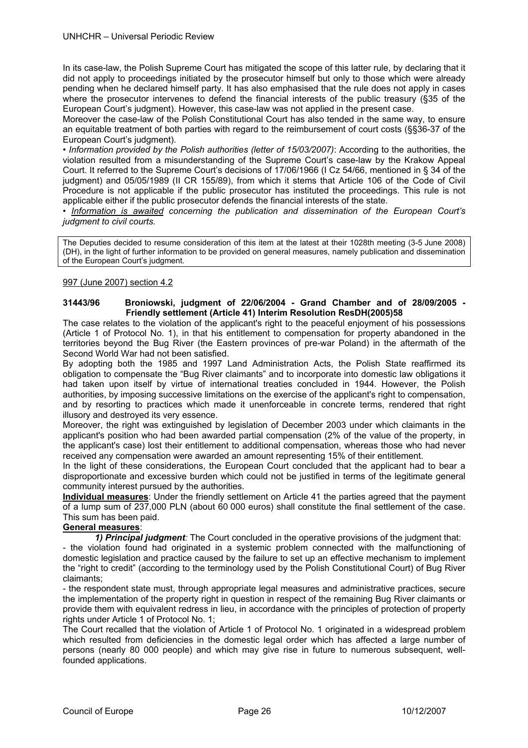In its case-law, the Polish Supreme Court has mitigated the scope of this latter rule, by declaring that it did not apply to proceedings initiated by the prosecutor himself but only to those which were already pending when he declared himself party. It has also emphasised that the rule does not apply in cases where the prosecutor intervenes to defend the financial interests of the public treasury (§35 of the European Court's judgment). However, this case-law was not applied in the present case.

Moreover the case-law of the Polish Constitutional Court has also tended in the same way, to ensure an equitable treatment of both parties with regard to the reimbursement of court costs (§§36-37 of the European Court's judgment).

• *Information provided by the Polish authorities (letter of 15/03/2007)*: According to the authorities, the violation resulted from a misunderstanding of the Supreme Court's case-law by the Krakow Appeal Court. It referred to the Supreme Court's decisions of 17/06/1966 (I Cz 54/66, mentioned in § 34 of the judgment) and 05/05/1989 (II CR 155/89), from which it stems that Article 106 of the Code of Civil Procedure is not applicable if the public prosecutor has instituted the proceedings. This rule is not applicable either if the public prosecutor defends the financial interests of the state.

• *Information is awaited concerning the publication and dissemination of the European Court's judgment to civil courts.*

The Deputies decided to resume consideration of this item at the latest at their 1028th meeting (3-5 June 2008) (DH), in the light of further information to be provided on general measures, namely publication and dissemination of the European Court's judgment.

997 (June 2007) section 4.2

**31443/96 Broniowski, judgment of 22/06/2004 - Grand Chamber and of 28/09/2005 - Friendly settlement (Article 41) Interim Resolution ResDH(2005)58**

The case relates to the violation of the applicant's right to the peaceful enjoyment of his possessions (Article 1 of Protocol No. 1), in that his entitlement to compensation for property abandoned in the territories beyond the Bug River (the Eastern provinces of pre-war Poland) in the aftermath of the Second World War had not been satisfied.

By adopting both the 1985 and 1997 Land Administration Acts, the Polish State reaffirmed its obligation to compensate the "Bug River claimants" and to incorporate into domestic law obligations it had taken upon itself by virtue of international treaties concluded in 1944. However, the Polish authorities, by imposing successive limitations on the exercise of the applicant's right to compensation, and by resorting to practices which made it unenforceable in concrete terms, rendered that right illusory and destroyed its very essence.

Moreover, the right was extinguished by legislation of December 2003 under which claimants in the applicant's position who had been awarded partial compensation (2% of the value of the property, in the applicant's case) lost their entitlement to additional compensation, whereas those who had never received any compensation were awarded an amount representing 15% of their entitlement.

In the light of these considerations, the European Court concluded that the applicant had to bear a disproportionate and excessive burden which could not be justified in terms of the legitimate general community interest pursued by the authorities.

**Individual measures**: Under the friendly settlement on Article 41 the parties agreed that the payment of a lump sum of 237,000 PLN (about 60 000 euros) shall constitute the final settlement of the case. This sum has been paid.

**General measures**:

***1) Principal judgment:*** The Court concluded in the operative provisions of the judgment that:

- the violation found had originated in a systemic problem connected with the malfunctioning of domestic legislation and practice caused by the failure to set up an effective mechanism to implement the "right to credit" (according to the terminology used by the Polish Constitutional Court) of Bug River claimants;
- the respondent state must, through appropriate legal measures and administrative practices, secure the implementation of the property right in question in respect of the remaining Bug River claimants or provide them with equivalent redress in lieu, in accordance with the principles of protection of property rights under Article 1 of Protocol No. 1;

The Court recalled that the violation of Article 1 of Protocol No. 1 originated in a widespread problem which resulted from deficiencies in the domestic legal order which has affected a large number of persons (nearly 80 000 people) and which may give rise in future to numerous subsequent, well-founded applications.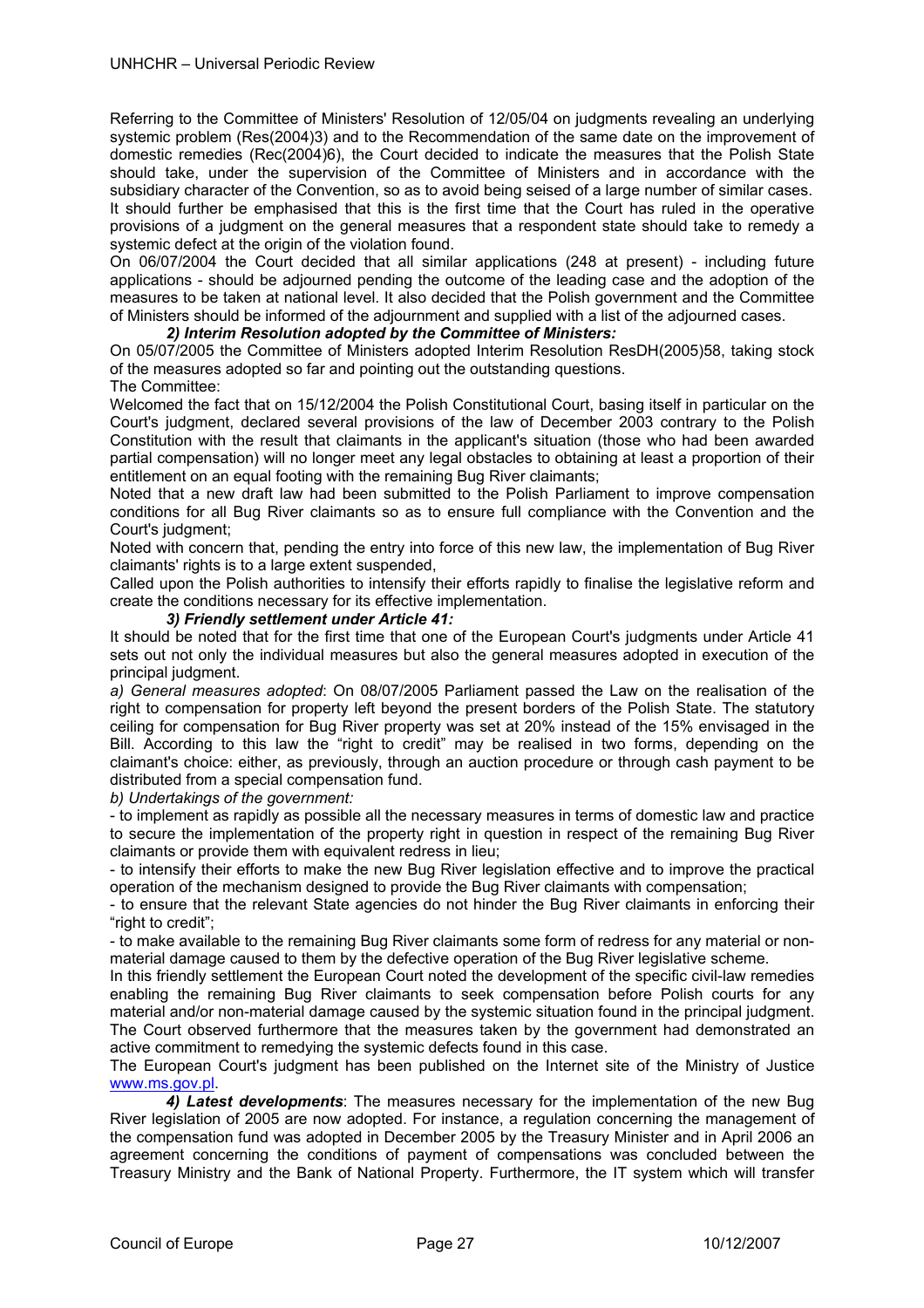Referring to the Committee of Ministers' Resolution of 12/05/04 on judgments revealing an underlying systemic problem (Res(2004)3) and to the Recommendation of the same date on the improvement of domestic remedies (Rec(2004)6), the Court decided to indicate the measures that the Polish State should take, under the supervision of the Committee of Ministers and in accordance with the subsidiary character of the Convention, so as to avoid being seised of a large number of similar cases. It should further be emphasised that this is the first time that the Court has ruled in the operative provisions of a judgment on the general measures that a respondent state should take to remedy a systemic defect at the origin of the violation found.

On 06/07/2004 the Court decided that all similar applications (248 at present) - including future applications - should be adjourned pending the outcome of the leading case and the adoption of the measures to be taken at national level. It also decided that the Polish government and the Committee of Ministers should be informed of the adjournment and supplied with a list of the adjourned cases.

***2) Interim Resolution adopted by the Committee of Ministers:***

On 05/07/2005 the Committee of Ministers adopted Interim Resolution ResDH(2005)58, taking stock of the measures adopted so far and pointing out the outstanding questions.

The Committee:

Welcomed the fact that on 15/12/2004 the Polish Constitutional Court, basing itself in particular on the Court's judgment, declared several provisions of the law of December 2003 contrary to the Polish Constitution with the result that claimants in the applicant's situation (those who had been awarded partial compensation) will no longer meet any legal obstacles to obtaining at least a proportion of their entitlement on an equal footing with the remaining Bug River claimants;

Noted that a new draft law had been submitted to the Polish Parliament to improve compensation conditions for all Bug River claimants so as to ensure full compliance with the Convention and the Court's judgment;

Noted with concern that, pending the entry into force of this new law, the implementation of Bug River claimants' rights is to a large extent suspended,

Called upon the Polish authorities to intensify their efforts rapidly to finalise the legislative reform and create the conditions necessary for its effective implementation.

***3) Friendly settlement under Article 41:***

It should be noted that for the first time that one of the European Court's judgments under Article 41 sets out not only the individual measures but also the general measures adopted in execution of the principal judgment.

*a) General measures adopted*: On 08/07/2005 Parliament passed the Law on the realisation of the right to compensation for property left beyond the present borders of the Polish State. The statutory ceiling for compensation for Bug River property was set at 20% instead of the 15% envisaged in the Bill. According to this law the "right to credit" may be realised in two forms, depending on the claimant's choice: either, as previously, through an auction procedure or through cash payment to be distributed from a special compensation fund.

*b) Undertakings of the government:*

- to implement as rapidly as possible all the necessary measures in terms of domestic law and practice to secure the implementation of the property right in question in respect of the remaining Bug River claimants or provide them with equivalent redress in lieu;
- to intensify their efforts to make the new Bug River legislation effective and to improve the practical operation of the mechanism designed to provide the Bug River claimants with compensation;
- to ensure that the relevant State agencies do not hinder the Bug River claimants in enforcing their "right to credit";
- to make available to the remaining Bug River claimants some form of redress for any material or non-material damage caused to them by the defective operation of the Bug River legislative scheme.

In this friendly settlement the European Court noted the development of the specific civil-law remedies enabling the remaining Bug River claimants to seek compensation before Polish courts for any material and/or non-material damage caused by the systemic situation found in the principal judgment. The Court observed furthermore that the measures taken by the government had demonstrated an active commitment to remedying the systemic defects found in this case.

The European Court's judgment has been published on the Internet site of the Ministry of Justice www.ms.gov.pl.

***4) Latest developments***: The measures necessary for the implementation of the new Bug River legislation of 2005 are now adopted. For instance, a regulation concerning the management of the compensation fund was adopted in December 2005 by the Treasury Minister and in April 2006 an agreement concerning the conditions of payment of compensations was concluded between the Treasury Ministry and the Bank of National Property. Furthermore, the IT system which will transfer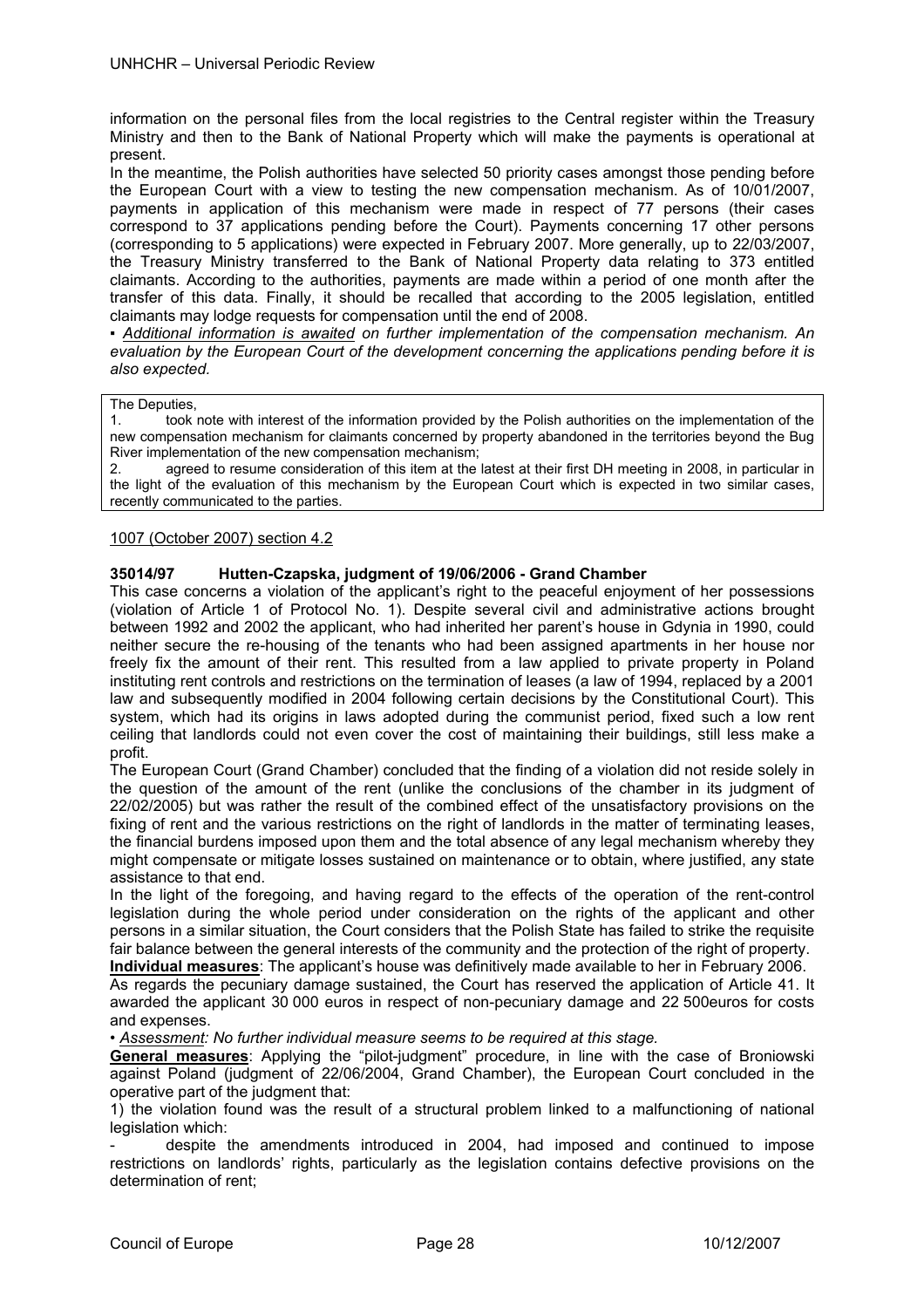information on the personal files from the local registries to the Central register within the Treasury Ministry and then to the Bank of National Property which will make the payments is operational at present.

In the meantime, the Polish authorities have selected 50 priority cases amongst those pending before the European Court with a view to testing the new compensation mechanism. As of 10/01/2007, payments in application of this mechanism were made in respect of 77 persons (their cases correspond to 37 applications pending before the Court). Payments concerning 17 other persons (corresponding to 5 applications) were expected in February 2007. More generally, up to 22/03/2007, the Treasury Ministry transferred to the Bank of National Property data relating to 373 entitled claimants. According to the authorities, payments are made within a period of one month after the transfer of this data. Finally, it should be recalled that according to the 2005 legislation, entitled claimants may lodge requests for compensation until the end of 2008.

▪ *Additional information is awaited on further implementation of the compensation mechanism. An evaluation by the European Court of the development concerning the applications pending before it is also expected.*

The Deputies,

1. took note with interest of the information provided by the Polish authorities on the implementation of the new compensation mechanism for claimants concerned by property abandoned in the territories beyond the Bug River implementation of the new compensation mechanism;
2. agreed to resume consideration of this item at the latest at their first DH meeting in 2008, in particular in the light of the evaluation of this mechanism by the European Court which is expected in two similar cases, recently communicated to the parties.

1007 (October 2007) section 4.2

**35014/97 Hutten-Czapska, judgment of 19/06/2006 - Grand Chamber**

This case concerns a violation of the applicant's right to the peaceful enjoyment of her possessions (violation of Article 1 of Protocol No. 1). Despite several civil and administrative actions brought between 1992 and 2002 the applicant, who had inherited her parent's house in Gdynia in 1990, could neither secure the re-housing of the tenants who had been assigned apartments in her house nor freely fix the amount of their rent. This resulted from a law applied to private property in Poland instituting rent controls and restrictions on the termination of leases (a law of 1994, replaced by a 2001 law and subsequently modified in 2004 following certain decisions by the Constitutional Court). This system, which had its origins in laws adopted during the communist period, fixed such a low rent ceiling that landlords could not even cover the cost of maintaining their buildings, still less make a profit.

The European Court (Grand Chamber) concluded that the finding of a violation did not reside solely in the question of the amount of the rent (unlike the conclusions of the chamber in its judgment of 22/02/2005) but was rather the result of the combined effect of the unsatisfactory provisions on the fixing of rent and the various restrictions on the right of landlords in the matter of terminating leases, the financial burdens imposed upon them and the total absence of any legal mechanism whereby they might compensate or mitigate losses sustained on maintenance or to obtain, where justified, any state assistance to that end.

In the light of the foregoing, and having regard to the effects of the operation of the rent-control legislation during the whole period under consideration on the rights of the applicant and other persons in a similar situation, the Court considers that the Polish State has failed to strike the requisite fair balance between the general interests of the community and the protection of the right of property.

**Individual measures**: The applicant's house was definitively made available to her in February 2006.

As regards the pecuniary damage sustained, the Court has reserved the application of Article 41. It awarded the applicant 30 000 euros in respect of non-pecuniary damage and 22 500euros for costs and expenses.

• *Assessment: No further individual measure seems to be required at this stage.*

**General measures**: Applying the "pilot-judgment" procedure, in line with the case of Broniowski against Poland (judgment of 22/06/2004, Grand Chamber), the European Court concluded in the operative part of the judgment that:

1) the violation found was the result of a structural problem linked to a malfunctioning of national legislation which:

- despite the amendments introduced in 2004, had imposed and continued to impose restrictions on landlords' rights, particularly as the legislation contains defective provisions on the determination of rent;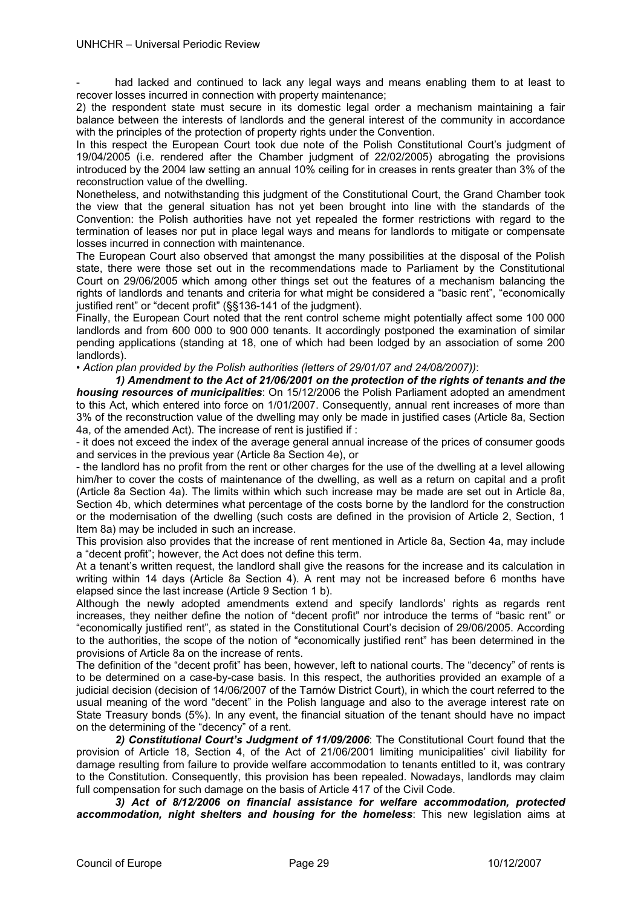- had lacked and continued to lack any legal ways and means enabling them to at least to recover losses incurred in connection with property maintenance;

2) the respondent state must secure in its domestic legal order a mechanism maintaining a fair balance between the interests of landlords and the general interest of the community in accordance with the principles of the protection of property rights under the Convention.

In this respect the European Court took due note of the Polish Constitutional Court's judgment of 19/04/2005 (i.e. rendered after the Chamber judgment of 22/02/2005) abrogating the provisions introduced by the 2004 law setting an annual 10% ceiling for in creases in rents greater than 3% of the reconstruction value of the dwelling.

Nonetheless, and notwithstanding this judgment of the Constitutional Court, the Grand Chamber took the view that the general situation has not yet been brought into line with the standards of the Convention: the Polish authorities have not yet repealed the former restrictions with regard to the termination of leases nor put in place legal ways and means for landlords to mitigate or compensate losses incurred in connection with maintenance.

The European Court also observed that amongst the many possibilities at the disposal of the Polish state, there were those set out in the recommendations made to Parliament by the Constitutional Court on 29/06/2005 which among other things set out the features of a mechanism balancing the rights of landlords and tenants and criteria for what might be considered a "basic rent", "economically justified rent" or "decent profit" (§§136-141 of the judgment).

Finally, the European Court noted that the rent control scheme might potentially affect some 100 000 landlords and from 600 000 to 900 000 tenants. It accordingly postponed the examination of similar pending applications (standing at 18, one of which had been lodged by an association of some 200 landlords).

• *Action plan provided by the Polish authorities (letters of 29/01/07 and 24/08/2007))*:

***1) Amendment to the Act of 21/06/2001 on the protection of the rights of tenants and the housing resources of municipalities***: On 15/12/2006 the Polish Parliament adopted an amendment to this Act, which entered into force on 1/01/2007. Consequently, annual rent increases of more than 3% of the reconstruction value of the dwelling may only be made in justified cases (Article 8a, Section 4a, of the amended Act). The increase of rent is justified if :

- it does not exceed the index of the average general annual increase of the prices of consumer goods and services in the previous year (Article 8a Section 4e), or
- the landlord has no profit from the rent or other charges for the use of the dwelling at a level allowing him/her to cover the costs of maintenance of the dwelling, as well as a return on capital and a profit (Article 8a Section 4a). The limits within which such increase may be made are set out in Article 8a, Section 4b, which determines what percentage of the costs borne by the landlord for the construction or the modernisation of the dwelling (such costs are defined in the provision of Article 2, Section, 1 Item 8a) may be included in such an increase.

This provision also provides that the increase of rent mentioned in Article 8a, Section 4a, may include a "decent profit"; however, the Act does not define this term.

At a tenant's written request, the landlord shall give the reasons for the increase and its calculation in writing within 14 days (Article 8a Section 4). A rent may not be increased before 6 months have elapsed since the last increase (Article 9 Section 1 b).

Although the newly adopted amendments extend and specify landlords' rights as regards rent increases, they neither define the notion of "decent profit" nor introduce the terms of "basic rent" or "economically justified rent", as stated in the Constitutional Court's decision of 29/06/2005. According to the authorities, the scope of the notion of "economically justified rent" has been determined in the provisions of Article 8a on the increase of rents.

The definition of the "decent profit" has been, however, left to national courts. The "decency" of rents is to be determined on a case-by-case basis. In this respect, the authorities provided an example of a judicial decision (decision of 14/06/2007 of the Tarnów District Court), in which the court referred to the usual meaning of the word "decent" in the Polish language and also to the average interest rate on State Treasury bonds (5%). In any event, the financial situation of the tenant should have no impact on the determining of the "decency" of a rent.

***2) Constitutional Court's Judgment of 11/09/2006***: The Constitutional Court found that the provision of Article 18, Section 4, of the Act of 21/06/2001 limiting municipalities' civil liability for damage resulting from failure to provide welfare accommodation to tenants entitled to it, was contrary to the Constitution. Consequently, this provision has been repealed. Nowadays, landlords may claim full compensation for such damage on the basis of Article 417 of the Civil Code.

***3) Act of 8/12/2006 on financial assistance for welfare accommodation, protected accommodation, night shelters and housing for the homeless***: This new legislation aims at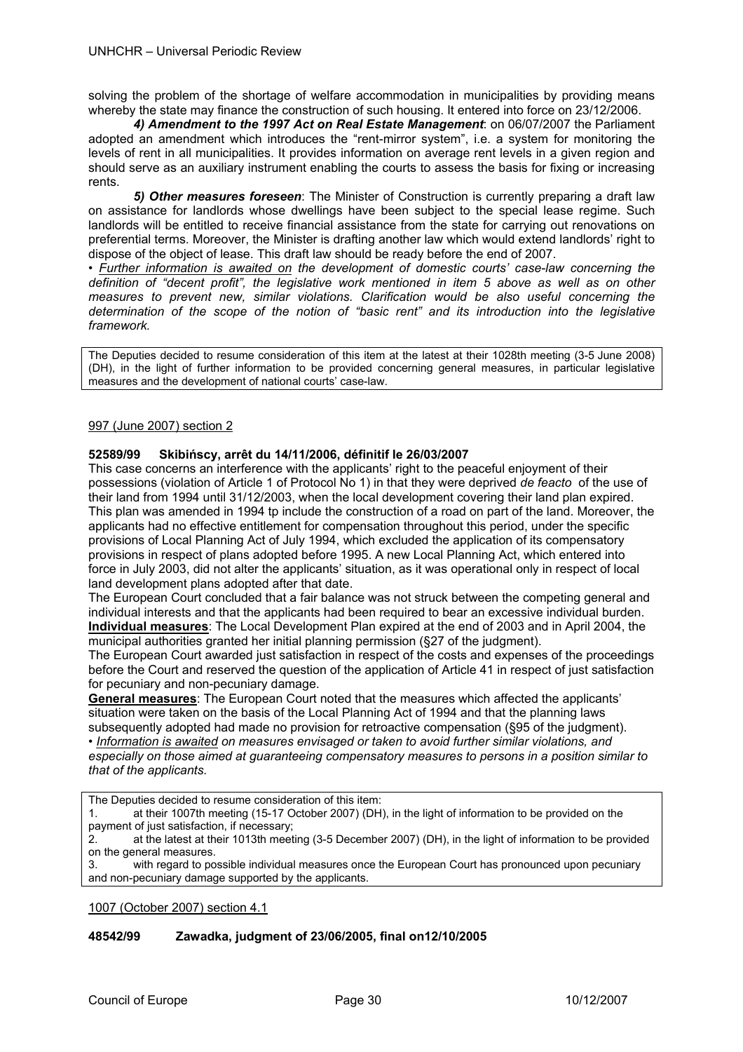solving the problem of the shortage of welfare accommodation in municipalities by providing means whereby the state may finance the construction of such housing. It entered into force on 23/12/2006.

***4) Amendment to the 1997 Act on Real Estate Management***: on 06/07/2007 the Parliament adopted an amendment which introduces the "rent-mirror system", i.e. a system for monitoring the levels of rent in all municipalities. It provides information on average rent levels in a given region and should serve as an auxiliary instrument enabling the courts to assess the basis for fixing or increasing rents.

***5) Other measures foreseen***: The Minister of Construction is currently preparing a draft law on assistance for landlords whose dwellings have been subject to the special lease regime. Such landlords will be entitled to receive financial assistance from the state for carrying out renovations on preferential terms. Moreover, the Minister is drafting another law which would extend landlords' right to dispose of the object of lease. This draft law should be ready before the end of 2007.

• *Further information is awaited on the development of domestic courts' case-law concerning the definition of "decent profit", the legislative work mentioned in item 5 above as well as on other measures to prevent new, similar violations. Clarification would be also useful concerning the determination of the scope of the notion of "basic rent" and its introduction into the legislative framework.*

> The Deputies decided to resume consideration of this item at the latest at their 1028th meeting (3-5 June 2008) (DH), in the light of further information to be provided concerning general measures, in particular legislative measures and the development of national courts' case-law.

997 (June 2007) section 2

**52589/99 Skibińscy, arrêt du 14/11/2006, définitif le 26/03/2007**

This case concerns an interference with the applicants' right to the peaceful enjoyment of their possessions (violation of Article 1 of Protocol No 1) in that they were deprived *de feacto* of the use of their land from 1994 until 31/12/2003, when the local development covering their land plan expired. This plan was amended in 1994 tp include the construction of a road on part of the land. Moreover, the applicants had no effective entitlement for compensation throughout this period, under the specific provisions of Local Planning Act of July 1994, which excluded the application of its compensatory provisions in respect of plans adopted before 1995. A new Local Planning Act, which entered into force in July 2003, did not alter the applicants' situation, as it was operational only in respect of local land development plans adopted after that date.

The European Court concluded that a fair balance was not struck between the competing general and individual interests and that the applicants had been required to bear an excessive individual burden.

**Individual measures**: The Local Development Plan expired at the end of 2003 and in April 2004, the municipal authorities granted her initial planning permission (§27 of the judgment).

The European Court awarded just satisfaction in respect of the costs and expenses of the proceedings before the Court and reserved the question of the application of Article 41 in respect of just satisfaction for pecuniary and non-pecuniary damage.

**General measures**: The European Court noted that the measures which affected the applicants' situation were taken on the basis of the Local Planning Act of 1994 and that the planning laws subsequently adopted had made no provision for retroactive compensation (§95 of the judgment).

• *Information is awaited on measures envisaged or taken to avoid further similar violations, and especially on those aimed at guaranteeing compensatory measures to persons in a position similar to that of the applicants.*

> The Deputies decided to resume consideration of this item:
> 1. at their 1007th meeting (15-17 October 2007) (DH), in the light of information to be provided on the payment of just satisfaction, if necessary;
> 2. at the latest at their 1013th meeting (3-5 December 2007) (DH), in the light of information to be provided on the general measures.
> 3. with regard to possible individual measures once the European Court has pronounced upon pecuniary and non-pecuniary damage supported by the applicants.

1007 (October 2007) section 4.1

**48542/99 Zawadka, judgment of 23/06/2005, final on12/10/2005**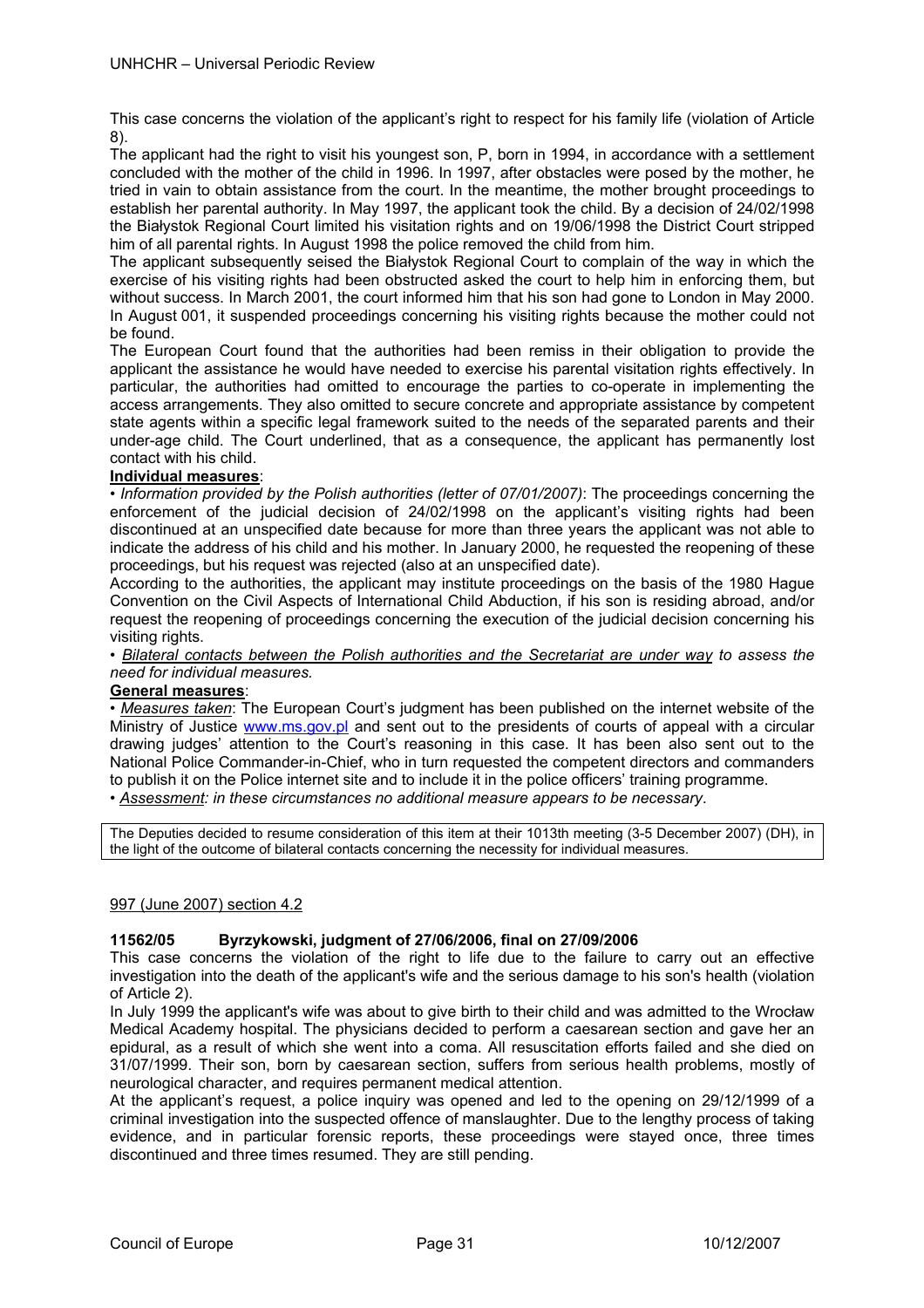This case concerns the violation of the applicant's right to respect for his family life (violation of Article 8).

The applicant had the right to visit his youngest son, P, born in 1994, in accordance with a settlement concluded with the mother of the child in 1996. In 1997, after obstacles were posed by the mother, he tried in vain to obtain assistance from the court. In the meantime, the mother brought proceedings to establish her parental authority. In May 1997, the applicant took the child. By a decision of 24/02/1998 the Białystok Regional Court limited his visitation rights and on 19/06/1998 the District Court stripped him of all parental rights. In August 1998 the police removed the child from him.

The applicant subsequently seised the Białystok Regional Court to complain of the way in which the exercise of his visiting rights had been obstructed asked the court to help him in enforcing them, but without success. In March 2001, the court informed him that his son had gone to London in May 2000. In August 001, it suspended proceedings concerning his visiting rights because the mother could not be found.

The European Court found that the authorities had been remiss in their obligation to provide the applicant the assistance he would have needed to exercise his parental visitation rights effectively. In particular, the authorities had omitted to encourage the parties to co-operate in implementing the access arrangements. They also omitted to secure concrete and appropriate assistance by competent state agents within a specific legal framework suited to the needs of the separated parents and their under-age child. The Court underlined, that as a consequence, the applicant has permanently lost contact with his child.

**Individual measures**:

• *Information provided by the Polish authorities (letter of 07/01/2007)*: The proceedings concerning the enforcement of the judicial decision of 24/02/1998 on the applicant's visiting rights had been discontinued at an unspecified date because for more than three years the applicant was not able to indicate the address of his child and his mother. In January 2000, he requested the reopening of these proceedings, but his request was rejected (also at an unspecified date).

According to the authorities, the applicant may institute proceedings on the basis of the 1980 Hague Convention on the Civil Aspects of International Child Abduction, if his son is residing abroad, and/or request the reopening of proceedings concerning the execution of the judicial decision concerning his visiting rights.

• *Bilateral contacts between the Polish authorities and the Secretariat are under way to assess the need for individual measures.*

**General measures**:

• *Measures taken*: The European Court's judgment has been published on the internet website of the Ministry of Justice www.ms.gov.pl and sent out to the presidents of courts of appeal with a circular drawing judges' attention to the Court's reasoning in this case. It has been also sent out to the National Police Commander-in-Chief, who in turn requested the competent directors and commanders to publish it on the Police internet site and to include it in the police officers' training programme.

• *Assessment: in these circumstances no additional measure appears to be necessary*.

| The Deputies decided to resume consideration of this item at their 1013th meeting (3-5 December 2007) (DH), in the light of the outcome of bilateral contacts concerning the necessity for individual measures. |
|---|

997 (June 2007) section 4.2

**11562/05 Byrzykowski, judgment of 27/06/2006, final on 27/09/2006**

This case concerns the violation of the right to life due to the failure to carry out an effective investigation into the death of the applicant's wife and the serious damage to his son's health (violation of Article 2).

In July 1999 the applicant's wife was about to give birth to their child and was admitted to the Wrocław Medical Academy hospital. The physicians decided to perform a caesarean section and gave her an epidural, as a result of which she went into a coma. All resuscitation efforts failed and she died on 31/07/1999. Their son, born by caesarean section, suffers from serious health problems, mostly of neurological character, and requires permanent medical attention.

At the applicant's request, a police inquiry was opened and led to the opening on 29/12/1999 of a criminal investigation into the suspected offence of manslaughter. Due to the lengthy process of taking evidence, and in particular forensic reports, these proceedings were stayed once, three times discontinued and three times resumed. They are still pending.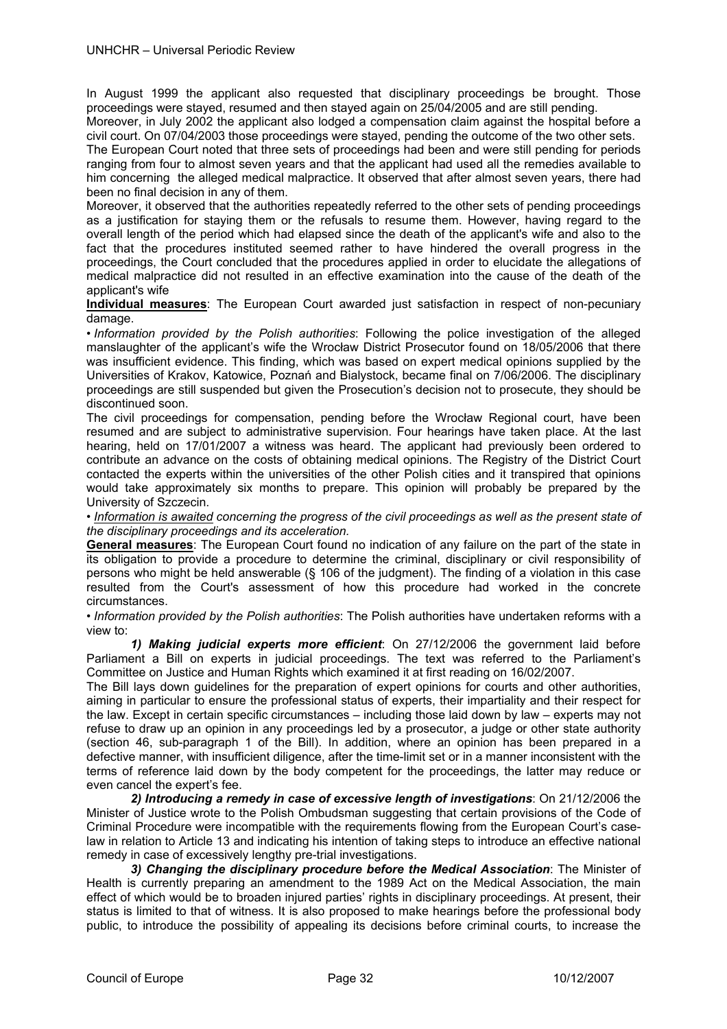In August 1999 the applicant also requested that disciplinary proceedings be brought. Those proceedings were stayed, resumed and then stayed again on 25/04/2005 and are still pending.

Moreover, in July 2002 the applicant also lodged a compensation claim against the hospital before a civil court. On 07/04/2003 those proceedings were stayed, pending the outcome of the two other sets.

The European Court noted that three sets of proceedings had been and were still pending for periods ranging from four to almost seven years and that the applicant had used all the remedies available to him concerning the alleged medical malpractice. It observed that after almost seven years, there had been no final decision in any of them.

Moreover, it observed that the authorities repeatedly referred to the other sets of pending proceedings as a justification for staying them or the refusals to resume them. However, having regard to the overall length of the period which had elapsed since the death of the applicant's wife and also to the fact that the procedures instituted seemed rather to have hindered the overall progress in the proceedings, the Court concluded that the procedures applied in order to elucidate the allegations of medical malpractice did not resulted in an effective examination into the cause of the death of the applicant's wife

**Individual measures**: The European Court awarded just satisfaction in respect of non-pecuniary damage.

• *Information provided by the Polish authorities*: Following the police investigation of the alleged manslaughter of the applicant's wife the Wrocław District Prosecutor found on 18/05/2006 that there was insufficient evidence. This finding, which was based on expert medical opinions supplied by the Universities of Krakov, Katowice, Poznań and Bialystock, became final on 7/06/2006. The disciplinary proceedings are still suspended but given the Prosecution's decision not to prosecute, they should be discontinued soon.

The civil proceedings for compensation, pending before the Wrocław Regional court, have been resumed and are subject to administrative supervision. Four hearings have taken place. At the last hearing, held on 17/01/2007 a witness was heard. The applicant had previously been ordered to contribute an advance on the costs of obtaining medical opinions. The Registry of the District Court contacted the experts within the universities of the other Polish cities and it transpired that opinions would take approximately six months to prepare. This opinion will probably be prepared by the University of Szczecin.

• *Information is awaited concerning the progress of the civil proceedings as well as the present state of the disciplinary proceedings and its acceleration.*

**General measures**: The European Court found no indication of any failure on the part of the state in its obligation to provide a procedure to determine the criminal, disciplinary or civil responsibility of persons who might be held answerable (§ 106 of the judgment). The finding of a violation in this case resulted from the Court's assessment of how this procedure had worked in the concrete circumstances.

• *Information provided by the Polish authorities*: The Polish authorities have undertaken reforms with a view to:

***1) Making judicial experts more efficient***: On 27/12/2006 the government laid before Parliament a Bill on experts in judicial proceedings. The text was referred to the Parliament's Committee on Justice and Human Rights which examined it at first reading on 16/02/2007.

The Bill lays down guidelines for the preparation of expert opinions for courts and other authorities, aiming in particular to ensure the professional status of experts, their impartiality and their respect for the law. Except in certain specific circumstances – including those laid down by law – experts may not refuse to draw up an opinion in any proceedings led by a prosecutor, a judge or other state authority (section 46, sub-paragraph 1 of the Bill). In addition, where an opinion has been prepared in a defective manner, with insufficient diligence, after the time-limit set or in a manner inconsistent with the terms of reference laid down by the body competent for the proceedings, the latter may reduce or even cancel the expert's fee.

***2) Introducing a remedy in case of excessive length of investigations***: On 21/12/2006 the Minister of Justice wrote to the Polish Ombudsman suggesting that certain provisions of the Code of Criminal Procedure were incompatible with the requirements flowing from the European Court's case-law in relation to Article 13 and indicating his intention of taking steps to introduce an effective national remedy in case of excessively lengthy pre-trial investigations.

***3) Changing the disciplinary procedure before the Medical Association***: The Minister of Health is currently preparing an amendment to the 1989 Act on the Medical Association, the main effect of which would be to broaden injured parties' rights in disciplinary proceedings. At present, their status is limited to that of witness. It is also proposed to make hearings before the professional body public, to introduce the possibility of appealing its decisions before criminal courts, to increase the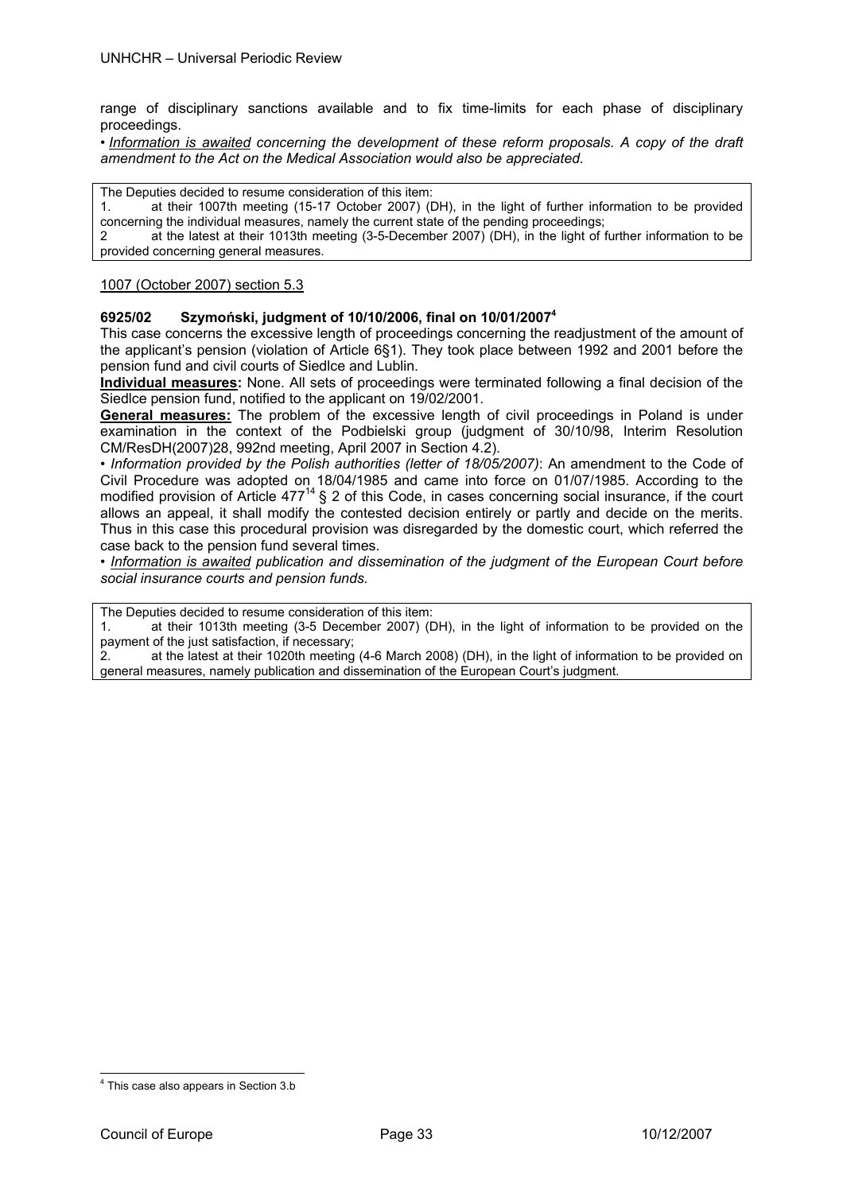range of disciplinary sanctions available and to fix time-limits for each phase of disciplinary proceedings.

• *<u>Information is awaited</u> concerning the development of these reform proposals. A copy of the draft amendment to the Act on the Medical Association would also be appreciated.*

> The Deputies decided to resume consideration of this item:
> 1. at their 1007th meeting (15-17 October 2007) (DH), in the light of further information to be provided concerning the individual measures, namely the current state of the pending proceedings;
> 2 at the latest at their 1013th meeting (3-5-December 2007) (DH), in the light of further information to be provided concerning general measures.

<u>1007 (October 2007) section 5.3</u>

**6925/02 Szymoński, judgment of 10/10/2006, final on 10/01/2007**[4]

This case concerns the excessive length of proceedings concerning the readjustment of the amount of the applicant's pension (violation of Article 6§1). They took place between 1992 and 2001 before the pension fund and civil courts of Siedlce and Lublin.

**<u>Individual measures</u>:** None. All sets of proceedings were terminated following a final decision of the Siedlce pension fund, notified to the applicant on 19/02/2001.

**<u>General measures</u>:** The problem of the excessive length of civil proceedings in Poland is under examination in the context of the Podbielski group (judgment of 30/10/98, Interim Resolution CM/ResDH(2007)28, 992nd meeting, April 2007 in Section 4.2).

• *Information provided by the Polish authorities (letter of 18/05/2007)*: An amendment to the Code of Civil Procedure was adopted on 18/04/1985 and came into force on 01/07/1985. According to the modified provision of Article 477[14] § 2 of this Code, in cases concerning social insurance, if the court allows an appeal, it shall modify the contested decision entirely or partly and decide on the merits. Thus in this case this procedural provision was disregarded by the domestic court, which referred the case back to the pension fund several times.

• *<u>Information is awaited</u> publication and dissemination of the judgment of the European Court before social insurance courts and pension funds.*

> The Deputies decided to resume consideration of this item:
> 1. at their 1013th meeting (3-5 December 2007) (DH), in the light of information to be provided on the payment of the just satisfaction, if necessary;
> 2. at the latest at their 1020th meeting (4-6 March 2008) (DH), in the light of information to be provided on general measures, namely publication and dissemination of the European Court's judgment.

[4] This case also appears in Section 3.b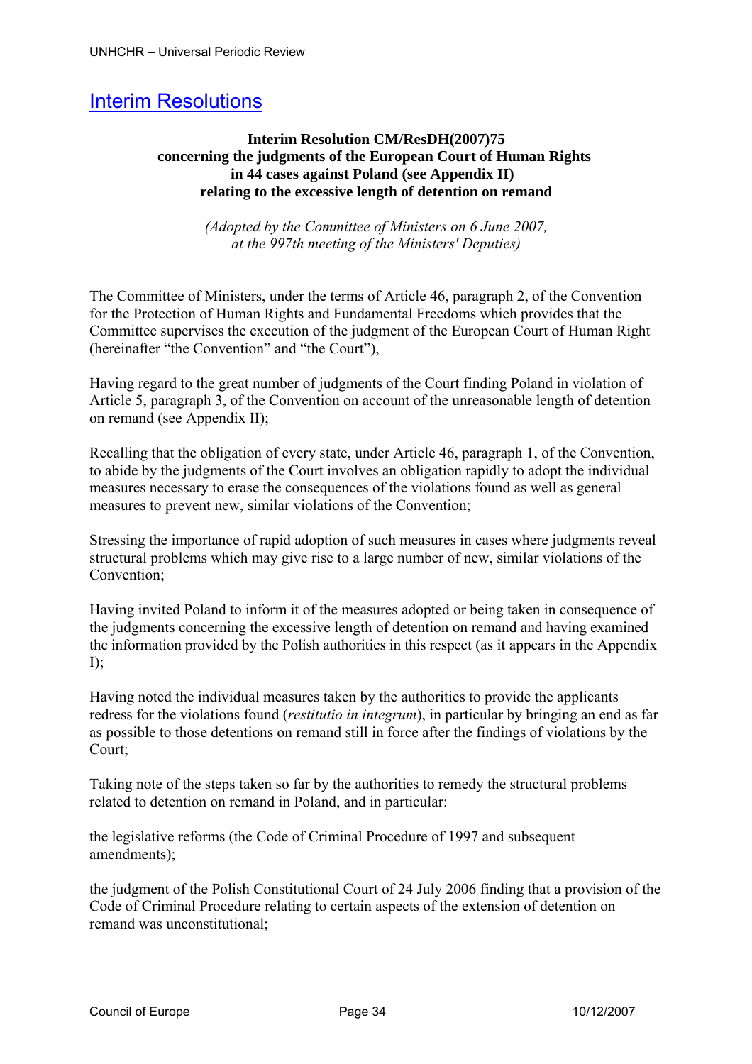## Interim Resolutions

**Interim Resolution CM/ResDH(2007)75**
**concerning the judgments of the European Court of Human Rights**
**in 44 cases against Poland (see Appendix II)**
**relating to the excessive length of detention on remand**

*(Adopted by the Committee of Ministers on 6 June 2007,*
*at the 997th meeting of the Ministers' Deputies)*

The Committee of Ministers, under the terms of Article 46, paragraph 2, of the Convention for the Protection of Human Rights and Fundamental Freedoms which provides that the Committee supervises the execution of the judgment of the European Court of Human Right (hereinafter "the Convention" and "the Court"),

Having regard to the great number of judgments of the Court finding Poland in violation of Article 5, paragraph 3, of the Convention on account of the unreasonable length of detention on remand (see Appendix II);

Recalling that the obligation of every state, under Article 46, paragraph 1, of the Convention, to abide by the judgments of the Court involves an obligation rapidly to adopt the individual measures necessary to erase the consequences of the violations found as well as general measures to prevent new, similar violations of the Convention;

Stressing the importance of rapid adoption of such measures in cases where judgments reveal structural problems which may give rise to a large number of new, similar violations of the Convention;

Having invited Poland to inform it of the measures adopted or being taken in consequence of the judgments concerning the excessive length of detention on remand and having examined the information provided by the Polish authorities in this respect (as it appears in the Appendix I);

Having noted the individual measures taken by the authorities to provide the applicants redress for the violations found (*restitutio in integrum*), in particular by bringing an end as far as possible to those detentions on remand still in force after the findings of violations by the Court;

Taking note of the steps taken so far by the authorities to remedy the structural problems related to detention on remand in Poland, and in particular:

the legislative reforms (the Code of Criminal Procedure of 1997 and subsequent amendments);

the judgment of the Polish Constitutional Court of 24 July 2006 finding that a provision of the Code of Criminal Procedure relating to certain aspects of the extension of detention on remand was unconstitutional;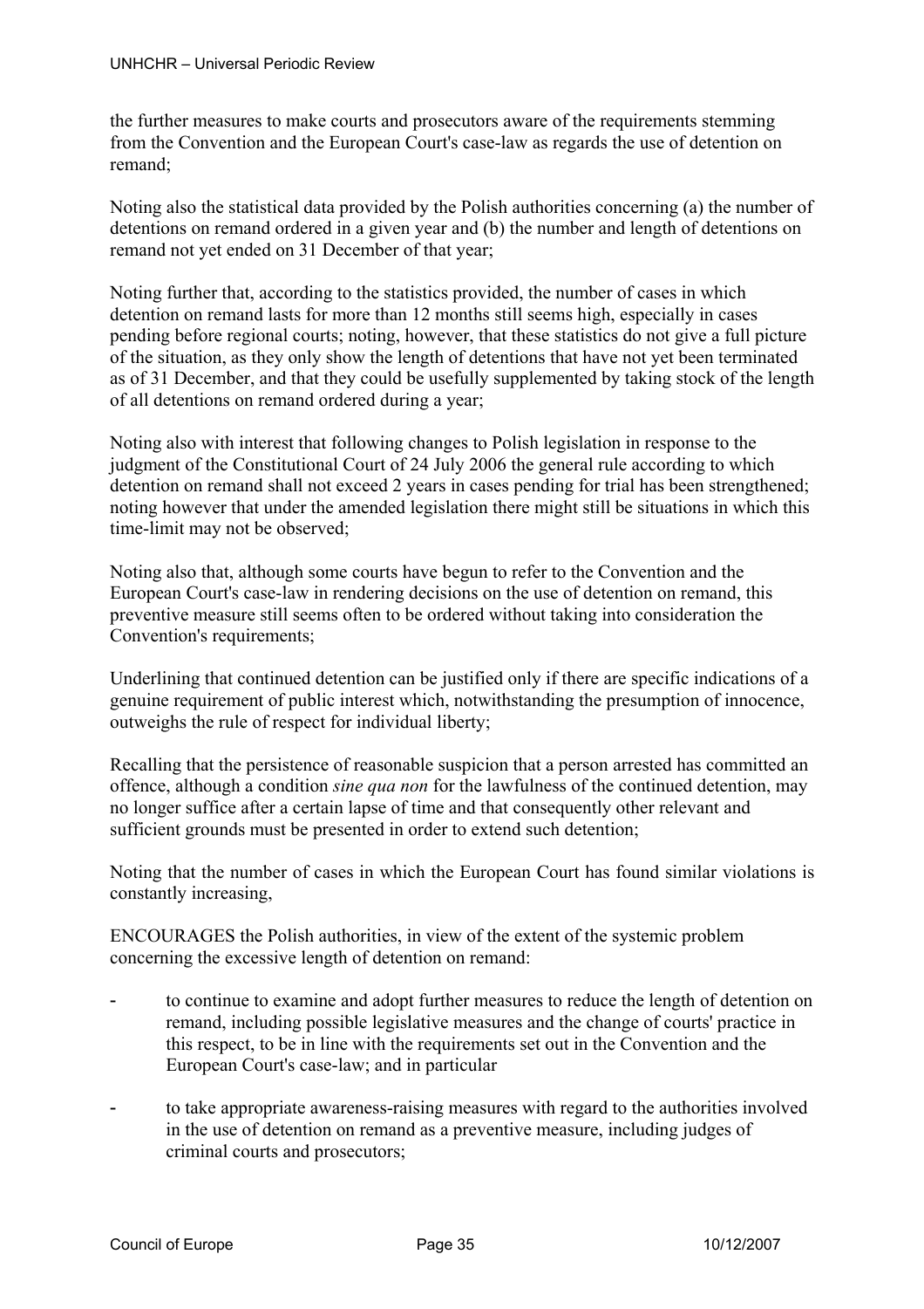the further measures to make courts and prosecutors aware of the requirements stemming from the Convention and the European Court's case-law as regards the use of detention on remand;

Noting also the statistical data provided by the Polish authorities concerning (a) the number of detentions on remand ordered in a given year and (b) the number and length of detentions on remand not yet ended on 31 December of that year;

Noting further that, according to the statistics provided, the number of cases in which detention on remand lasts for more than 12 months still seems high, especially in cases pending before regional courts; noting, however, that these statistics do not give a full picture of the situation, as they only show the length of detentions that have not yet been terminated as of 31 December, and that they could be usefully supplemented by taking stock of the length of all detentions on remand ordered during a year;

Noting also with interest that following changes to Polish legislation in response to the judgment of the Constitutional Court of 24 July 2006 the general rule according to which detention on remand shall not exceed 2 years in cases pending for trial has been strengthened; noting however that under the amended legislation there might still be situations in which this time-limit may not be observed;

Noting also that, although some courts have begun to refer to the Convention and the European Court's case-law in rendering decisions on the use of detention on remand, this preventive measure still seems often to be ordered without taking into consideration the Convention's requirements;

Underlining that continued detention can be justified only if there are specific indications of a genuine requirement of public interest which, notwithstanding the presumption of innocence, outweighs the rule of respect for individual liberty;

Recalling that the persistence of reasonable suspicion that a person arrested has committed an offence, although a condition *sine qua non* for the lawfulness of the continued detention, may no longer suffice after a certain lapse of time and that consequently other relevant and sufficient grounds must be presented in order to extend such detention;

Noting that the number of cases in which the European Court has found similar violations is constantly increasing,

ENCOURAGES the Polish authorities, in view of the extent of the systemic problem concerning the excessive length of detention on remand:

- to continue to examine and adopt further measures to reduce the length of detention on remand, including possible legislative measures and the change of courts' practice in this respect, to be in line with the requirements set out in the Convention and the European Court's case-law; and in particular
- to take appropriate awareness-raising measures with regard to the authorities involved in the use of detention on remand as a preventive measure, including judges of criminal courts and prosecutors;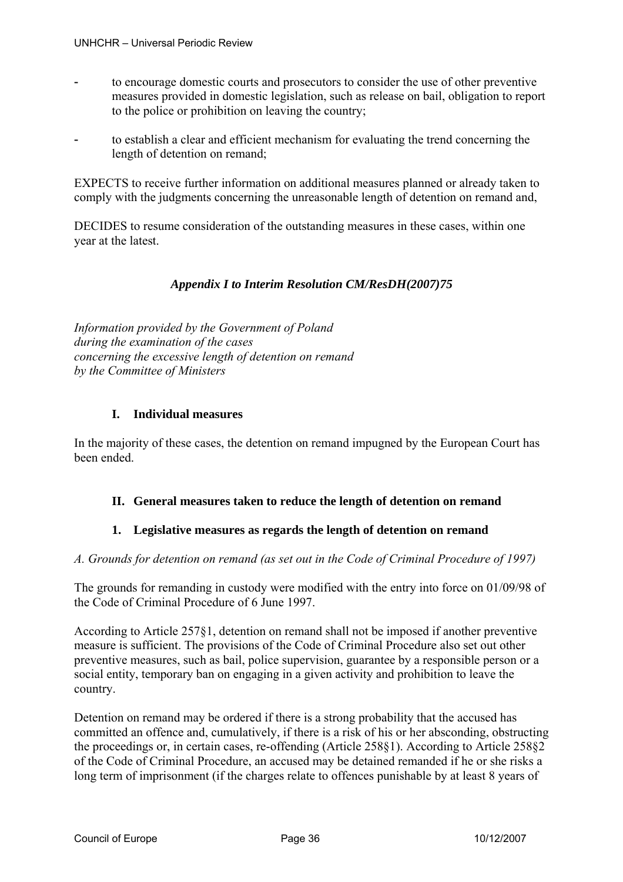- to encourage domestic courts and prosecutors to consider the use of other preventive measures provided in domestic legislation, such as release on bail, obligation to report to the police or prohibition on leaving the country;
- to establish a clear and efficient mechanism for evaluating the trend concerning the length of detention on remand;

EXPECTS to receive further information on additional measures planned or already taken to comply with the judgments concerning the unreasonable length of detention on remand and,

DECIDES to resume consideration of the outstanding measures in these cases, within one year at the latest.

***Appendix I to Interim Resolution CM/ResDH(2007)75***

*Information provided by the Government of Poland during the examination of the cases concerning the excessive length of detention on remand by the Committee of Ministers*

## I. Individual measures

In the majority of these cases, the detention on remand impugned by the European Court has been ended.

## II. General measures taken to reduce the length of detention on remand

### 1. Legislative measures as regards the length of detention on remand

*A. Grounds for detention on remand (as set out in the Code of Criminal Procedure of 1997)*

The grounds for remanding in custody were modified with the entry into force on 01/09/98 of the Code of Criminal Procedure of 6 June 1997.

According to Article 257§1, detention on remand shall not be imposed if another preventive measure is sufficient. The provisions of the Code of Criminal Procedure also set out other preventive measures, such as bail, police supervision, guarantee by a responsible person or a social entity, temporary ban on engaging in a given activity and prohibition to leave the country.

Detention on remand may be ordered if there is a strong probability that the accused has committed an offence and, cumulatively, if there is a risk of his or her absconding, obstructing the proceedings or, in certain cases, re-offending (Article 258§1). According to Article 258§2 of the Code of Criminal Procedure, an accused may be detained remanded if he or she risks a long term of imprisonment (if the charges relate to offences punishable by at least 8 years of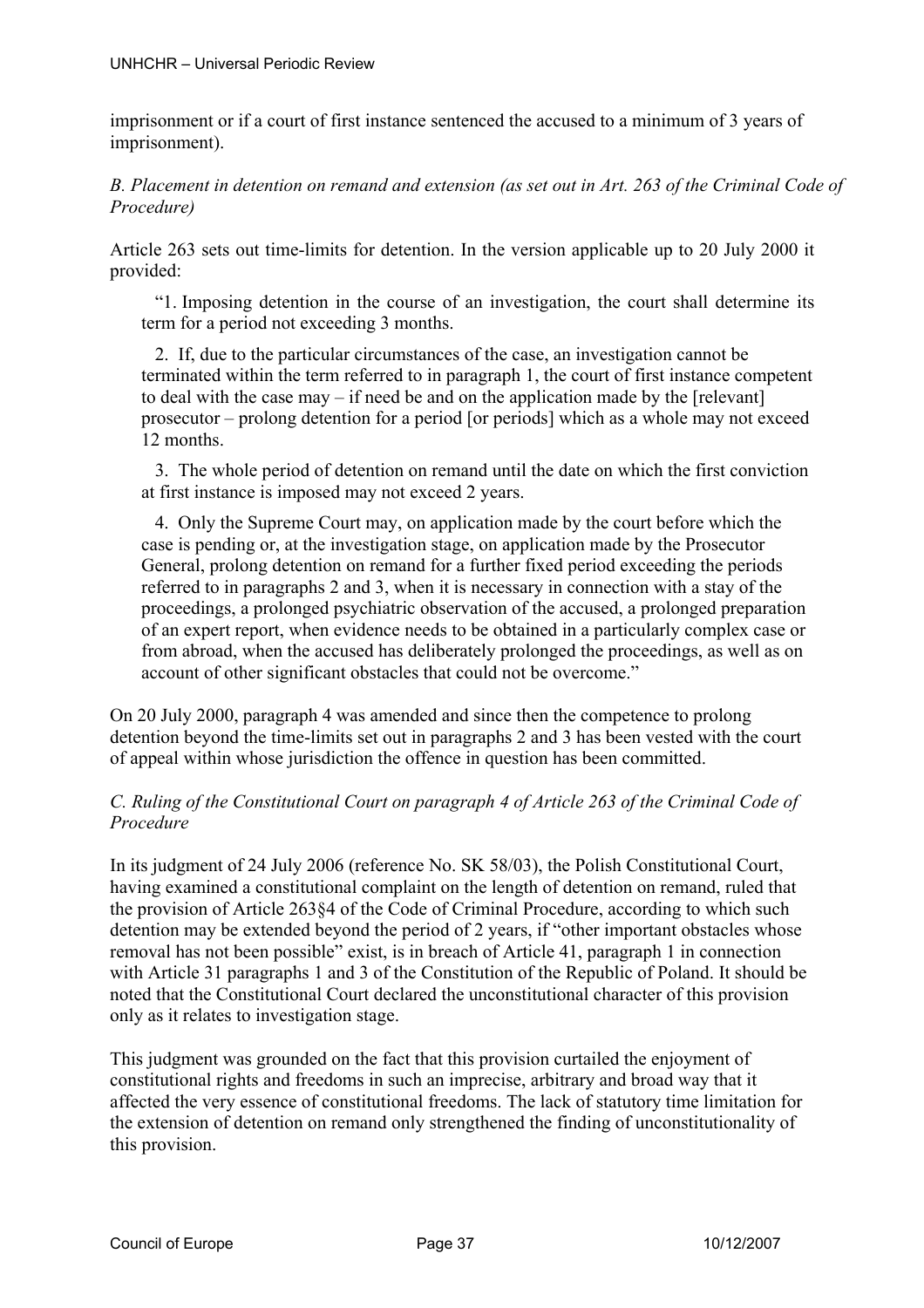imprisonment or if a court of first instance sentenced the accused to a minimum of 3 years of imprisonment).

*B. Placement in detention on remand and extension (as set out in Art. 263 of the Criminal Code of Procedure)*

Article 263 sets out time-limits for detention. In the version applicable up to 20 July 2000 it provided:

> "1. Imposing detention in the course of an investigation, the court shall determine its term for a period not exceeding 3 months.
>
> 2. If, due to the particular circumstances of the case, an investigation cannot be terminated within the term referred to in paragraph 1, the court of first instance competent to deal with the case may – if need be and on the application made by the [relevant] prosecutor – prolong detention for a period [or periods] which as a whole may not exceed 12 months.
>
> 3. The whole period of detention on remand until the date on which the first conviction at first instance is imposed may not exceed 2 years.
>
> 4. Only the Supreme Court may, on application made by the court before which the case is pending or, at the investigation stage, on application made by the Prosecutor General, prolong detention on remand for a further fixed period exceeding the periods referred to in paragraphs 2 and 3, when it is necessary in connection with a stay of the proceedings, a prolonged psychiatric observation of the accused, a prolonged preparation of an expert report, when evidence needs to be obtained in a particularly complex case or from abroad, when the accused has deliberately prolonged the proceedings, as well as on account of other significant obstacles that could not be overcome."

On 20 July 2000, paragraph 4 was amended and since then the competence to prolong detention beyond the time-limits set out in paragraphs 2 and 3 has been vested with the court of appeal within whose jurisdiction the offence in question has been committed.

*C. Ruling of the Constitutional Court on paragraph 4 of Article 263 of the Criminal Code of Procedure*

In its judgment of 24 July 2006 (reference No. SK 58/03), the Polish Constitutional Court, having examined a constitutional complaint on the length of detention on remand, ruled that the provision of Article 263§4 of the Code of Criminal Procedure, according to which such detention may be extended beyond the period of 2 years, if "other important obstacles whose removal has not been possible" exist, is in breach of Article 41, paragraph 1 in connection with Article 31 paragraphs 1 and 3 of the Constitution of the Republic of Poland. It should be noted that the Constitutional Court declared the unconstitutional character of this provision only as it relates to investigation stage.

This judgment was grounded on the fact that this provision curtailed the enjoyment of constitutional rights and freedoms in such an imprecise, arbitrary and broad way that it affected the very essence of constitutional freedoms. The lack of statutory time limitation for the extension of detention on remand only strengthened the finding of unconstitutionality of this provision.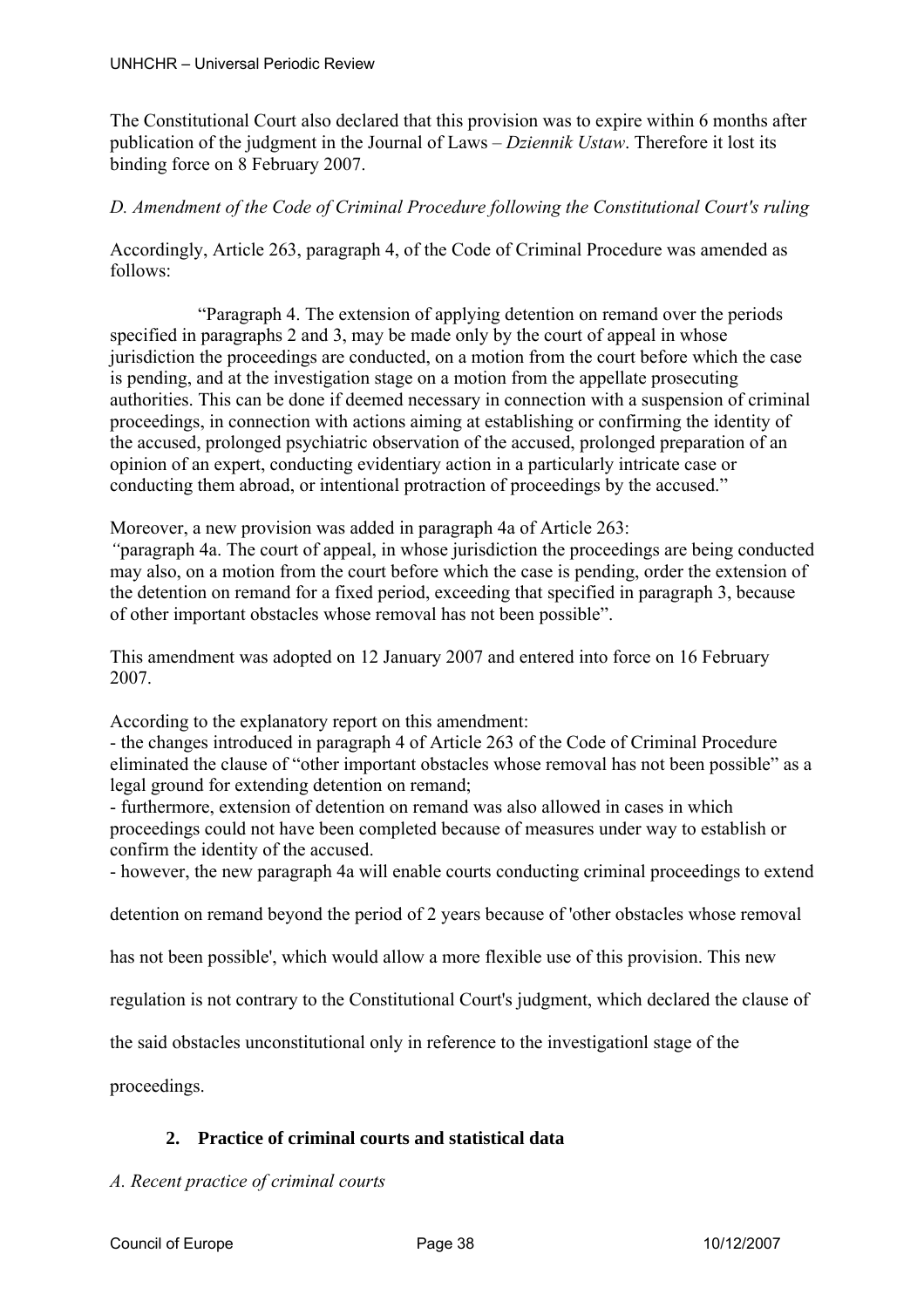The Constitutional Court also declared that this provision was to expire within 6 months after publication of the judgment in the Journal of Laws – *Dziennik Ustaw*. Therefore it lost its binding force on 8 February 2007.

*D. Amendment of the Code of Criminal Procedure following the Constitutional Court's ruling*

Accordingly, Article 263, paragraph 4, of the Code of Criminal Procedure was amended as follows:

> "Paragraph 4. The extension of applying detention on remand over the periods specified in paragraphs 2 and 3, may be made only by the court of appeal in whose jurisdiction the proceedings are conducted, on a motion from the court before which the case is pending, and at the investigation stage on a motion from the appellate prosecuting authorities. This can be done if deemed necessary in connection with a suspension of criminal proceedings, in connection with actions aiming at establishing or confirming the identity of the accused, prolonged psychiatric observation of the accused, prolonged preparation of an opinion of an expert, conducting evidentiary action in a particularly intricate case or conducting them abroad, or intentional protraction of proceedings by the accused."

Moreover, a new provision was added in paragraph 4a of Article 263:
*"*paragraph 4a. The court of appeal, in whose jurisdiction the proceedings are being conducted may also, on a motion from the court before which the case is pending, order the extension of the detention on remand for a fixed period, exceeding that specified in paragraph 3, because of other important obstacles whose removal has not been possible".

This amendment was adopted on 12 January 2007 and entered into force on 16 February 2007.

According to the explanatory report on this amendment:
- the changes introduced in paragraph 4 of Article 263 of the Code of Criminal Procedure eliminated the clause of "other important obstacles whose removal has not been possible" as a legal ground for extending detention on remand;
- furthermore, extension of detention on remand was also allowed in cases in which proceedings could not have been completed because of measures under way to establish or confirm the identity of the accused.
- however, the new paragraph 4a will enable courts conducting criminal proceedings to extend detention on remand beyond the period of 2 years because of 'other obstacles whose removal has not been possible', which would allow a more flexible use of this provision. This new regulation is not contrary to the Constitutional Court's judgment, which declared the clause of the said obstacles unconstitutional only in reference to the investigationl stage of the proceedings.

## 2. Practice of criminal courts and statistical data

*A. Recent practice of criminal courts*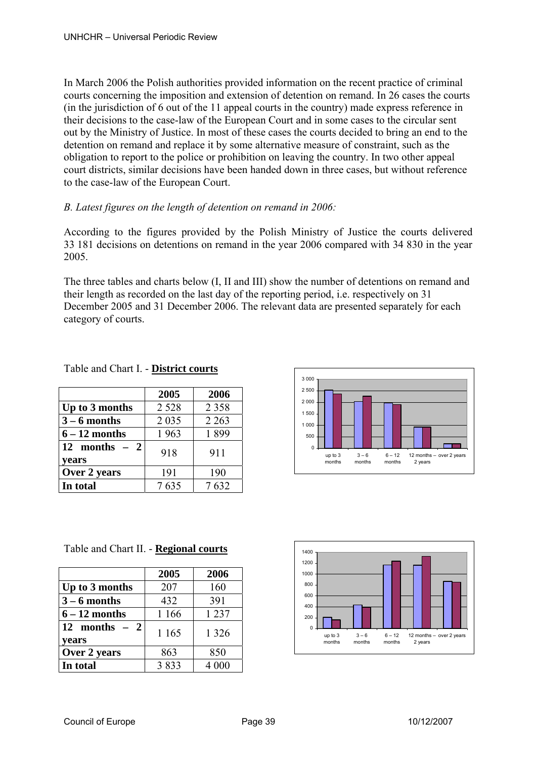In March 2006 the Polish authorities provided information on the recent practice of criminal courts concerning the imposition and extension of detention on remand. In 26 cases the courts (in the jurisdiction of 6 out of the 11 appeal courts in the country) made express reference in their decisions to the case-law of the European Court and in some cases to the circular sent out by the Ministry of Justice. In most of these cases the courts decided to bring an end to the detention on remand and replace it by some alternative measure of constraint, such as the obligation to report to the police or prohibition on leaving the country. In two other appeal court districts, similar decisions have been handed down in three cases, but without reference to the case-law of the European Court.

*B. Latest figures on the length of detention on remand in 2006:*

According to the figures provided by the Polish Ministry of Justice the courts delivered 33 181 decisions on detentions on remand in the year 2006 compared with 34 830 in the year 2005.

The three tables and charts below (I, II and III) show the number of detentions on remand and their length as recorded on the last day of the reporting period, i.e. respectively on 31 December 2005 and 31 December 2006. The relevant data are presented separately for each category of courts.

Table and Chart I. - **District courts**

| | **2005** | **2006** |
|---|---|---|
| **Up to 3 months** | 2 528 | 2 358 |
| **3 – 6 months** | 2 035 | 2 263 |
| **6 – 12 months** | 1 963 | 1 899 |
| **12 months – 2 years** | 918 | 911 |
| **Over 2 years** | 191 | 190 |
| **In total** | 7 635 | 7 632 |

Table and Chart II. - **Regional courts**

| | **2005** | **2006** |
|---|---|---|
| **Up to 3 months** | 207 | 160 |
| **3 – 6 months** | 432 | 391 |
| **6 – 12 months** | 1 166 | 1 237 |
| **12 months – 2 years** | 1 165 | 1 326 |
| **Over 2 years** | 863 | 850 |
| **In total** | 3 833 | 4 000 |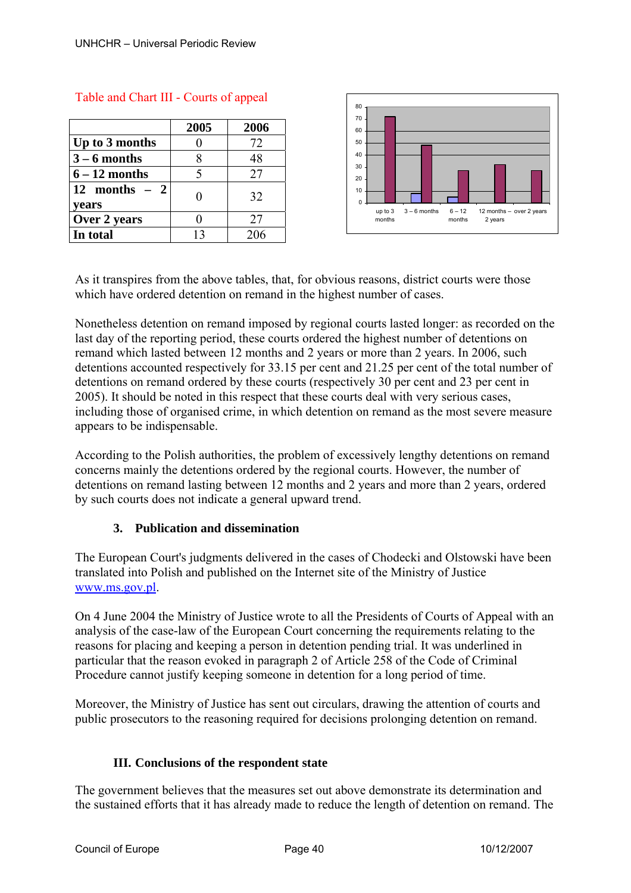Table and Chart III - Courts of appeal

| | 2005 | 2006 |
|---|---|---|
| **Up to 3 months** | 0 | 72 |
| **3 – 6 months** | 8 | 48 |
| **6 – 12 months** | 5 | 27 |
| **12 months – 2 years** | 0 | 32 |
| **Over 2 years** | 0 | 27 |
| **In total** | 13 | 206 |

As it transpires from the above tables, that, for obvious reasons, district courts were those which have ordered detention on remand in the highest number of cases.

Nonetheless detention on remand imposed by regional courts lasted longer: as recorded on the last day of the reporting period, these courts ordered the highest number of detentions on remand which lasted between 12 months and 2 years or more than 2 years. In 2006, such detentions accounted respectively for 33.15 per cent and 21.25 per cent of the total number of detentions on remand ordered by these courts (respectively 30 per cent and 23 per cent in 2005). It should be noted in this respect that these courts deal with very serious cases, including those of organised crime, in which detention on remand as the most severe measure appears to be indispensable.

According to the Polish authorities, the problem of excessively lengthy detentions on remand concerns mainly the detentions ordered by the regional courts. However, the number of detentions on remand lasting between 12 months and 2 years and more than 2 years, ordered by such courts does not indicate a general upward trend.

### 3. Publication and dissemination

The European Court's judgments delivered in the cases of Chodecki and Olstowski have been translated into Polish and published on the Internet site of the Ministry of Justice www.ms.gov.pl.

On 4 June 2004 the Ministry of Justice wrote to all the Presidents of Courts of Appeal with an analysis of the case-law of the European Court concerning the requirements relating to the reasons for placing and keeping a person in detention pending trial. It was underlined in particular that the reason evoked in paragraph 2 of Article 258 of the Code of Criminal Procedure cannot justify keeping someone in detention for a long period of time.

Moreover, the Ministry of Justice has sent out circulars, drawing the attention of courts and public prosecutors to the reasoning required for decisions prolonging detention on remand.

## III. Conclusions of the respondent state

The government believes that the measures set out above demonstrate its determination and the sustained efforts that it has already made to reduce the length of detention on remand. The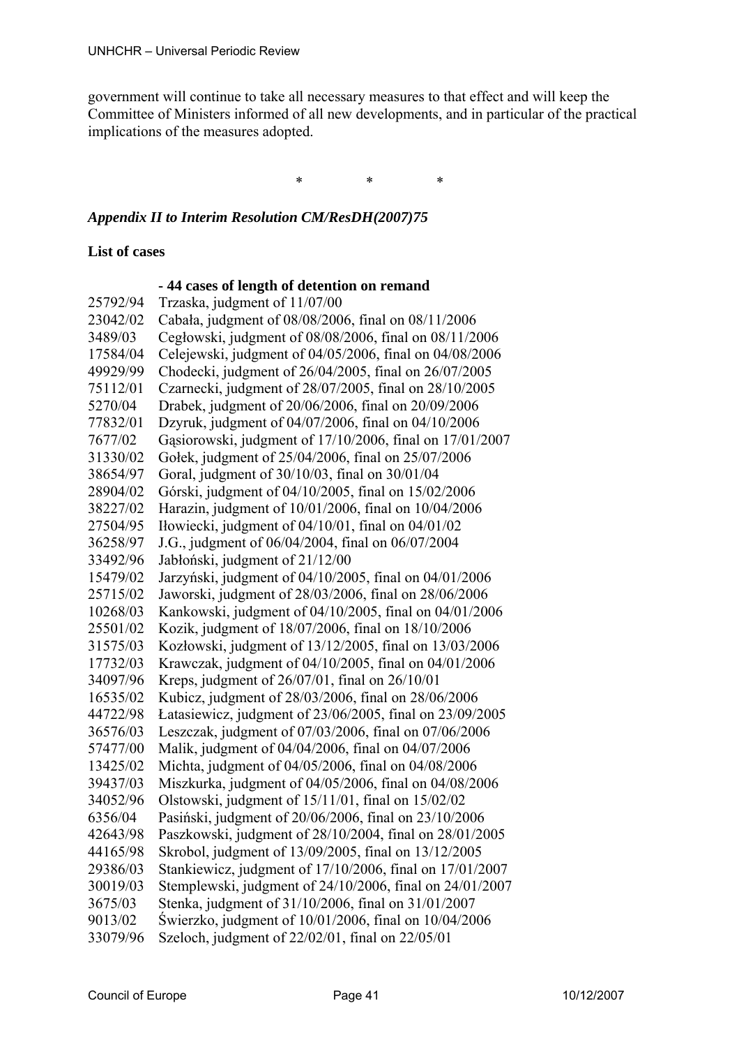government will continue to take all necessary measures to that effect and will keep the Committee of Ministers informed of all new developments, and in particular of the practical implications of the measures adopted.

\* \* \*

***Appendix II to Interim Resolution CM/ResDH(2007)75***

**List of cases**

**- 44 cases of length of detention on remand**

| | |
|---|---|
| 25792/94 | Trzaska, judgment of 11/07/00 |
| 23042/02 | Cabała, judgment of 08/08/2006, final on 08/11/2006 |
| 3489/03 | Cegłowski, judgment of 08/08/2006, final on 08/11/2006 |
| 17584/04 | Celejewski, judgment of 04/05/2006, final on 04/08/2006 |
| 49929/99 | Chodecki, judgment of 26/04/2005, final on 26/07/2005 |
| 75112/01 | Czarnecki, judgment of 28/07/2005, final on 28/10/2005 |
| 5270/04 | Drabek, judgment of 20/06/2006, final on 20/09/2006 |
| 77832/01 | Dzyruk, judgment of 04/07/2006, final on 04/10/2006 |
| 7677/02 | Gąsiorowski, judgment of 17/10/2006, final on 17/01/2007 |
| 31330/02 | Gołek, judgment of 25/04/2006, final on 25/07/2006 |
| 38654/97 | Goral, judgment of 30/10/03, final on 30/01/04 |
| 28904/02 | Górski, judgment of 04/10/2005, final on 15/02/2006 |
| 38227/02 | Harazin, judgment of 10/01/2006, final on 10/04/2006 |
| 27504/95 | Iłowiecki, judgment of 04/10/01, final on 04/01/02 |
| 36258/97 | J.G., judgment of 06/04/2004, final on 06/07/2004 |
| 33492/96 | Jabłoński, judgment of 21/12/00 |
| 15479/02 | Jarzyński, judgment of 04/10/2005, final on 04/01/2006 |
| 25715/02 | Jaworski, judgment of 28/03/2006, final on 28/06/2006 |
| 10268/03 | Kankowski, judgment of 04/10/2005, final on 04/01/2006 |
| 25501/02 | Kozik, judgment of 18/07/2006, final on 18/10/2006 |
| 31575/03 | Kozłowski, judgment of 13/12/2005, final on 13/03/2006 |
| 17732/03 | Krawczak, judgment of 04/10/2005, final on 04/01/2006 |
| 34097/96 | Kreps, judgment of 26/07/01, final on 26/10/01 |
| 16535/02 | Kubicz, judgment of 28/03/2006, final on 28/06/2006 |
| 44722/98 | Łatasiewicz, judgment of 23/06/2005, final on 23/09/2005 |
| 36576/03 | Leszczak, judgment of 07/03/2006, final on 07/06/2006 |
| 57477/00 | Malik, judgment of 04/04/2006, final on 04/07/2006 |
| 13425/02 | Michta, judgment of 04/05/2006, final on 04/08/2006 |
| 39437/03 | Miszkurka, judgment of 04/05/2006, final on 04/08/2006 |
| 34052/96 | Olstowski, judgment of 15/11/01, final on 15/02/02 |
| 6356/04 | Pasiński, judgment of 20/06/2006, final on 23/10/2006 |
| 42643/98 | Paszkowski, judgment of 28/10/2004, final on 28/01/2005 |
| 44165/98 | Skrobol, judgment of 13/09/2005, final on 13/12/2005 |
| 29386/03 | Stankiewicz, judgment of 17/10/2006, final on 17/01/2007 |
| 30019/03 | Stemplewski, judgment of 24/10/2006, final on 24/01/2007 |
| 3675/03 | Stenka, judgment of 31/10/2006, final on 31/01/2007 |
| 9013/02 | Świerzko, judgment of 10/01/2006, final on 10/04/2006 |
| 33079/96 | Szeloch, judgment of 22/02/01, final on 22/05/01 |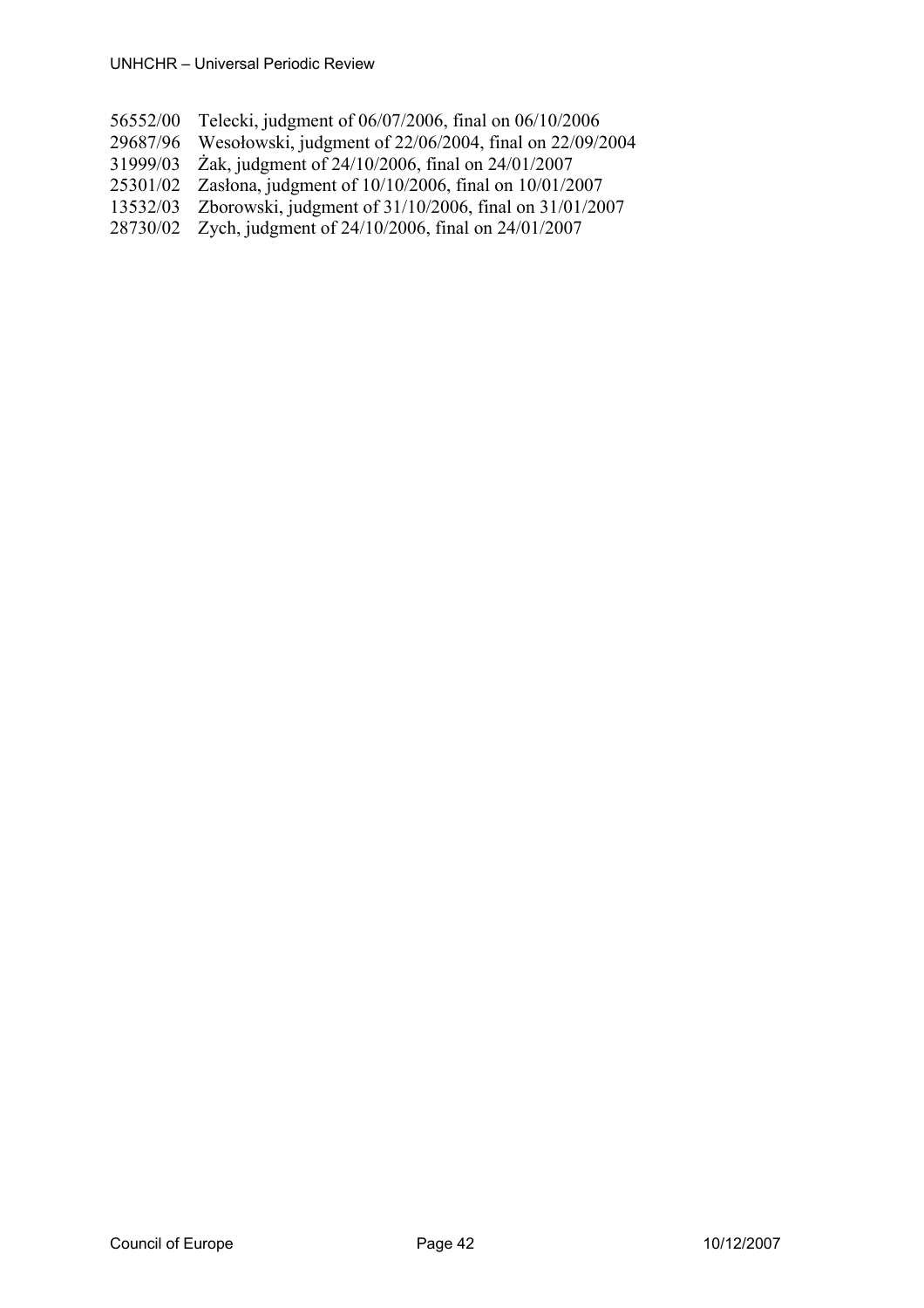56552/00 Telecki, judgment of 06/07/2006, final on 06/10/2006
29687/96 Wesołowski, judgment of 22/06/2004, final on 22/09/2004
31999/03 Żak, judgment of 24/10/2006, final on 24/01/2007
25301/02 Zasłona, judgment of 10/10/2006, final on 10/01/2007
13532/03 Zborowski, judgment of 31/10/2006, final on 31/01/2007
28730/02 Zych, judgment of 24/10/2006, final on 24/01/2007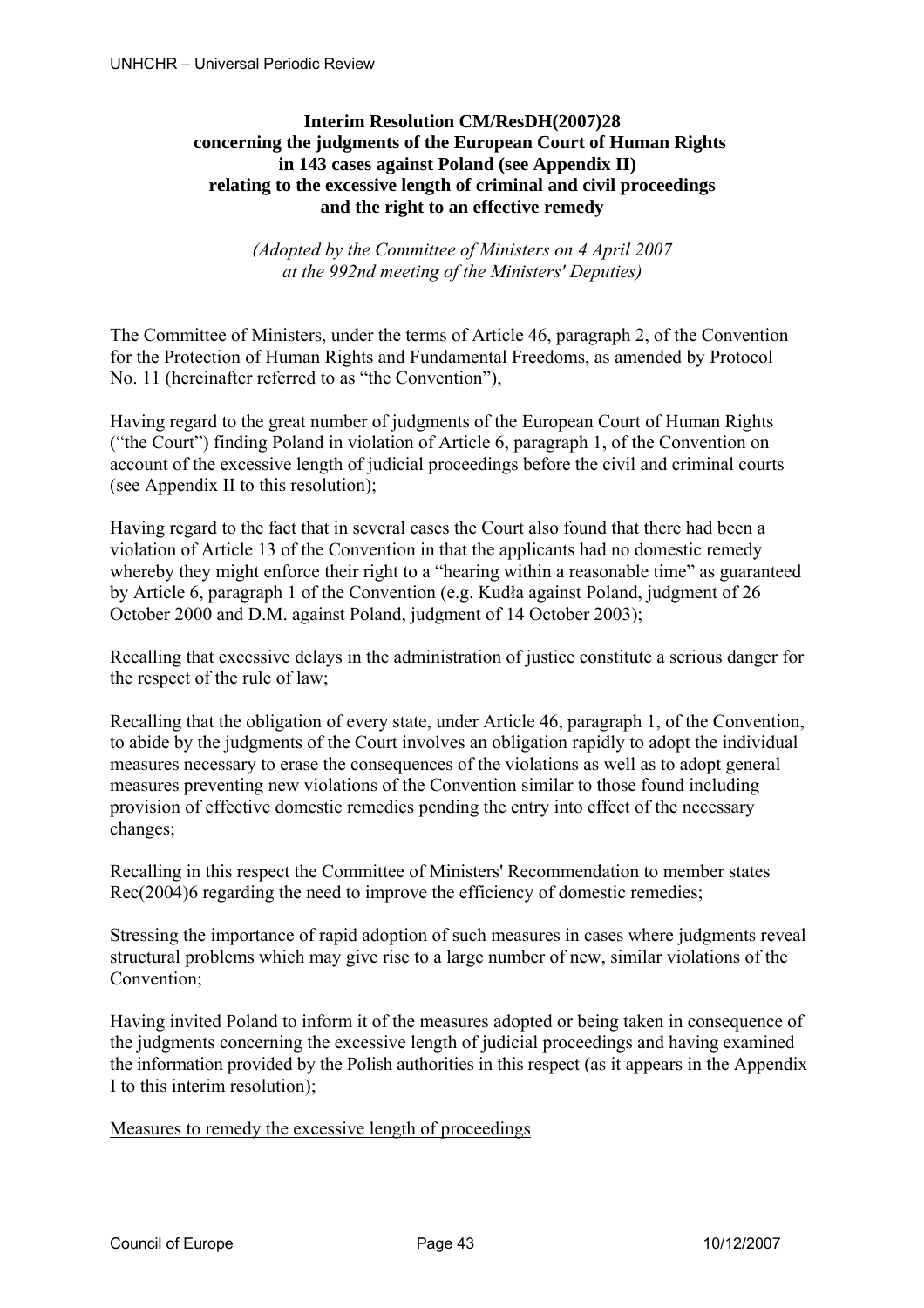**Interim Resolution CM/ResDH(2007)28 concerning the judgments of the European Court of Human Rights in 143 cases against Poland (see Appendix II) relating to the excessive length of criminal and civil proceedings and the right to an effective remedy**

*(Adopted by the Committee of Ministers on 4 April 2007 at the 992nd meeting of the Ministers' Deputies)*

The Committee of Ministers, under the terms of Article 46, paragraph 2, of the Convention for the Protection of Human Rights and Fundamental Freedoms, as amended by Protocol No. 11 (hereinafter referred to as "the Convention"),

Having regard to the great number of judgments of the European Court of Human Rights ("the Court") finding Poland in violation of Article 6, paragraph 1, of the Convention on account of the excessive length of judicial proceedings before the civil and criminal courts (see Appendix II to this resolution);

Having regard to the fact that in several cases the Court also found that there had been a violation of Article 13 of the Convention in that the applicants had no domestic remedy whereby they might enforce their right to a "hearing within a reasonable time" as guaranteed by Article 6, paragraph 1 of the Convention (e.g. Kudła against Poland, judgment of 26 October 2000 and D.M. against Poland, judgment of 14 October 2003);

Recalling that excessive delays in the administration of justice constitute a serious danger for the respect of the rule of law;

Recalling that the obligation of every state, under Article 46, paragraph 1, of the Convention, to abide by the judgments of the Court involves an obligation rapidly to adopt the individual measures necessary to erase the consequences of the violations as well as to adopt general measures preventing new violations of the Convention similar to those found including provision of effective domestic remedies pending the entry into effect of the necessary changes;

Recalling in this respect the Committee of Ministers' Recommendation to member states Rec(2004)6 regarding the need to improve the efficiency of domestic remedies;

Stressing the importance of rapid adoption of such measures in cases where judgments reveal structural problems which may give rise to a large number of new, similar violations of the Convention;

Having invited Poland to inform it of the measures adopted or being taken in consequence of the judgments concerning the excessive length of judicial proceedings and having examined the information provided by the Polish authorities in this respect (as it appears in the Appendix I to this interim resolution);

Measures to remedy the excessive length of proceedings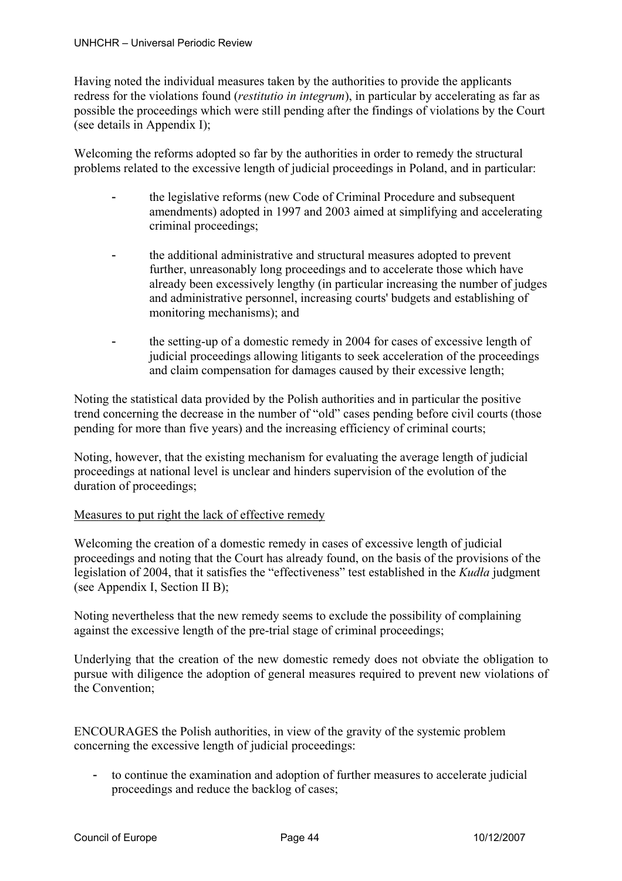Having noted the individual measures taken by the authorities to provide the applicants redress for the violations found (*restitutio in integrum*), in particular by accelerating as far as possible the proceedings which were still pending after the findings of violations by the Court (see details in Appendix I);

Welcoming the reforms adopted so far by the authorities in order to remedy the structural problems related to the excessive length of judicial proceedings in Poland, and in particular:

- the legislative reforms (new Code of Criminal Procedure and subsequent amendments) adopted in 1997 and 2003 aimed at simplifying and accelerating criminal proceedings;
- the additional administrative and structural measures adopted to prevent further, unreasonably long proceedings and to accelerate those which have already been excessively lengthy (in particular increasing the number of judges and administrative personnel, increasing courts' budgets and establishing of monitoring mechanisms); and
- the setting-up of a domestic remedy in 2004 for cases of excessive length of judicial proceedings allowing litigants to seek acceleration of the proceedings and claim compensation for damages caused by their excessive length;

Noting the statistical data provided by the Polish authorities and in particular the positive trend concerning the decrease in the number of "old" cases pending before civil courts (those pending for more than five years) and the increasing efficiency of criminal courts;

Noting, however, that the existing mechanism for evaluating the average length of judicial proceedings at national level is unclear and hinders supervision of the evolution of the duration of proceedings;

<u>Measures to put right the lack of effective remedy</u>

Welcoming the creation of a domestic remedy in cases of excessive length of judicial proceedings and noting that the Court has already found, on the basis of the provisions of the legislation of 2004, that it satisfies the "effectiveness" test established in the *Kudła* judgment (see Appendix I, Section II B);

Noting nevertheless that the new remedy seems to exclude the possibility of complaining against the excessive length of the pre-trial stage of criminal proceedings;

Underlying that the creation of the new domestic remedy does not obviate the obligation to pursue with diligence the adoption of general measures required to prevent new violations of the Convention;

ENCOURAGES the Polish authorities, in view of the gravity of the systemic problem concerning the excessive length of judicial proceedings:

- to continue the examination and adoption of further measures to accelerate judicial proceedings and reduce the backlog of cases;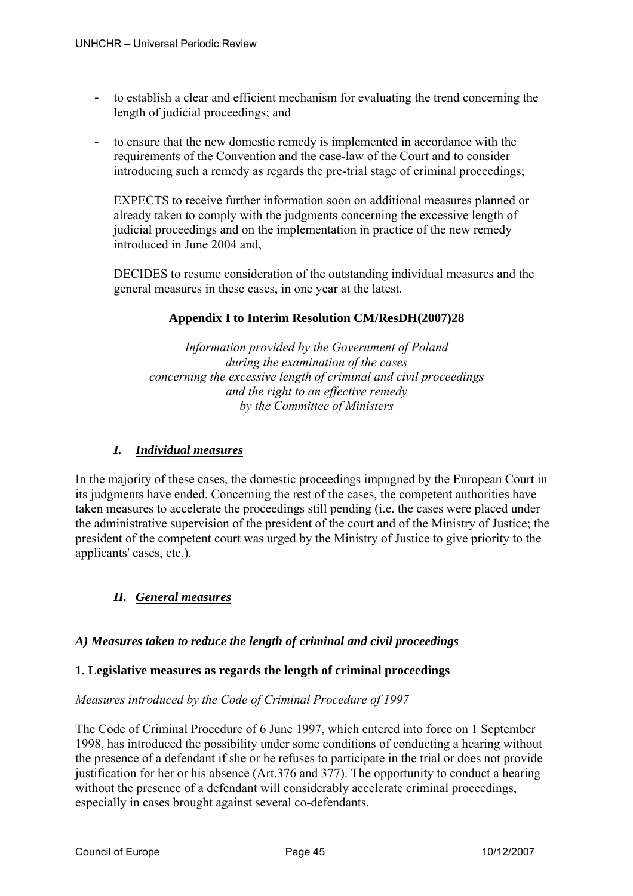- to establish a clear and efficient mechanism for evaluating the trend concerning the length of judicial proceedings; and
- to ensure that the new domestic remedy is implemented in accordance with the requirements of the Convention and the case-law of the Court and to consider introducing such a remedy as regards the pre-trial stage of criminal proceedings;

EXPECTS to receive further information soon on additional measures planned or already taken to comply with the judgments concerning the excessive length of judicial proceedings and on the implementation in practice of the new remedy introduced in June 2004 and,

DECIDES to resume consideration of the outstanding individual measures and the general measures in these cases, in one year at the latest.

**Appendix I to Interim Resolution CM/ResDH(2007)28**

*Information provided by the Government of Poland during the examination of the cases concerning the excessive length of criminal and civil proceedings and the right to an effective remedy by the Committee of Ministers*

## *I. Individual measures*

In the majority of these cases, the domestic proceedings impugned by the European Court in its judgments have ended. Concerning the rest of the cases, the competent authorities have taken measures to accelerate the proceedings still pending (i.e. the cases were placed under the administrative supervision of the president of the court and of the Ministry of Justice; the president of the competent court was urged by the Ministry of Justice to give priority to the applicants' cases, etc.).

## *II. General measures*

### *A) Measures taken to reduce the length of criminal and civil proceedings*

#### **1. Legislative measures as regards the length of criminal proceedings**

*Measures introduced by the Code of Criminal Procedure of 1997*

The Code of Criminal Procedure of 6 June 1997, which entered into force on 1 September 1998, has introduced the possibility under some conditions of conducting a hearing without the presence of a defendant if she or he refuses to participate in the trial or does not provide justification for her or his absence (Art.376 and 377). The opportunity to conduct a hearing without the presence of a defendant will considerably accelerate criminal proceedings, especially in cases brought against several co-defendants.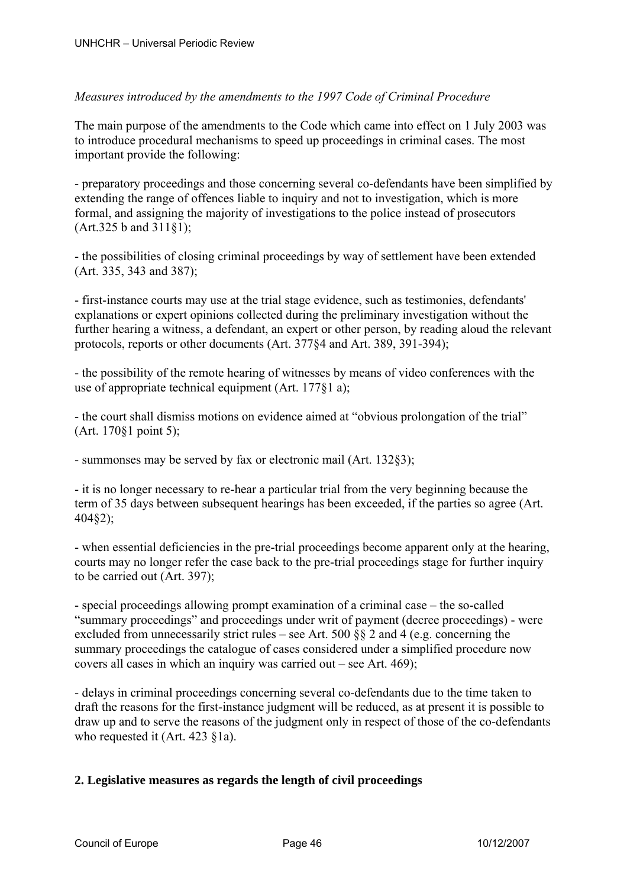*Measures introduced by the amendments to the 1997 Code of Criminal Procedure*

The main purpose of the amendments to the Code which came into effect on 1 July 2003 was to introduce procedural mechanisms to speed up proceedings in criminal cases. The most important provide the following:

- preparatory proceedings and those concerning several co-defendants have been simplified by extending the range of offences liable to inquiry and not to investigation, which is more formal, and assigning the majority of investigations to the police instead of prosecutors (Art.325 b and 311§1);

- the possibilities of closing criminal proceedings by way of settlement have been extended (Art. 335, 343 and 387);

- first-instance courts may use at the trial stage evidence, such as testimonies, defendants' explanations or expert opinions collected during the preliminary investigation without the further hearing a witness, a defendant, an expert or other person, by reading aloud the relevant protocols, reports or other documents (Art. 377§4 and Art. 389, 391-394);

- the possibility of the remote hearing of witnesses by means of video conferences with the use of appropriate technical equipment (Art. 177§1 a);

- the court shall dismiss motions on evidence aimed at "obvious prolongation of the trial" (Art. 170§1 point 5);

- summonses may be served by fax or electronic mail (Art. 132§3);

- it is no longer necessary to re-hear a particular trial from the very beginning because the term of 35 days between subsequent hearings has been exceeded, if the parties so agree (Art. 404§2);

- when essential deficiencies in the pre-trial proceedings become apparent only at the hearing, courts may no longer refer the case back to the pre-trial proceedings stage for further inquiry to be carried out (Art. 397);

- special proceedings allowing prompt examination of a criminal case – the so-called "summary proceedings" and proceedings under writ of payment (decree proceedings) - were excluded from unnecessarily strict rules – see Art. 500 §§ 2 and 4 (e.g. concerning the summary proceedings the catalogue of cases considered under a simplified procedure now covers all cases in which an inquiry was carried out – see Art. 469);

- delays in criminal proceedings concerning several co-defendants due to the time taken to draft the reasons for the first-instance judgment will be reduced, as at present it is possible to draw up and to serve the reasons of the judgment only in respect of those of the co-defendants who requested it (Art. 423 §1a).

**2. Legislative measures as regards the length of civil proceedings**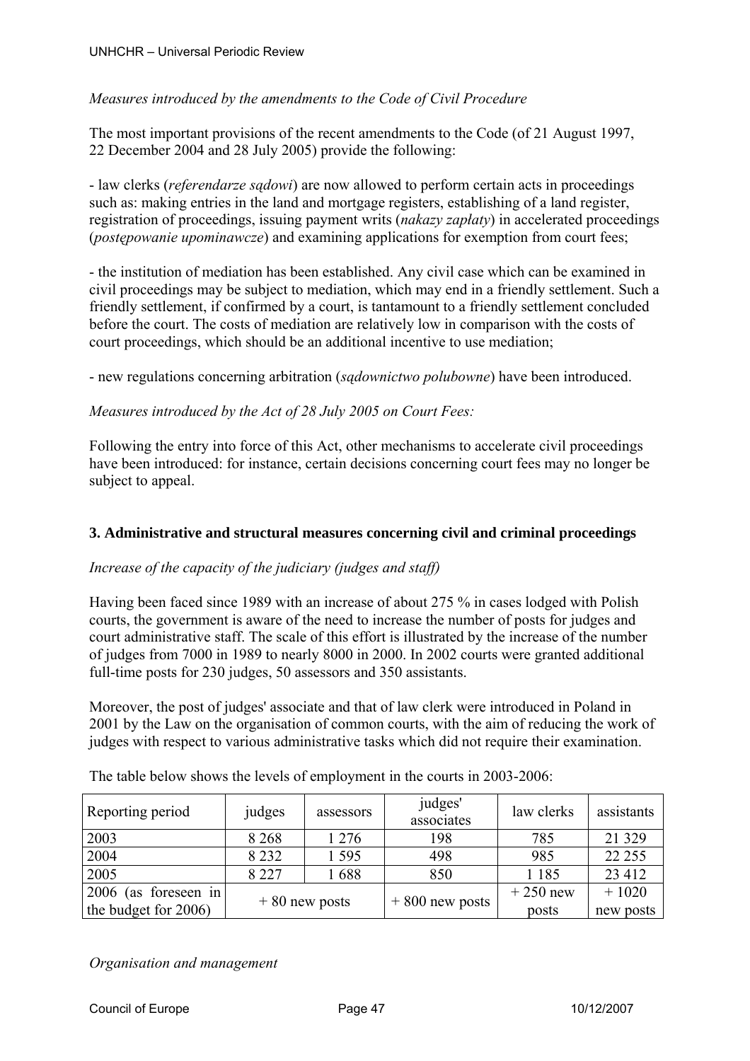*Measures introduced by the amendments to the Code of Civil Procedure*

The most important provisions of the recent amendments to the Code (of 21 August 1997, 22 December 2004 and 28 July 2005) provide the following:

- law clerks (*referendarze sądowi*) are now allowed to perform certain acts in proceedings such as: making entries in the land and mortgage registers, establishing of a land register, registration of proceedings, issuing payment writs (*nakazy zapłaty*) in accelerated proceedings (*postępowanie upominawcze*) and examining applications for exemption from court fees;

- the institution of mediation has been established. Any civil case which can be examined in civil proceedings may be subject to mediation, which may end in a friendly settlement. Such a friendly settlement, if confirmed by a court, is tantamount to a friendly settlement concluded before the court. The costs of mediation are relatively low in comparison with the costs of court proceedings, which should be an additional incentive to use mediation;

- new regulations concerning arbitration (*sądownictwo polubowne*) have been introduced.

*Measures introduced by the Act of 28 July 2005 on Court Fees:*

Following the entry into force of this Act, other mechanisms to accelerate civil proceedings have been introduced: for instance, certain decisions concerning court fees may no longer be subject to appeal.

### 3. Administrative and structural measures concerning civil and criminal proceedings

*Increase of the capacity of the judiciary (judges and staff)*

Having been faced since 1989 with an increase of about 275 % in cases lodged with Polish courts, the government is aware of the need to increase the number of posts for judges and court administrative staff. The scale of this effort is illustrated by the increase of the number of judges from 7000 in 1989 to nearly 8000 in 2000. In 2002 courts were granted additional full-time posts for 230 judges, 50 assessors and 350 assistants.

Moreover, the post of judges' associate and that of law clerk were introduced in Poland in 2001 by the Law on the organisation of common courts, with the aim of reducing the work of judges with respect to various administrative tasks which did not require their examination.

The table below shows the levels of employment in the courts in 2003-2006:

| Reporting period | judges | assessors | judges' associates | law clerks | assistants |
|---|---|---|---|---|---|
| 2003 | 8 268 | 1 276 | 198 | 785 | 21 329 |
| 2004 | 8 232 | 1 595 | 498 | 985 | 22 255 |
| 2005 | 8 227 | 1 688 | 850 | 1 185 | 23 412 |
| 2006 (as foreseen in the budget for 2006) | + 80 new posts | | + 800 new posts | + 250 new posts | + 1020 new posts |

*Organisation and management*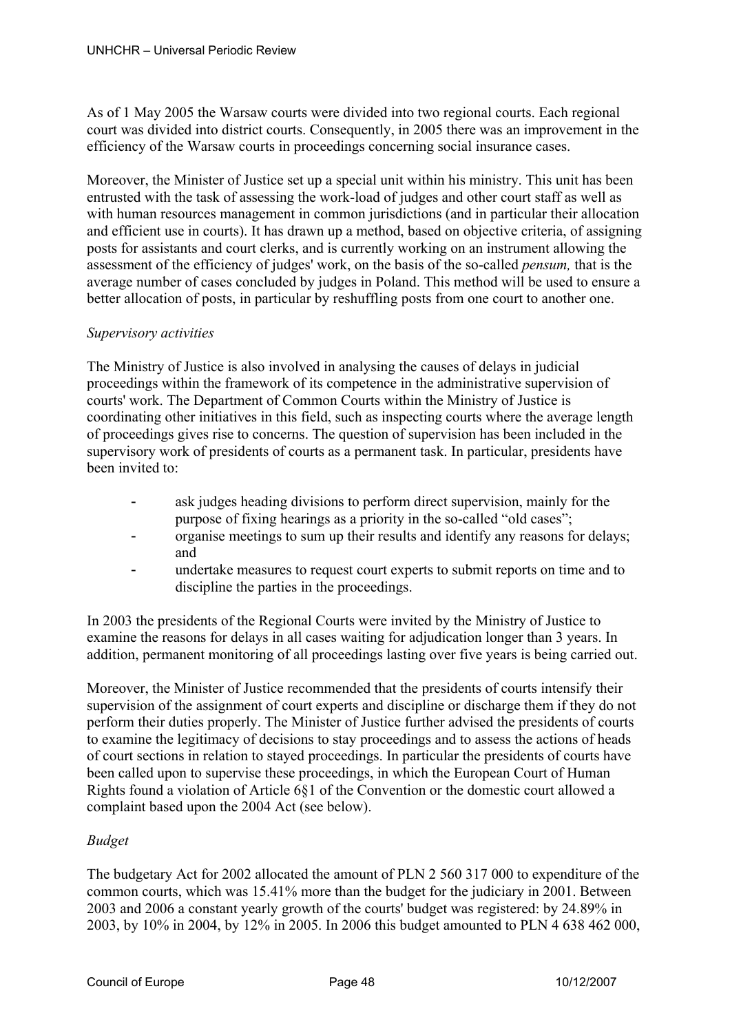As of 1 May 2005 the Warsaw courts were divided into two regional courts. Each regional court was divided into district courts. Consequently, in 2005 there was an improvement in the efficiency of the Warsaw courts in proceedings concerning social insurance cases.

Moreover, the Minister of Justice set up a special unit within his ministry. This unit has been entrusted with the task of assessing the work-load of judges and other court staff as well as with human resources management in common jurisdictions (and in particular their allocation and efficient use in courts). It has drawn up a method, based on objective criteria, of assigning posts for assistants and court clerks, and is currently working on an instrument allowing the assessment of the efficiency of judges' work, on the basis of the so-called *pensum,* that is the average number of cases concluded by judges in Poland. This method will be used to ensure a better allocation of posts, in particular by reshuffling posts from one court to another one.

*Supervisory activities*

The Ministry of Justice is also involved in analysing the causes of delays in judicial proceedings within the framework of its competence in the administrative supervision of courts' work. The Department of Common Courts within the Ministry of Justice is coordinating other initiatives in this field, such as inspecting courts where the average length of proceedings gives rise to concerns. The question of supervision has been included in the supervisory work of presidents of courts as a permanent task. In particular, presidents have been invited to:

- ask judges heading divisions to perform direct supervision, mainly for the purpose of fixing hearings as a priority in the so-called "old cases";
- organise meetings to sum up their results and identify any reasons for delays; and
- undertake measures to request court experts to submit reports on time and to discipline the parties in the proceedings.

In 2003 the presidents of the Regional Courts were invited by the Ministry of Justice to examine the reasons for delays in all cases waiting for adjudication longer than 3 years. In addition, permanent monitoring of all proceedings lasting over five years is being carried out.

Moreover, the Minister of Justice recommended that the presidents of courts intensify their supervision of the assignment of court experts and discipline or discharge them if they do not perform their duties properly. The Minister of Justice further advised the presidents of courts to examine the legitimacy of decisions to stay proceedings and to assess the actions of heads of court sections in relation to stayed proceedings. In particular the presidents of courts have been called upon to supervise these proceedings, in which the European Court of Human Rights found a violation of Article 6§1 of the Convention or the domestic court allowed a complaint based upon the 2004 Act (see below).

*Budget*

The budgetary Act for 2002 allocated the amount of PLN 2 560 317 000 to expenditure of the common courts, which was 15.41% more than the budget for the judiciary in 2001. Between 2003 and 2006 a constant yearly growth of the courts' budget was registered: by 24.89% in 2003, by 10% in 2004, by 12% in 2005. In 2006 this budget amounted to PLN 4 638 462 000,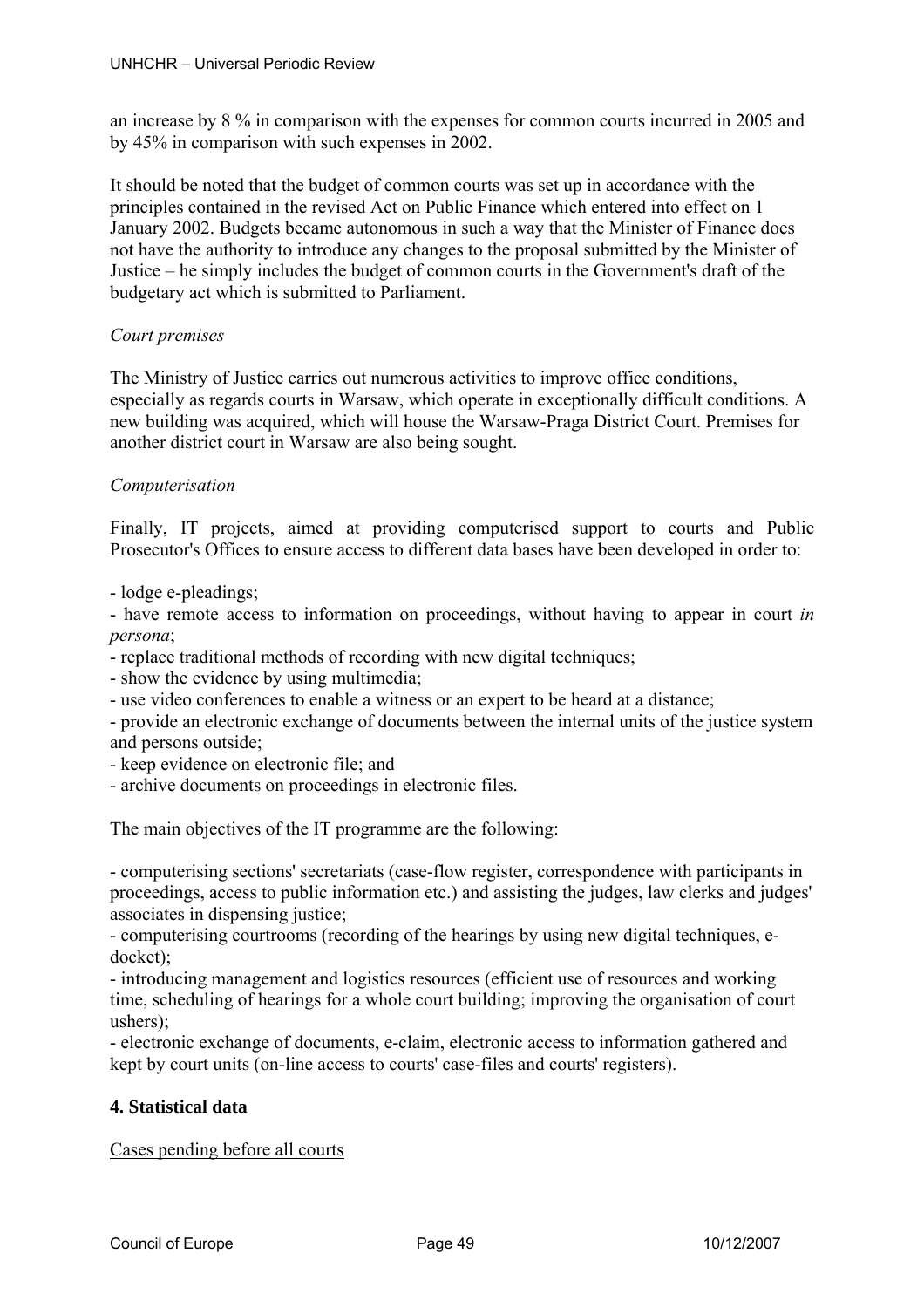an increase by 8 % in comparison with the expenses for common courts incurred in 2005 and by 45% in comparison with such expenses in 2002.

It should be noted that the budget of common courts was set up in accordance with the principles contained in the revised Act on Public Finance which entered into effect on 1 January 2002. Budgets became autonomous in such a way that the Minister of Finance does not have the authority to introduce any changes to the proposal submitted by the Minister of Justice – he simply includes the budget of common courts in the Government's draft of the budgetary act which is submitted to Parliament.

*Court premises*

The Ministry of Justice carries out numerous activities to improve office conditions, especially as regards courts in Warsaw, which operate in exceptionally difficult conditions. A new building was acquired, which will house the Warsaw-Praga District Court. Premises for another district court in Warsaw are also being sought.

*Computerisation*

Finally, IT projects, aimed at providing computerised support to courts and Public Prosecutor's Offices to ensure access to different data bases have been developed in order to:

- lodge e-pleadings;
- have remote access to information on proceedings, without having to appear in court *in persona*;
- replace traditional methods of recording with new digital techniques;
- show the evidence by using multimedia;
- use video conferences to enable a witness or an expert to be heard at a distance;
- provide an electronic exchange of documents between the internal units of the justice system and persons outside;
- keep evidence on electronic file; and
- archive documents on proceedings in electronic files.

The main objectives of the IT programme are the following:

- computerising sections' secretariats (case-flow register, correspondence with participants in proceedings, access to public information etc.) and assisting the judges, law clerks and judges' associates in dispensing justice;
- computerising courtrooms (recording of the hearings by using new digital techniques, e-docket);
- introducing management and logistics resources (efficient use of resources and working time, scheduling of hearings for a whole court building; improving the organisation of court ushers);
- electronic exchange of documents, e-claim, electronic access to information gathered and kept by court units (on-line access to courts' case-files and courts' registers).

## 4. Statistical data

<u>Cases pending before all courts</u>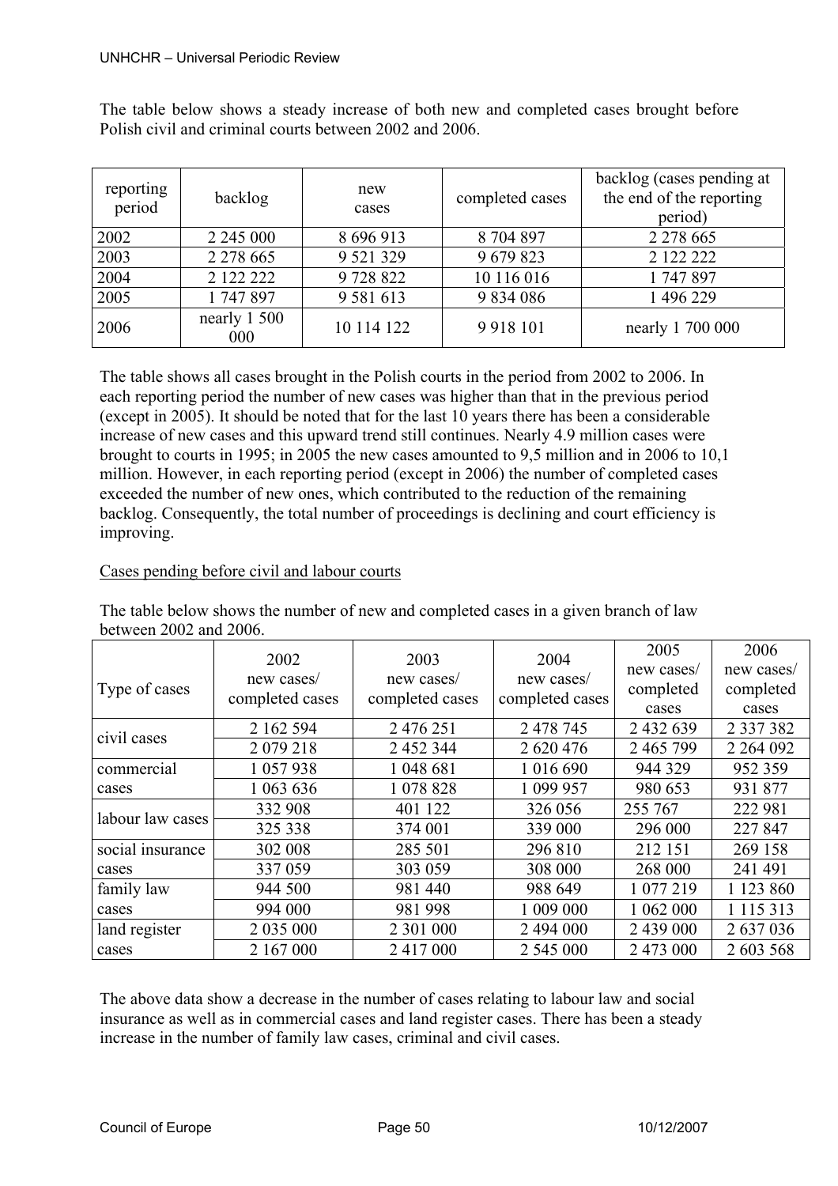The table below shows a steady increase of both new and completed cases brought before Polish civil and criminal courts between 2002 and 2006.

| reporting period | backlog | new cases | completed cases | backlog (cases pending at the end of the reporting period) |
|---|---|---|---|---|
| 2002 | 2 245 000 | 8 696 913 | 8 704 897 | 2 278 665 |
| 2003 | 2 278 665 | 9 521 329 | 9 679 823 | 2 122 222 |
| 2004 | 2 122 222 | 9 728 822 | 10 116 016 | 1 747 897 |
| 2005 | 1 747 897 | 9 581 613 | 9 834 086 | 1 496 229 |
| 2006 | nearly 1 500 000 | 10 114 122 | 9 918 101 | nearly 1 700 000 |

The table shows all cases brought in the Polish courts in the period from 2002 to 2006. In each reporting period the number of new cases was higher than that in the previous period (except in 2005). It should be noted that for the last 10 years there has been a considerable increase of new cases and this upward trend still continues. Nearly 4.9 million cases were brought to courts in 1995; in 2005 the new cases amounted to 9,5 million and in 2006 to 10,1 million. However, in each reporting period (except in 2006) the number of completed cases exceeded the number of new ones, which contributed to the reduction of the remaining backlog. Consequently, the total number of proceedings is declining and court efficiency is improving.

Cases pending before civil and labour courts

The table below shows the number of new and completed cases in a given branch of law between 2002 and 2006.

| Type of cases | 2002 new cases/ completed cases | 2003 new cases/ completed cases | 2004 new cases/ completed cases | 2005 new cases/ completed cases | 2006 new cases/ completed cases |
|---|---|---|---|---|---|
| civil cases | 2 162 594 | 2 476 251 | 2 478 745 | 2 432 639 | 2 337 382 |
| | 2 079 218 | 2 452 344 | 2 620 476 | 2 465 799 | 2 264 092 |
| commercial cases | 1 057 938 | 1 048 681 | 1 016 690 | 944 329 | 952 359 |
| | 1 063 636 | 1 078 828 | 1 099 957 | 980 653 | 931 877 |
| labour law cases | 332 908 | 401 122 | 326 056 | 255 767 | 222 981 |
| | 325 338 | 374 001 | 339 000 | 296 000 | 227 847 |
| social insurance cases | 302 008 | 285 501 | 296 810 | 212 151 | 269 158 |
| | 337 059 | 303 059 | 308 000 | 268 000 | 241 491 |
| family law cases | 944 500 | 981 440 | 988 649 | 1 077 219 | 1 123 860 |
| | 994 000 | 981 998 | 1 009 000 | 1 062 000 | 1 115 313 |
| land register cases | 2 035 000 | 2 301 000 | 2 494 000 | 2 439 000 | 2 637 036 |
| | 2 167 000 | 2 417 000 | 2 545 000 | 2 473 000 | 2 603 568 |

The above data show a decrease in the number of cases relating to labour law and social insurance as well as in commercial cases and land register cases. There has been a steady increase in the number of family law cases, criminal and civil cases.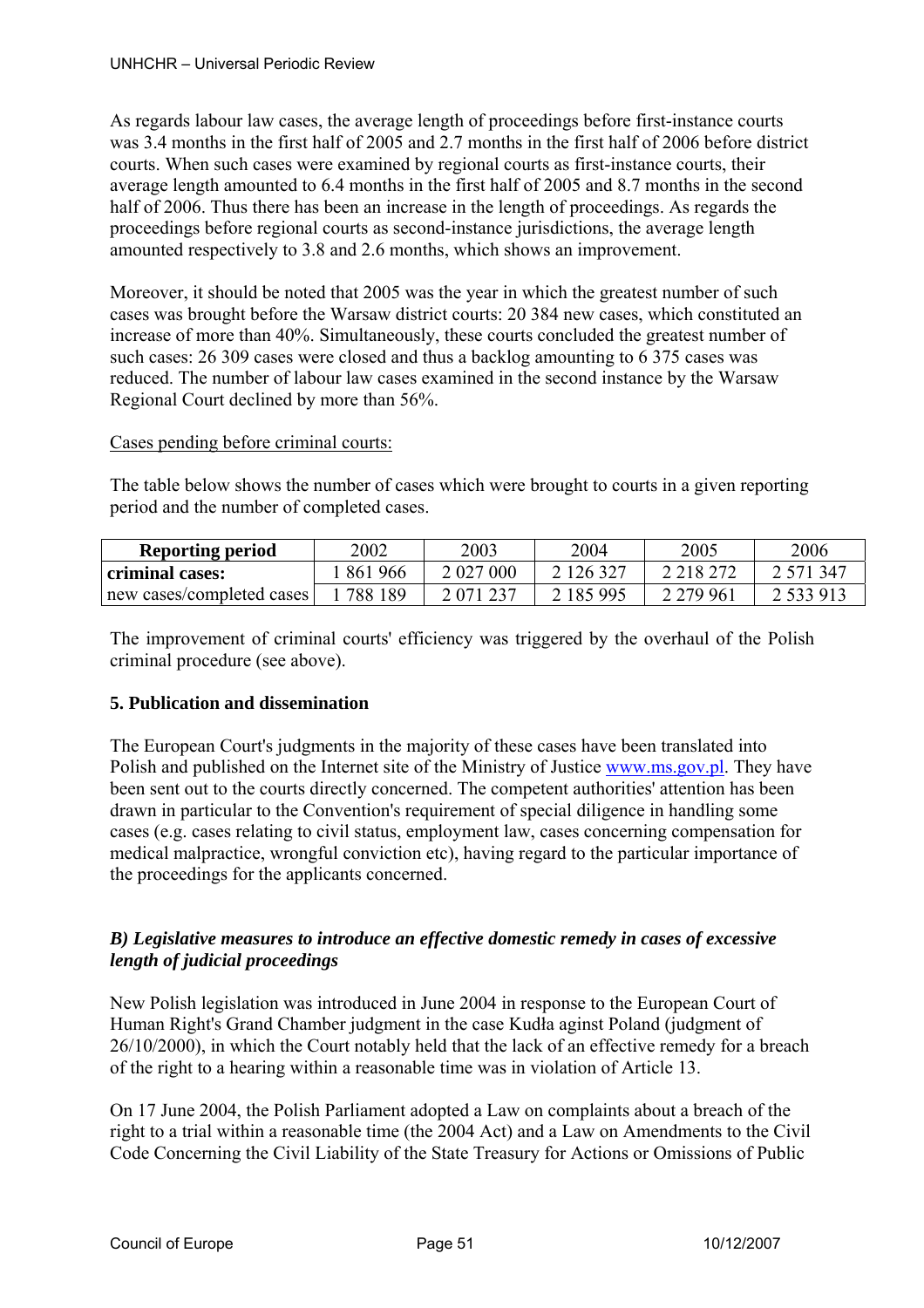As regards labour law cases, the average length of proceedings before first-instance courts was 3.4 months in the first half of 2005 and 2.7 months in the first half of 2006 before district courts. When such cases were examined by regional courts as first-instance courts, their average length amounted to 6.4 months in the first half of 2005 and 8.7 months in the second half of 2006. Thus there has been an increase in the length of proceedings. As regards the proceedings before regional courts as second-instance jurisdictions, the average length amounted respectively to 3.8 and 2.6 months, which shows an improvement.

Moreover, it should be noted that 2005 was the year in which the greatest number of such cases was brought before the Warsaw district courts: 20 384 new cases, which constituted an increase of more than 40%. Simultaneously, these courts concluded the greatest number of such cases: 26 309 cases were closed and thus a backlog amounting to 6 375 cases was reduced. The number of labour law cases examined in the second instance by the Warsaw Regional Court declined by more than 56%.

Cases pending before criminal courts:

The table below shows the number of cases which were brought to courts in a given reporting period and the number of completed cases.

| **Reporting period** | 2002 | 2003 | 2004 | 2005 | 2006 |
|---|---|---|---|---|---|
| **criminal cases:** | 1 861 966 | 2 027 000 | 2 126 327 | 2 218 272 | 2 571 347 |
| new cases/completed cases | 1 788 189 | 2 071 237 | 2 185 995 | 2 279 961 | 2 533 913 |

The improvement of criminal courts' efficiency was triggered by the overhaul of the Polish criminal procedure (see above).

**5. Publication and dissemination**

The European Court's judgments in the majority of these cases have been translated into Polish and published on the Internet site of the Ministry of Justice www.ms.gov.pl. They have been sent out to the courts directly concerned. The competent authorities' attention has been drawn in particular to the Convention's requirement of special diligence in handling some cases (e.g. cases relating to civil status, employment law, cases concerning compensation for medical malpractice, wrongful conviction etc), having regard to the particular importance of the proceedings for the applicants concerned.

***B) Legislative measures to introduce an effective domestic remedy in cases of excessive length of judicial proceedings***

New Polish legislation was introduced in June 2004 in response to the European Court of Human Right's Grand Chamber judgment in the case Kudła aginst Poland (judgment of 26/10/2000), in which the Court notably held that the lack of an effective remedy for a breach of the right to a hearing within a reasonable time was in violation of Article 13.

On 17 June 2004, the Polish Parliament adopted a Law on complaints about a breach of the right to a trial within a reasonable time (the 2004 Act) and a Law on Amendments to the Civil Code Concerning the Civil Liability of the State Treasury for Actions or Omissions of Public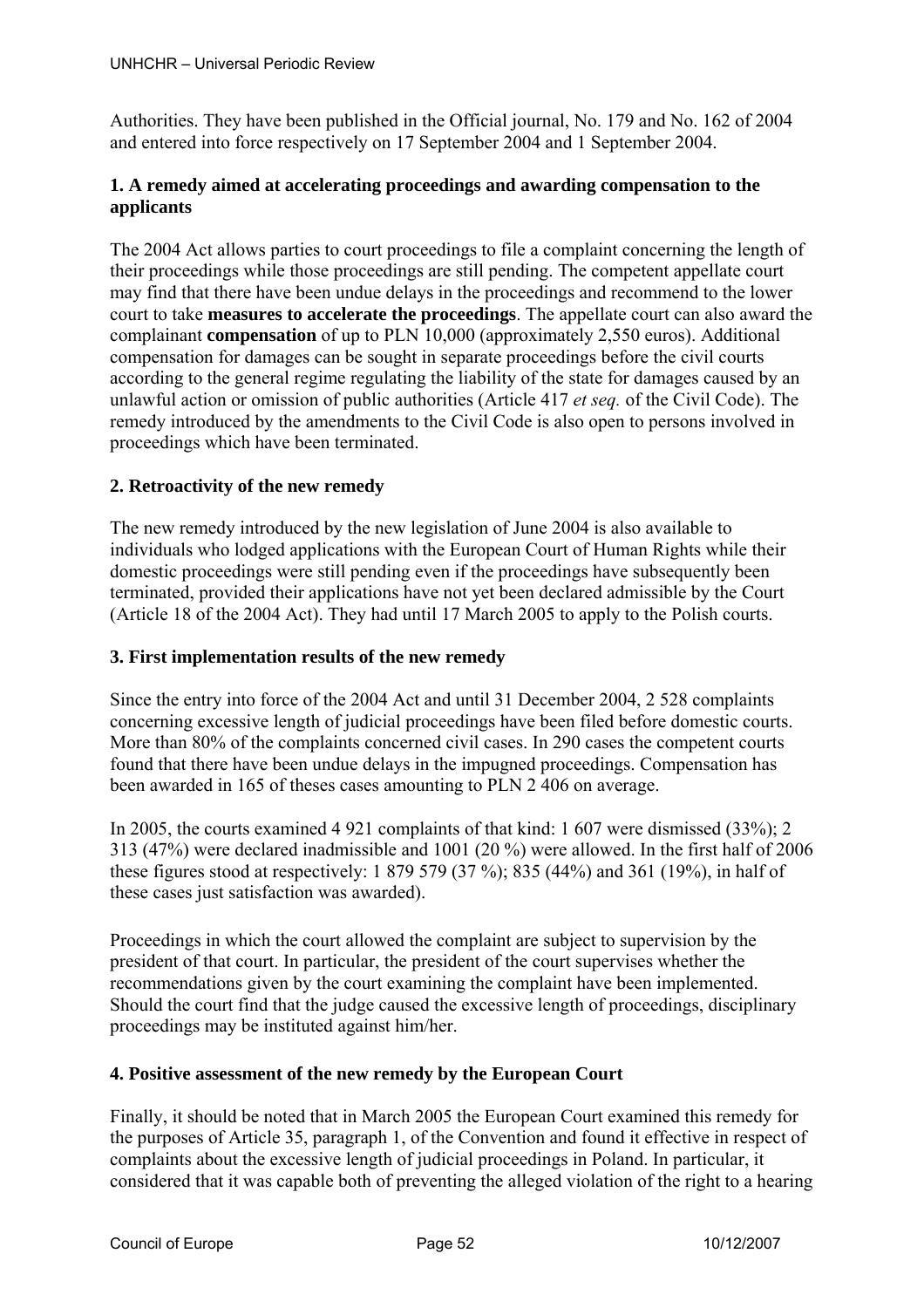Authorities. They have been published in the Official journal, No. 179 and No. 162 of 2004 and entered into force respectively on 17 September 2004 and 1 September 2004.

**1. A remedy aimed at accelerating proceedings and awarding compensation to the applicants**

The 2004 Act allows parties to court proceedings to file a complaint concerning the length of their proceedings while those proceedings are still pending. The competent appellate court may find that there have been undue delays in the proceedings and recommend to the lower court to take **measures to accelerate the proceedings**. The appellate court can also award the complainant **compensation** of up to PLN 10,000 (approximately 2,550 euros). Additional compensation for damages can be sought in separate proceedings before the civil courts according to the general regime regulating the liability of the state for damages caused by an unlawful action or omission of public authorities (Article 417 *et seq.* of the Civil Code). The remedy introduced by the amendments to the Civil Code is also open to persons involved in proceedings which have been terminated.

**2. Retroactivity of the new remedy**

The new remedy introduced by the new legislation of June 2004 is also available to individuals who lodged applications with the European Court of Human Rights while their domestic proceedings were still pending even if the proceedings have subsequently been terminated, provided their applications have not yet been declared admissible by the Court (Article 18 of the 2004 Act). They had until 17 March 2005 to apply to the Polish courts.

**3. First implementation results of the new remedy**

Since the entry into force of the 2004 Act and until 31 December 2004, 2 528 complaints concerning excessive length of judicial proceedings have been filed before domestic courts. More than 80% of the complaints concerned civil cases. In 290 cases the competent courts found that there have been undue delays in the impugned proceedings. Compensation has been awarded in 165 of theses cases amounting to PLN 2 406 on average.

In 2005, the courts examined 4 921 complaints of that kind: 1 607 were dismissed (33%); 2 313 (47%) were declared inadmissible and 1001 (20 %) were allowed. In the first half of 2006 these figures stood at respectively: 1 879 579 (37 %); 835 (44%) and 361 (19%), in half of these cases just satisfaction was awarded).

Proceedings in which the court allowed the complaint are subject to supervision by the president of that court. In particular, the president of the court supervises whether the recommendations given by the court examining the complaint have been implemented. Should the court find that the judge caused the excessive length of proceedings, disciplinary proceedings may be instituted against him/her.

**4. Positive assessment of the new remedy by the European Court**

Finally, it should be noted that in March 2005 the European Court examined this remedy for the purposes of Article 35, paragraph 1, of the Convention and found it effective in respect of complaints about the excessive length of judicial proceedings in Poland. In particular, it considered that it was capable both of preventing the alleged violation of the right to a hearing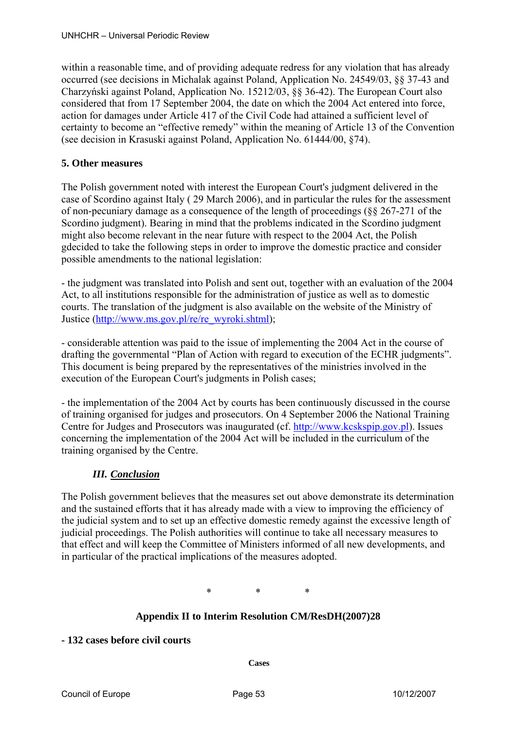within a reasonable time, and of providing adequate redress for any violation that has already occurred (see decisions in Michalak against Poland, Application No. 24549/03, §§ 37-43 and Charzyński against Poland, Application No. 15212/03, §§ 36-42). The European Court also considered that from 17 September 2004, the date on which the 2004 Act entered into force, action for damages under Article 417 of the Civil Code had attained a sufficient level of certainty to become an "effective remedy" within the meaning of Article 13 of the Convention (see decision in Krasuski against Poland, Application No. 61444/00, §74).

**5. Other measures**

The Polish government noted with interest the European Court's judgment delivered in the case of Scordino against Italy ( 29 March 2006), and in particular the rules for the assessment of non-pecuniary damage as a consequence of the length of proceedings (§§ 267-271 of the Scordino judgment). Bearing in mind that the problems indicated in the Scordino judgment might also become relevant in the near future with respect to the 2004 Act, the Polish gdecided to take the following steps in order to improve the domestic practice and consider possible amendments to the national legislation:

- the judgment was translated into Polish and sent out, together with an evaluation of the 2004 Act, to all institutions responsible for the administration of justice as well as to domestic courts. The translation of the judgment is also available on the website of the Ministry of Justice (http://www.ms.gov.pl/re/re_wyroki.shtml);

- considerable attention was paid to the issue of implementing the 2004 Act in the course of drafting the governmental "Plan of Action with regard to execution of the ECHR judgments". This document is being prepared by the representatives of the ministries involved in the execution of the European Court's judgments in Polish cases;

- the implementation of the 2004 Act by courts has been continuously discussed in the course of training organised for judges and prosecutors. On 4 September 2006 the National Training Centre for Judges and Prosecutors was inaugurated (cf. http://www.kcskspip.gov.pl). Issues concerning the implementation of the 2004 Act will be included in the curriculum of the training organised by the Centre.

## *III. Conclusion*

The Polish government believes that the measures set out above demonstrate its determination and the sustained efforts that it has already made with a view to improving the efficiency of the judicial system and to set up an effective domestic remedy against the excessive length of judicial proceedings. The Polish authorities will continue to take all necessary measures to that effect and will keep the Committee of Ministers informed of all new developments, and in particular of the practical implications of the measures adopted.

\* \* \*

## Appendix II to Interim Resolution CM/ResDH(2007)28

**- 132 cases before civil courts**

**Cases**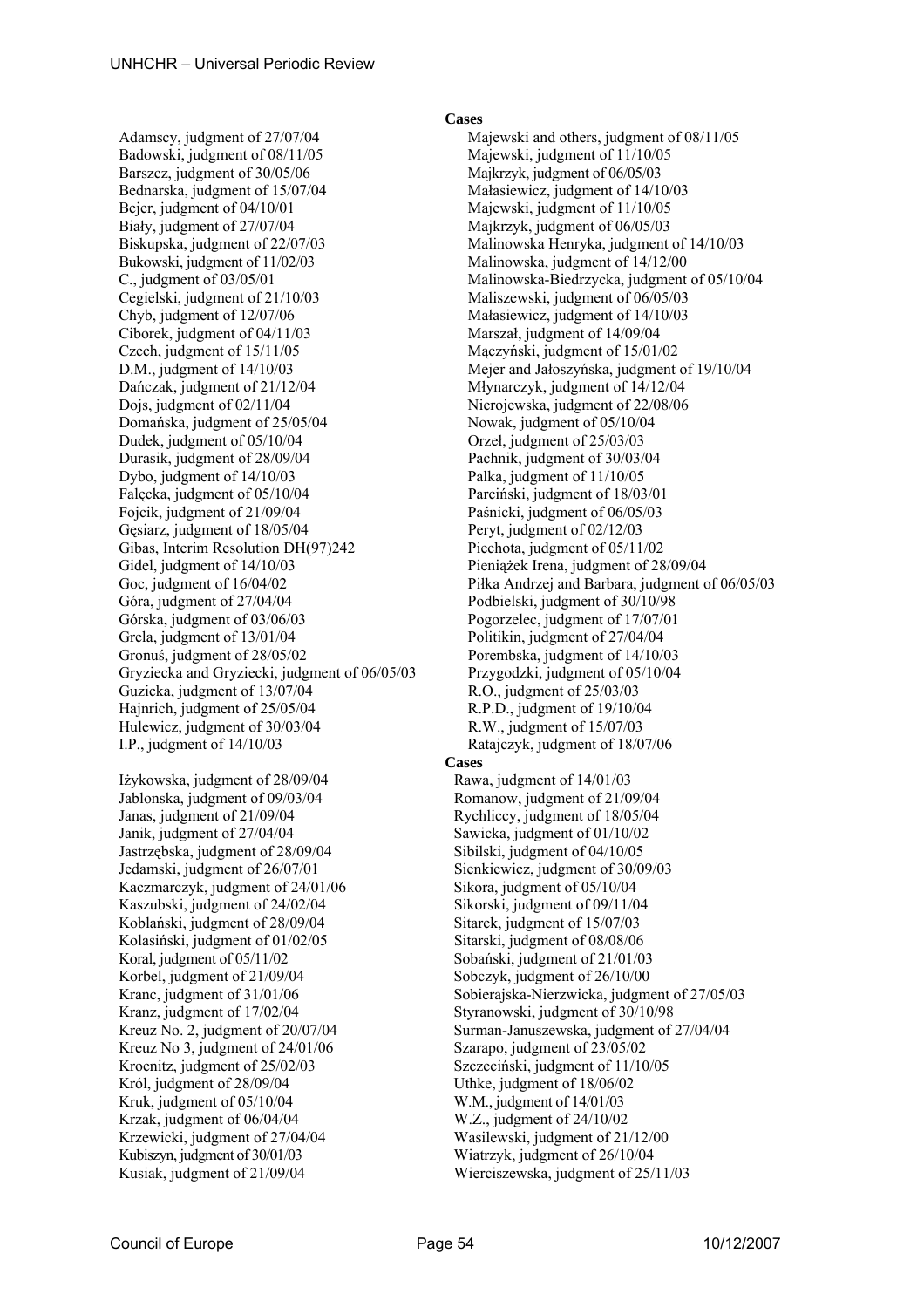Adamscy, judgment of 27/07/04
Badowski, judgment of 08/11/05
Barszcz, judgment of 30/05/06
Bednarska, judgment of 15/07/04
Bejer, judgment of 04/10/01
Biały, judgment of 27/07/04
Biskupska, judgment of 22/07/03
Bukowski, judgment of 11/02/03
C., judgment of 03/05/01
Cegielski, judgment of 21/10/03
Chyb, judgment of 12/07/06
Ciborek, judgment of 04/11/03
Czech, judgment of 15/11/05
D.M., judgment of 14/10/03
Dańczak, judgment of 21/12/04
Dojs, judgment of 02/11/04
Domańska, judgment of 25/05/04
Dudek, judgment of 05/10/04
Durasik, judgment of 28/09/04
Dybo, judgment of 14/10/03
Falęcka, judgment of 05/10/04
Fojcik, judgment of 21/09/04
Gęsiarz, judgment of 18/05/04
Gibas, Interim Resolution DH(97)242
Gidel, judgment of 14/10/03
Goc, judgment of 16/04/02
Góra, judgment of 27/04/04
Górska, judgment of 03/06/03
Grela, judgment of 13/01/04
Gronuś, judgment of 28/05/02
Gryziecka and Gryziecki, judgment of 06/05/03
Guzicka, judgment of 13/07/04
Hajnrich, judgment of 25/05/04
Hulewicz, judgment of 30/03/04
I.P., judgment of 14/10/03

Iżykowska, judgment of 28/09/04
Jablonska, judgment of 09/03/04
Janas, judgment of 21/09/04
Janik, judgment of 27/04/04
Jastrzębska, judgment of 28/09/04
Jedamski, judgment of 26/07/01
Kaczmarczyk, judgment of 24/01/06
Kaszubski, judgment of 24/02/04
Koblański, judgment of 28/09/04
Kolasiński, judgment of 01/02/05
Koral, judgment of 05/11/02
Korbel, judgment of 21/09/04
Kranc, judgment of 31/01/06
Kranz, judgment of 17/02/04
Kreuz No. 2, judgment of 20/07/04
Kreuz No 3, judgment of 24/01/06
Kroenitz, judgment of 25/02/03
Król, judgment of 28/09/04
Kruk, judgment of 05/10/04
Krzak, judgment of 06/04/04
Krzewicki, judgment of 27/04/04
Kubiszyn, judgment of 30/01/03
Kusiak, judgment of 21/09/04

**Cases**

Majewski and others, judgment of 08/11/05
Majewski, judgment of 11/10/05
Majkrzyk, judgment of 06/05/03
Małasiewicz, judgment of 14/10/03
Majewski, judgment of 11/10/05
Majkrzyk, judgment of 06/05/03
Malinowska Henryka, judgment of 14/10/03
Malinowska, judgment of 14/12/00
Malinowska-Biedrzycka, judgment of 05/10/04
Maliszewski, judgment of 06/05/03
Małasiewicz, judgment of 14/10/03
Marszał, judgment of 14/09/04
Mączyński, judgment of 15/01/02
Mejer and Jałoszyńska, judgment of 19/10/04
Młynarczyk, judgment of 14/12/04
Nierojewska, judgment of 22/08/06
Nowak, judgment of 05/10/04
Orzeł, judgment of 25/03/03
Pachnik, judgment of 30/03/04
Palka, judgment of 11/10/05
Parciński, judgment of 18/03/01
Paśnicki, judgment of 06/05/03
Peryt, judgment of 02/12/03
Piechota, judgment of 05/11/02
Pieniążek Irena, judgment of 28/09/04
Piłka Andrzej and Barbara, judgment of 06/05/03
Podbielski, judgment of 30/10/98
Pogorzelec, judgment of 17/07/01
Politikin, judgment of 27/04/04
Porembska, judgment of 14/10/03
Przygodzki, judgment of 05/10/04
R.O., judgment of 25/03/03
R.P.D., judgment of 19/10/04
R.W., judgment of 15/07/03
Ratajczyk, judgment of 18/07/06

**Cases**

Rawa, judgment of 14/01/03
Romanow, judgment of 21/09/04
Rychliccy, judgment of 18/05/04
Sawicka, judgment of 01/10/02
Sibilski, judgment of 04/10/05
Sienkiewicz, judgment of 30/09/03
Sikora, judgment of 05/10/04
Sikorski, judgment of 09/11/04
Sitarek, judgment of 15/07/03
Sitarski, judgment of 08/08/06
Sobański, judgment of 21/01/03
Sobczyk, judgment of 26/10/00
Sobierajska-Nierzwicka, judgment of 27/05/03
Styranowski, judgment of 30/10/98
Surman-Januszewska, judgment of 27/04/04
Szarapo, judgment of 23/05/02
Szczeciński, judgment of 11/10/05
Uthke, judgment of 18/06/02
W.M., judgment of 14/01/03
W.Z., judgment of 24/10/02
Wasilewski, judgment of 21/12/00
Wiatrzyk, judgment of 26/10/04
Wierciszewska, judgment of 25/11/03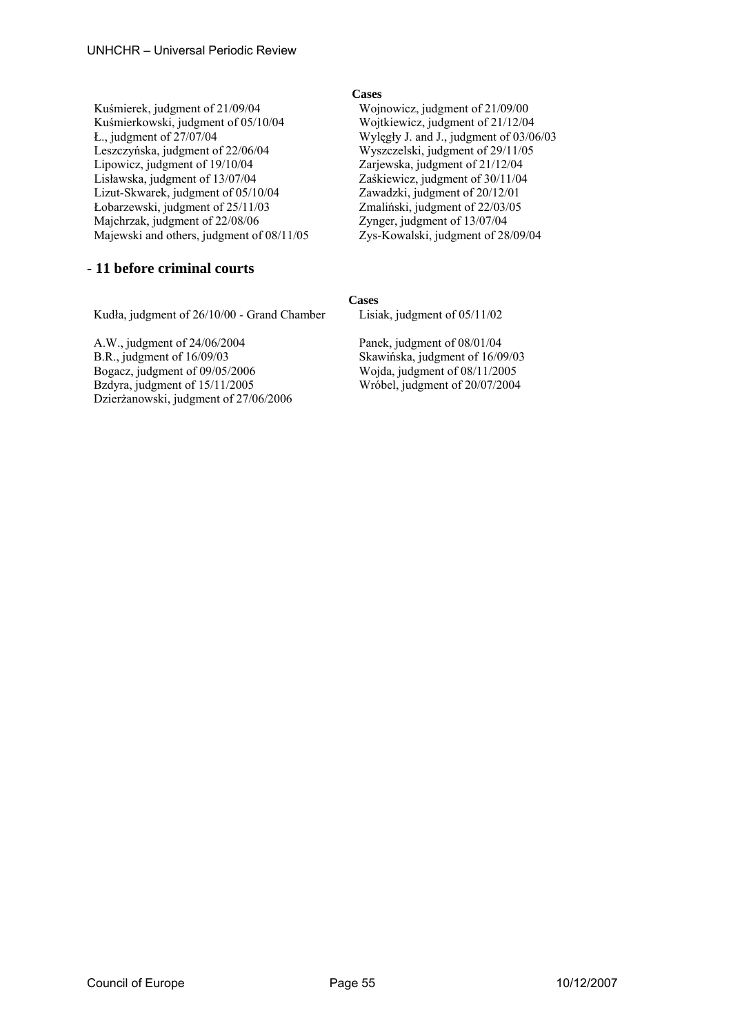| | Cases |
|---|---|
| Kuśmierek, judgment of 21/09/04 | Wojnowicz, judgment of 21/09/00 |
| Kuśmierkowski, judgment of 05/10/04 | Wojtkiewicz, judgment of 21/12/04 |
| Ł., judgment of 27/07/04 | Wylęgły J. and J., judgment of 03/06/03 |
| Leszczyńska, judgment of 22/06/04 | Wyszczelski, judgment of 29/11/05 |
| Lipowicz, judgment of 19/10/04 | Zarjewska, judgment of 21/12/04 |
| Lisławska, judgment of 13/07/04 | Zaśkiewicz, judgment of 30/11/04 |
| Lizut-Skwarek, judgment of 05/10/04 | Zawadzki, judgment of 20/12/01 |
| Łobarzewski, judgment of 25/11/03 | Zmaliński, judgment of 22/03/05 |
| Majchrzak, judgment of 22/08/06 | Zynger, judgment of 13/07/04 |
| Majewski and others, judgment of 08/11/05 | Zys-Kowalski, judgment of 28/09/04 |

## - 11 before criminal courts

| | Cases |
|---|---|
| Kudła, judgment of 26/10/00 - Grand Chamber | Lisiak, judgment of 05/11/02 |
| A.W., judgment of 24/06/2004 | Panek, judgment of 08/01/04 |
| B.R., judgment of 16/09/03 | Skawińska, judgment of 16/09/03 |
| Bogacz, judgment of 09/05/2006 | Wojda, judgment of 08/11/2005 |
| Bzdyra, judgment of 15/11/2005 | Wróbel, judgment of 20/07/2004 |
| Dzierżanowski, judgment of 27/06/2006 | |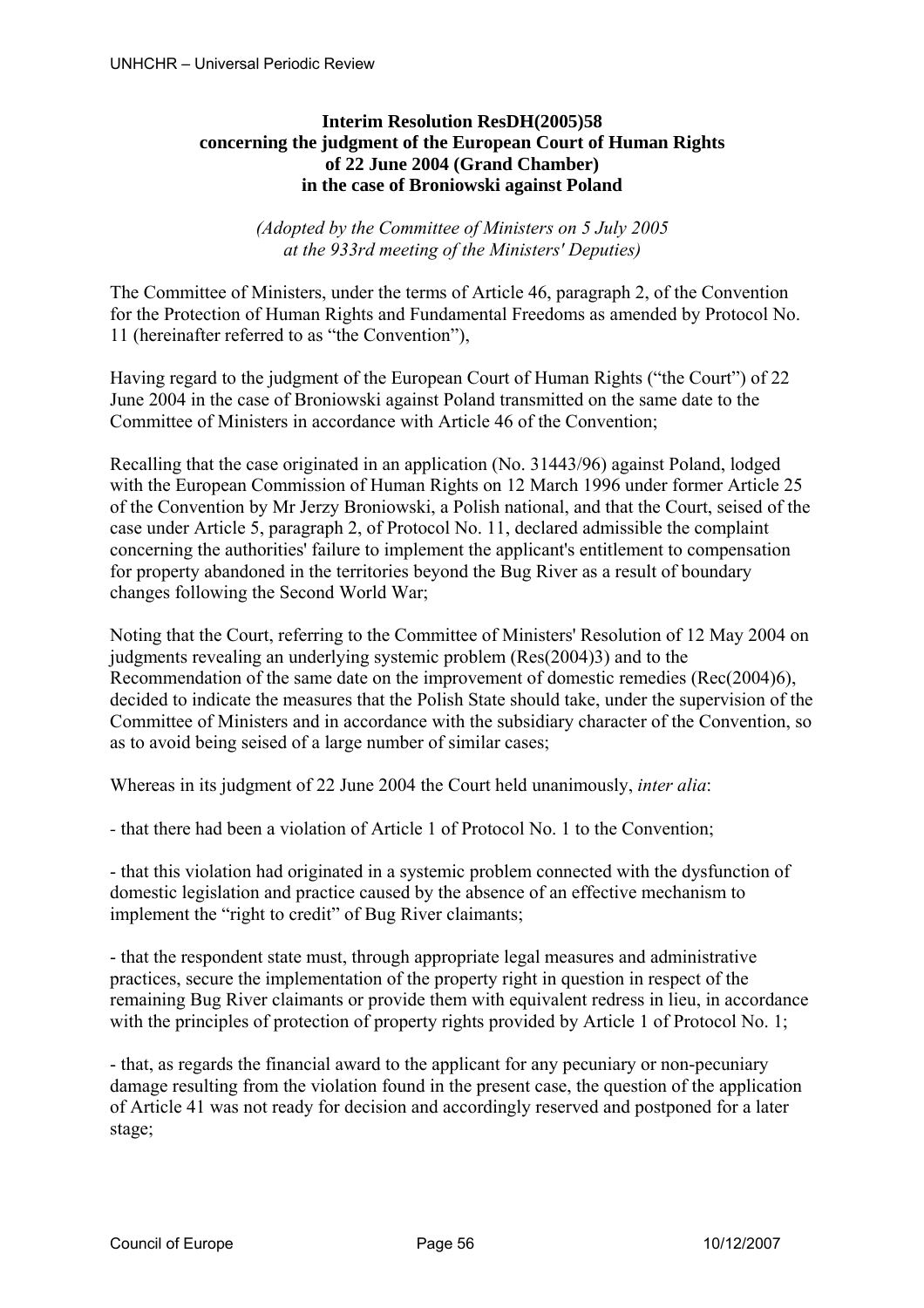**Interim Resolution ResDH(2005)58**
**concerning the judgment of the European Court of Human Rights**
**of 22 June 2004 (Grand Chamber)**
**in the case of Broniowski against Poland**

*(Adopted by the Committee of Ministers on 5 July 2005*
*at the 933rd meeting of the Ministers' Deputies)*

The Committee of Ministers, under the terms of Article 46, paragraph 2, of the Convention for the Protection of Human Rights and Fundamental Freedoms as amended by Protocol No. 11 (hereinafter referred to as "the Convention"),

Having regard to the judgment of the European Court of Human Rights ("the Court") of 22 June 2004 in the case of Broniowski against Poland transmitted on the same date to the Committee of Ministers in accordance with Article 46 of the Convention;

Recalling that the case originated in an application (No. 31443/96) against Poland, lodged with the European Commission of Human Rights on 12 March 1996 under former Article 25 of the Convention by Mr Jerzy Broniowski, a Polish national, and that the Court, seised of the case under Article 5, paragraph 2, of Protocol No. 11, declared admissible the complaint concerning the authorities' failure to implement the applicant's entitlement to compensation for property abandoned in the territories beyond the Bug River as a result of boundary changes following the Second World War;

Noting that the Court, referring to the Committee of Ministers' Resolution of 12 May 2004 on judgments revealing an underlying systemic problem (Res(2004)3) and to the Recommendation of the same date on the improvement of domestic remedies (Rec(2004)6), decided to indicate the measures that the Polish State should take, under the supervision of the Committee of Ministers and in accordance with the subsidiary character of the Convention, so as to avoid being seised of a large number of similar cases;

Whereas in its judgment of 22 June 2004 the Court held unanimously, *inter alia*:

- that there had been a violation of Article 1 of Protocol No. 1 to the Convention;

- that this violation had originated in a systemic problem connected with the dysfunction of domestic legislation and practice caused by the absence of an effective mechanism to implement the "right to credit" of Bug River claimants;

- that the respondent state must, through appropriate legal measures and administrative practices, secure the implementation of the property right in question in respect of the remaining Bug River claimants or provide them with equivalent redress in lieu, in accordance with the principles of protection of property rights provided by Article 1 of Protocol No. 1;

- that, as regards the financial award to the applicant for any pecuniary or non-pecuniary damage resulting from the violation found in the present case, the question of the application of Article 41 was not ready for decision and accordingly reserved and postponed for a later stage;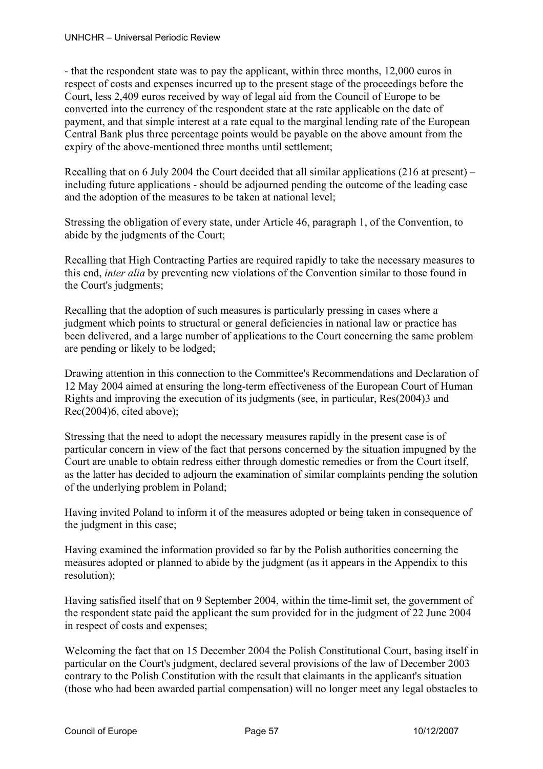- that the respondent state was to pay the applicant, within three months, 12,000 euros in respect of costs and expenses incurred up to the present stage of the proceedings before the Court, less 2,409 euros received by way of legal aid from the Council of Europe to be converted into the currency of the respondent state at the rate applicable on the date of payment, and that simple interest at a rate equal to the marginal lending rate of the European Central Bank plus three percentage points would be payable on the above amount from the expiry of the above-mentioned three months until settlement;

Recalling that on 6 July 2004 the Court decided that all similar applications (216 at present) – including future applications - should be adjourned pending the outcome of the leading case and the adoption of the measures to be taken at national level;

Stressing the obligation of every state, under Article 46, paragraph 1, of the Convention, to abide by the judgments of the Court;

Recalling that High Contracting Parties are required rapidly to take the necessary measures to this end, *inter alia* by preventing new violations of the Convention similar to those found in the Court's judgments;

Recalling that the adoption of such measures is particularly pressing in cases where a judgment which points to structural or general deficiencies in national law or practice has been delivered, and a large number of applications to the Court concerning the same problem are pending or likely to be lodged;

Drawing attention in this connection to the Committee's Recommendations and Declaration of 12 May 2004 aimed at ensuring the long-term effectiveness of the European Court of Human Rights and improving the execution of its judgments (see, in particular, Res(2004)3 and Rec(2004)6, cited above);

Stressing that the need to adopt the necessary measures rapidly in the present case is of particular concern in view of the fact that persons concerned by the situation impugned by the Court are unable to obtain redress either through domestic remedies or from the Court itself, as the latter has decided to adjourn the examination of similar complaints pending the solution of the underlying problem in Poland;

Having invited Poland to inform it of the measures adopted or being taken in consequence of the judgment in this case;

Having examined the information provided so far by the Polish authorities concerning the measures adopted or planned to abide by the judgment (as it appears in the Appendix to this resolution);

Having satisfied itself that on 9 September 2004, within the time-limit set, the government of the respondent state paid the applicant the sum provided for in the judgment of 22 June 2004 in respect of costs and expenses;

Welcoming the fact that on 15 December 2004 the Polish Constitutional Court, basing itself in particular on the Court's judgment, declared several provisions of the law of December 2003 contrary to the Polish Constitution with the result that claimants in the applicant's situation (those who had been awarded partial compensation) will no longer meet any legal obstacles to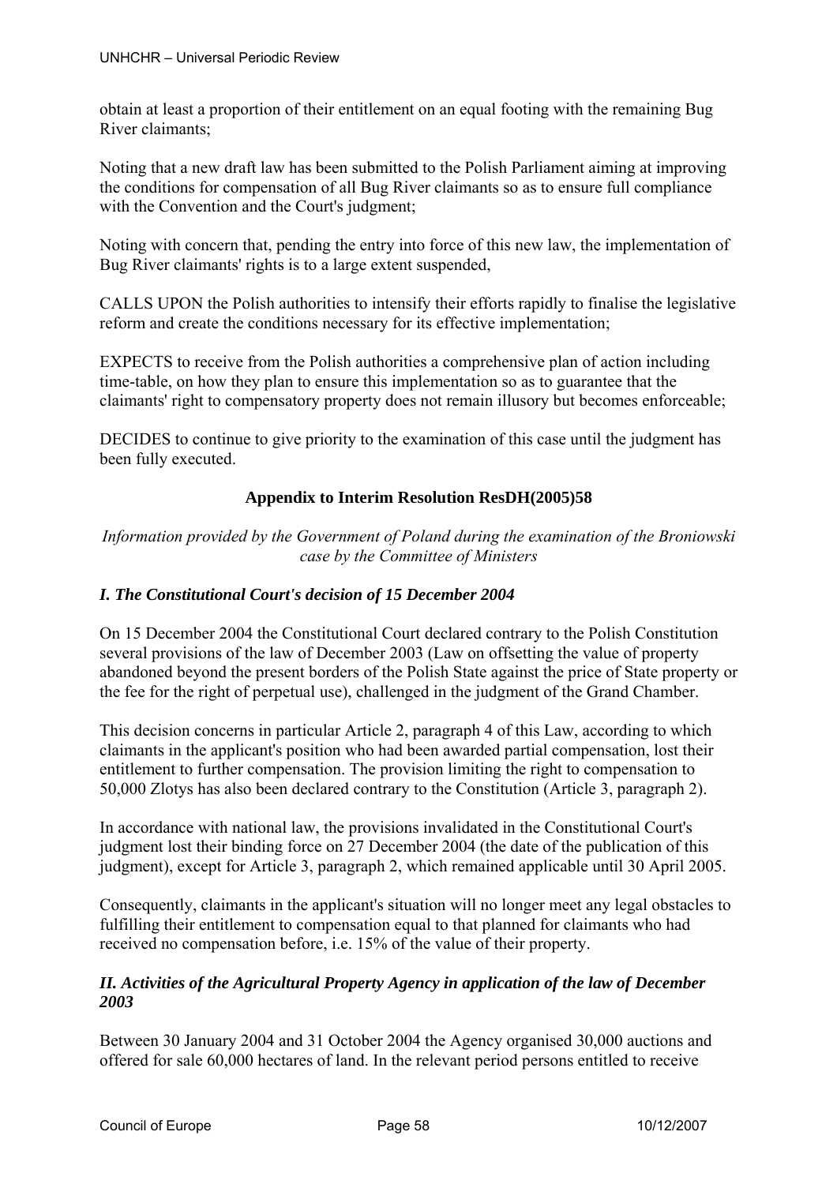obtain at least a proportion of their entitlement on an equal footing with the remaining Bug River claimants;

Noting that a new draft law has been submitted to the Polish Parliament aiming at improving the conditions for compensation of all Bug River claimants so as to ensure full compliance with the Convention and the Court's judgment;

Noting with concern that, pending the entry into force of this new law, the implementation of Bug River claimants' rights is to a large extent suspended,

CALLS UPON the Polish authorities to intensify their efforts rapidly to finalise the legislative reform and create the conditions necessary for its effective implementation;

EXPECTS to receive from the Polish authorities a comprehensive plan of action including time-table, on how they plan to ensure this implementation so as to guarantee that the claimants' right to compensatory property does not remain illusory but becomes enforceable;

DECIDES to continue to give priority to the examination of this case until the judgment has been fully executed.

## Appendix to Interim Resolution ResDH(2005)58

*Information provided by the Government of Poland during the examination of the Broniowski case by the Committee of Ministers*

### *I. The Constitutional Court's decision of 15 December 2004*

On 15 December 2004 the Constitutional Court declared contrary to the Polish Constitution several provisions of the law of December 2003 (Law on offsetting the value of property abandoned beyond the present borders of the Polish State against the price of State property or the fee for the right of perpetual use), challenged in the judgment of the Grand Chamber.

This decision concerns in particular Article 2, paragraph 4 of this Law, according to which claimants in the applicant's position who had been awarded partial compensation, lost their entitlement to further compensation. The provision limiting the right to compensation to 50,000 Zlotys has also been declared contrary to the Constitution (Article 3, paragraph 2).

In accordance with national law, the provisions invalidated in the Constitutional Court's judgment lost their binding force on 27 December 2004 (the date of the publication of this judgment), except for Article 3, paragraph 2, which remained applicable until 30 April 2005.

Consequently, claimants in the applicant's situation will no longer meet any legal obstacles to fulfilling their entitlement to compensation equal to that planned for claimants who had received no compensation before, i.e. 15% of the value of their property.

### *II. Activities of the Agricultural Property Agency in application of the law of December 2003*

Between 30 January 2004 and 31 October 2004 the Agency organised 30,000 auctions and offered for sale 60,000 hectares of land. In the relevant period persons entitled to receive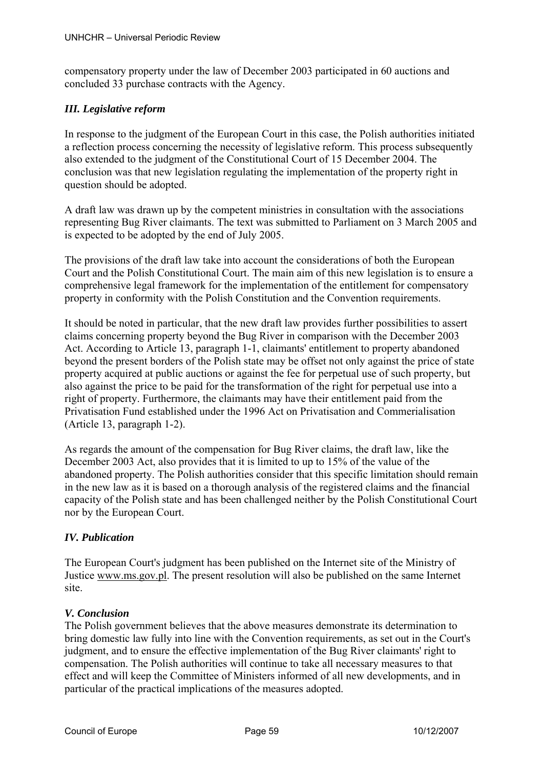compensatory property under the law of December 2003 participated in 60 auctions and concluded 33 purchase contracts with the Agency.

### *III. Legislative reform*

In response to the judgment of the European Court in this case, the Polish authorities initiated a reflection process concerning the necessity of legislative reform. This process subsequently also extended to the judgment of the Constitutional Court of 15 December 2004. The conclusion was that new legislation regulating the implementation of the property right in question should be adopted.

A draft law was drawn up by the competent ministries in consultation with the associations representing Bug River claimants. The text was submitted to Parliament on 3 March 2005 and is expected to be adopted by the end of July 2005.

The provisions of the draft law take into account the considerations of both the European Court and the Polish Constitutional Court. The main aim of this new legislation is to ensure a comprehensive legal framework for the implementation of the entitlement for compensatory property in conformity with the Polish Constitution and the Convention requirements.

It should be noted in particular, that the new draft law provides further possibilities to assert claims concerning property beyond the Bug River in comparison with the December 2003 Act. According to Article 13, paragraph 1-1, claimants' entitlement to property abandoned beyond the present borders of the Polish state may be offset not only against the price of state property acquired at public auctions or against the fee for perpetual use of such property, but also against the price to be paid for the transformation of the right for perpetual use into a right of property. Furthermore, the claimants may have their entitlement paid from the Privatisation Fund established under the 1996 Act on Privatisation and Commerialisation (Article 13, paragraph 1-2).

As regards the amount of the compensation for Bug River claims, the draft law, like the December 2003 Act, also provides that it is limited to up to 15% of the value of the abandoned property. The Polish authorities consider that this specific limitation should remain in the new law as it is based on a thorough analysis of the registered claims and the financial capacity of the Polish state and has been challenged neither by the Polish Constitutional Court nor by the European Court.

### *IV. Publication*

The European Court's judgment has been published on the Internet site of the Ministry of Justice www.ms.gov.pl. The present resolution will also be published on the same Internet site.

### *V. Conclusion*

The Polish government believes that the above measures demonstrate its determination to bring domestic law fully into line with the Convention requirements, as set out in the Court's judgment, and to ensure the effective implementation of the Bug River claimants' right to compensation. The Polish authorities will continue to take all necessary measures to that effect and will keep the Committee of Ministers informed of all new developments, and in particular of the practical implications of the measures adopted.